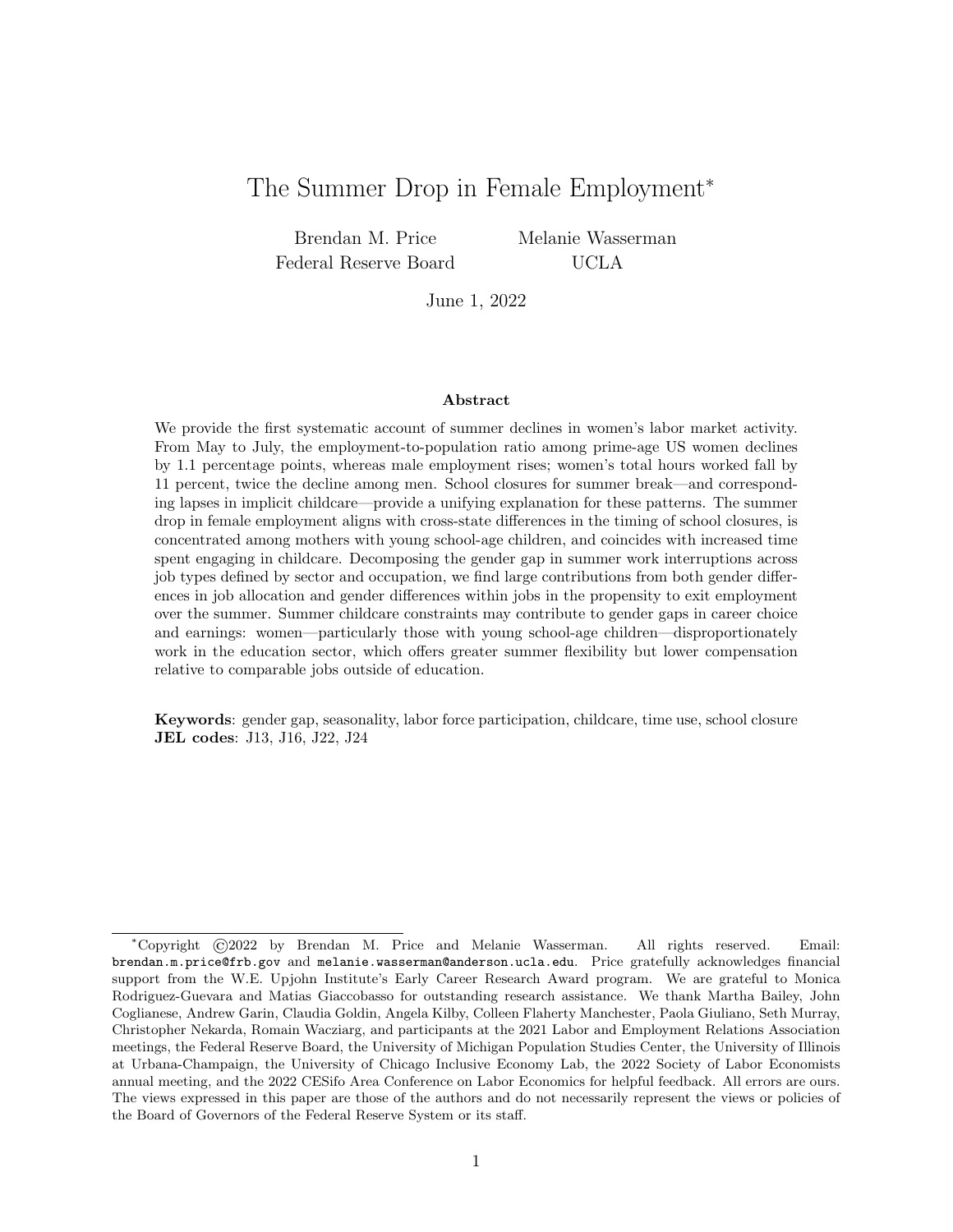# The Summer Drop in Female Employment*

Brendan M. Price
Federal Reserve Board

Melanie Wasserman
UCLA

June 1, 2022

## Abstract

We provide the first systematic account of summer declines in women's labor market activity. From May to July, the employment-to-population ratio among prime-age US women declines by 1.1 percentage points, whereas male employment rises; women's total hours worked fall by 11 percent, twice the decline among men. School closures for summer break—and corresponding lapses in implicit childcare—provide a unifying explanation for these patterns. The summer drop in female employment aligns with cross-state differences in the timing of school closures, is concentrated among mothers with young school-age children, and coincides with increased time spent engaging in childcare. Decomposing the gender gap in summer work interruptions across job types defined by sector and occupation, we find large contributions from both gender differences in job allocation and gender differences within jobs in the propensity to exit employment over the summer. Summer childcare constraints may contribute to gender gaps in career choice and earnings: women—particularly those with young school-age children—disproportionately work in the education sector, which offers greater summer flexibility but lower compensation relative to comparable jobs outside of education.

**Keywords**: gender gap, seasonality, labor force participation, childcare, time use, school closure
**JEL codes**: J13, J16, J22, J24

---

*Copyright ©2022 by Brendan M. Price and Melanie Wasserman. All rights reserved. Email: brendan.m.price@frb.gov and melanie.wasserman@anderson.ucla.edu. Price gratefully acknowledges financial support from the W.E. Upjohn Institute's Early Career Research Award program. We are grateful to Monica Rodriguez-Guevara and Matias Giaccobasso for outstanding research assistance. We thank Martha Bailey, John Coglianese, Andrew Garin, Claudia Goldin, Angela Kilby, Colleen Flaherty Manchester, Paola Giuliano, Seth Murray, Christopher Nekarda, Romain Wacziarg, and participants at the 2021 Labor and Employment Relations Association meetings, the Federal Reserve Board, the University of Michigan Population Studies Center, the University of Illinois at Urbana-Champaign, the University of Chicago Inclusive Economy Lab, the 2022 Society of Labor Economists annual meeting, and the 2022 CESifo Area Conference on Labor Economics for helpful feedback. All errors are ours. The views expressed in this paper are those of the authors and do not necessarily represent the views or policies of the Board of Governors of the Federal Reserve System or its staff.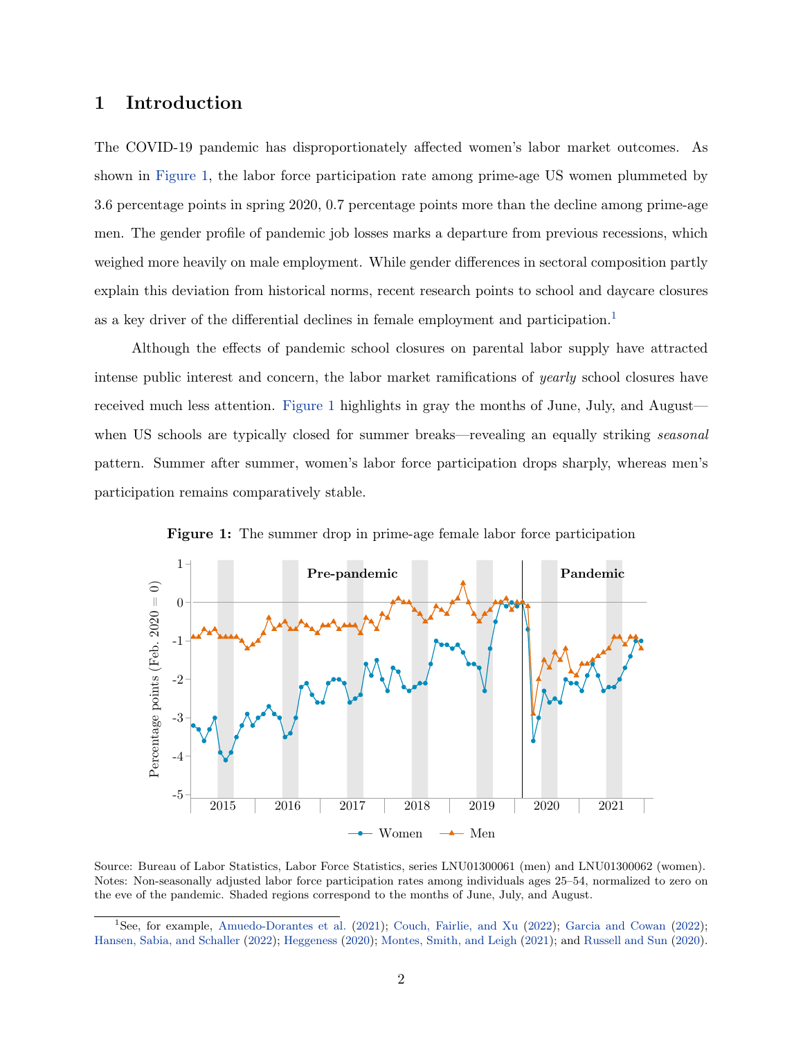# 1 Introduction

The COVID-19 pandemic has disproportionately affected women's labor market outcomes. As shown in Figure 1, the labor force participation rate among prime-age US women plummeted by 3.6 percentage points in spring 2020, 0.7 percentage points more than the decline among prime-age men. The gender profile of pandemic job losses marks a departure from previous recessions, which weighed more heavily on male employment. While gender differences in sectoral composition partly explain this deviation from historical norms, recent research points to school and daycare closures as a key driver of the differential declines in female employment and participation.[1]

Although the effects of pandemic school closures on parental labor supply have attracted intense public interest and concern, the labor market ramifications of *yearly* school closures have received much less attention. Figure 1 highlights in gray the months of June, July, and August—when US schools are typically closed for summer breaks—revealing an equally striking *seasonal* pattern. Summer after summer, women's labor force participation drops sharply, whereas men's participation remains comparatively stable.

**Figure 1:** The summer drop in prime-age female labor force participation

Source: Bureau of Labor Statistics, Labor Force Statistics, series LNU01300061 (men) and LNU01300062 (women).
Notes: Non-seasonally adjusted labor force participation rates among individuals ages 25–54, normalized to zero on the eve of the pandemic. Shaded regions correspond to the months of June, July, and August.

[1] See, for example, Amuedo-Dorantes et al. (2021); Couch, Fairlie, and Xu (2022); Garcia and Cowan (2022); Hansen, Sabia, and Schaller (2022); Heggeness (2020); Montes, Smith, and Leigh (2021); and Russell and Sun (2020).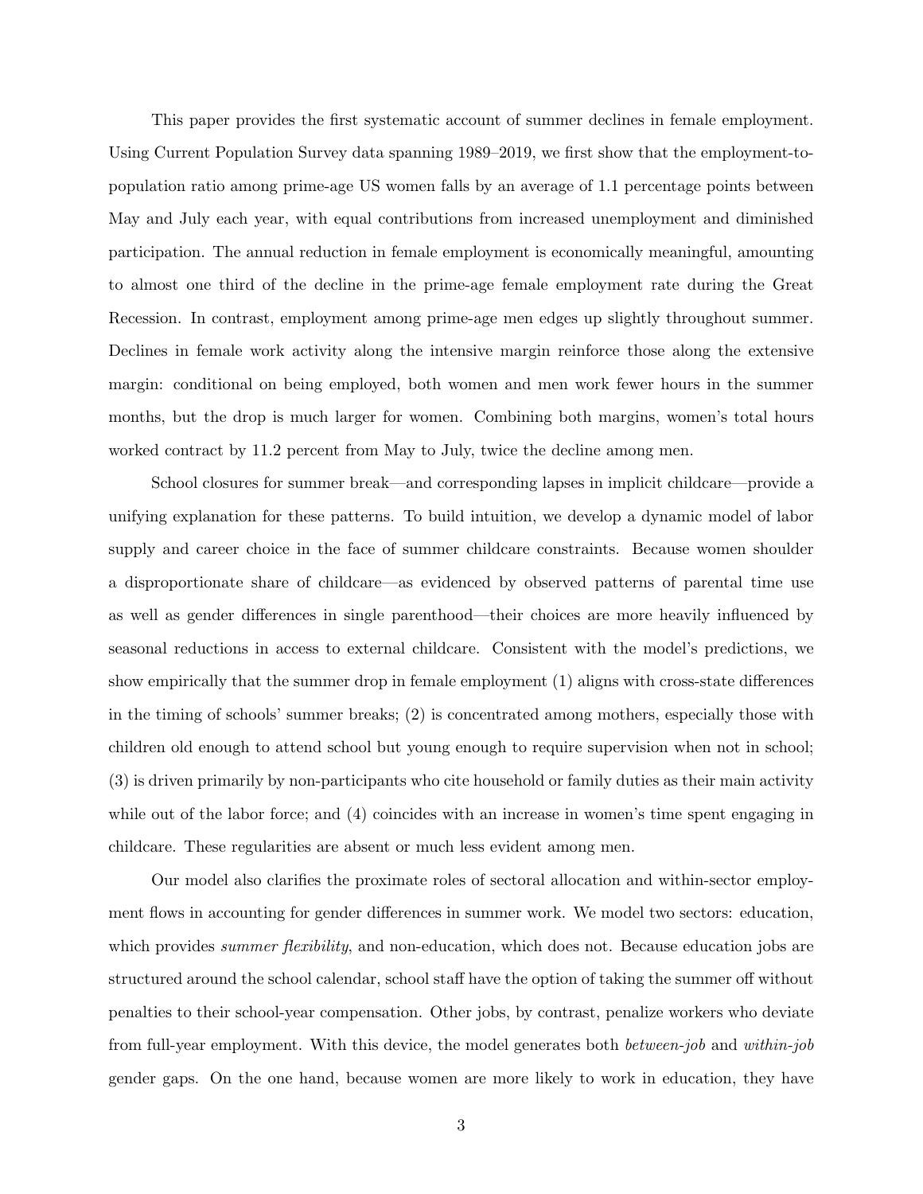This paper provides the first systematic account of summer declines in female employment. Using Current Population Survey data spanning 1989–2019, we first show that the employment-to-population ratio among prime-age US women falls by an average of 1.1 percentage points between May and July each year, with equal contributions from increased unemployment and diminished participation. The annual reduction in female employment is economically meaningful, amounting to almost one third of the decline in the prime-age female employment rate during the Great Recession. In contrast, employment among prime-age men edges up slightly throughout summer. Declines in female work activity along the intensive margin reinforce those along the extensive margin: conditional on being employed, both women and men work fewer hours in the summer months, but the drop is much larger for women. Combining both margins, women's total hours worked contract by 11.2 percent from May to July, twice the decline among men.

School closures for summer break—and corresponding lapses in implicit childcare—provide a unifying explanation for these patterns. To build intuition, we develop a dynamic model of labor supply and career choice in the face of summer childcare constraints. Because women shoulder a disproportionate share of childcare—as evidenced by observed patterns of parental time use as well as gender differences in single parenthood—their choices are more heavily influenced by seasonal reductions in access to external childcare. Consistent with the model's predictions, we show empirically that the summer drop in female employment (1) aligns with cross-state differences in the timing of schools' summer breaks; (2) is concentrated among mothers, especially those with children old enough to attend school but young enough to require supervision when not in school; (3) is driven primarily by non-participants who cite household or family duties as their main activity while out of the labor force; and (4) coincides with an increase in women's time spent engaging in childcare. These regularities are absent or much less evident among men.

Our model also clarifies the proximate roles of sectoral allocation and within-sector employment flows in accounting for gender differences in summer work. We model two sectors: education, which provides *summer flexibility*, and non-education, which does not. Because education jobs are structured around the school calendar, school staff have the option of taking the summer off without penalties to their school-year compensation. Other jobs, by contrast, penalize workers who deviate from full-year employment. With this device, the model generates both *between-job* and *within-job* gender gaps. On the one hand, because women are more likely to work in education, they have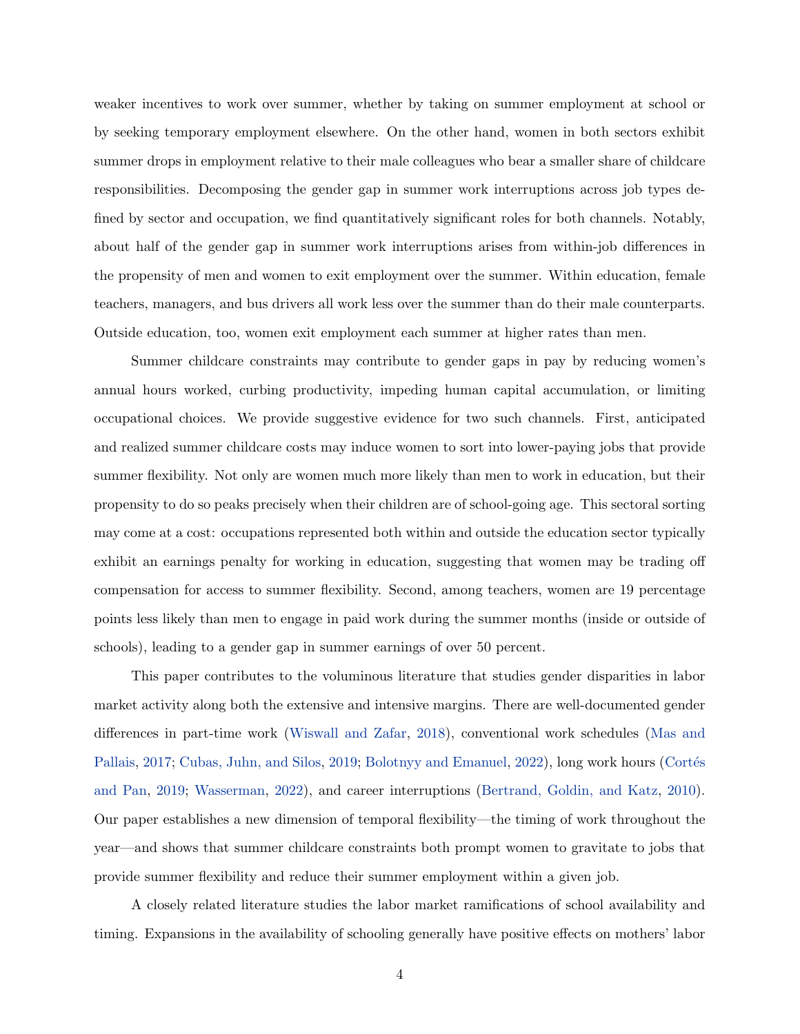weaker incentives to work over summer, whether by taking on summer employment at school or by seeking temporary employment elsewhere. On the other hand, women in both sectors exhibit summer drops in employment relative to their male colleagues who bear a smaller share of childcare responsibilities. Decomposing the gender gap in summer work interruptions across job types defined by sector and occupation, we find quantitatively significant roles for both channels. Notably, about half of the gender gap in summer work interruptions arises from within-job differences in the propensity of men and women to exit employment over the summer. Within education, female teachers, managers, and bus drivers all work less over the summer than do their male counterparts. Outside education, too, women exit employment each summer at higher rates than men.

Summer childcare constraints may contribute to gender gaps in pay by reducing women's annual hours worked, curbing productivity, impeding human capital accumulation, or limiting occupational choices. We provide suggestive evidence for two such channels. First, anticipated and realized summer childcare costs may induce women to sort into lower-paying jobs that provide summer flexibility. Not only are women much more likely than men to work in education, but their propensity to do so peaks precisely when their children are of school-going age. This sectoral sorting may come at a cost: occupations represented both within and outside the education sector typically exhibit an earnings penalty for working in education, suggesting that women may be trading off compensation for access to summer flexibility. Second, among teachers, women are 19 percentage points less likely than men to engage in paid work during the summer months (inside or outside of schools), leading to a gender gap in summer earnings of over 50 percent.

This paper contributes to the voluminous literature that studies gender disparities in labor market activity along both the extensive and intensive margins. There are well-documented gender differences in part-time work (Wiswall and Zafar, 2018), conventional work schedules (Mas and Pallais, 2017; Cubas, Juhn, and Silos, 2019; Bolotnyy and Emanuel, 2022), long work hours (Cortés and Pan, 2019; Wasserman, 2022), and career interruptions (Bertrand, Goldin, and Katz, 2010). Our paper establishes a new dimension of temporal flexibility—the timing of work throughout the year—and shows that summer childcare constraints both prompt women to gravitate to jobs that provide summer flexibility and reduce their summer employment within a given job.

A closely related literature studies the labor market ramifications of school availability and timing. Expansions in the availability of schooling generally have positive effects on mothers' labor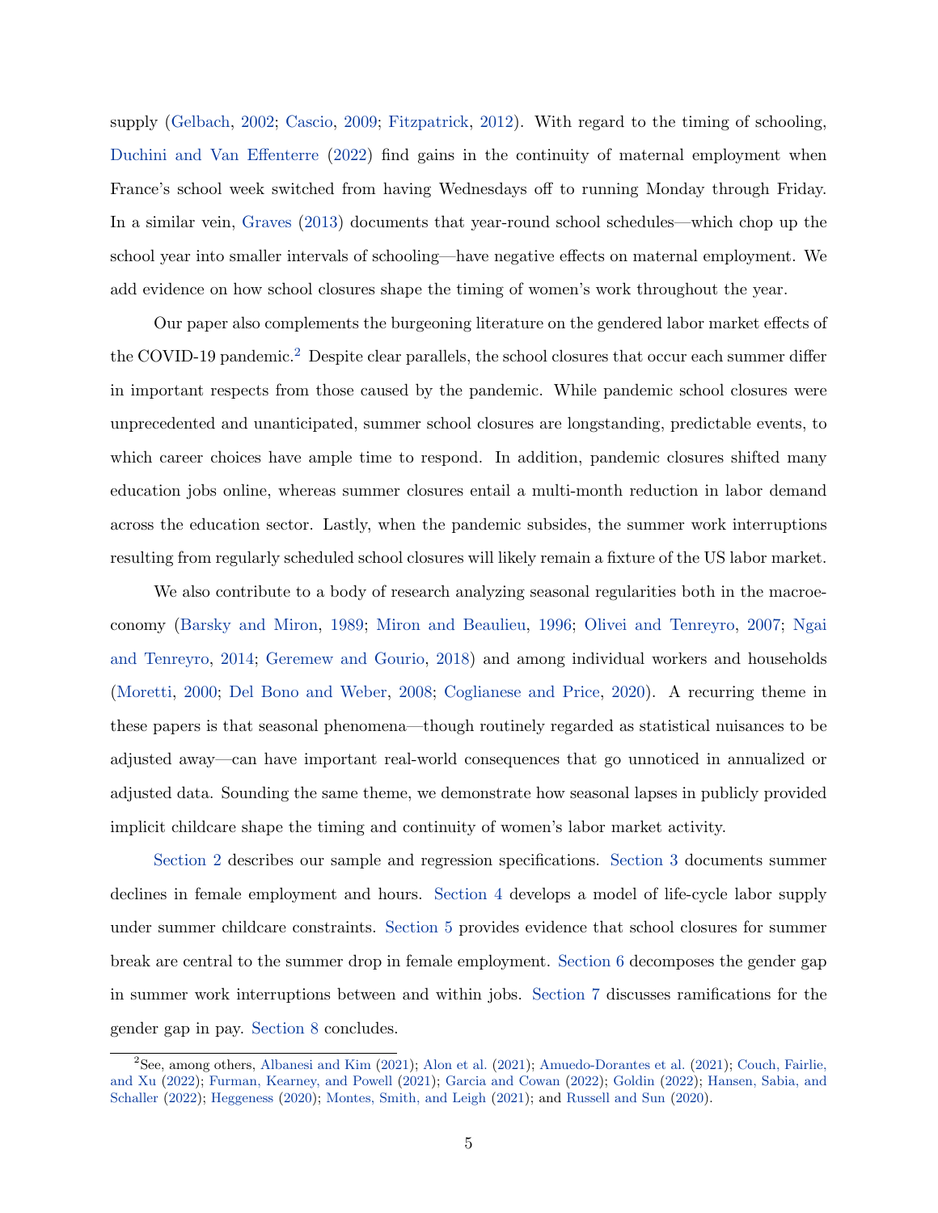supply (Gelbach, 2002; Cascio, 2009; Fitzpatrick, 2012). With regard to the timing of schooling, Duchini and Van Effenterre (2022) find gains in the continuity of maternal employment when France's school week switched from having Wednesdays off to running Monday through Friday. In a similar vein, Graves (2013) documents that year-round school schedules—which chop up the school year into smaller intervals of schooling—have negative effects on maternal employment. We add evidence on how school closures shape the timing of women's work throughout the year.

Our paper also complements the burgeoning literature on the gendered labor market effects of the COVID-19 pandemic.[2] Despite clear parallels, the school closures that occur each summer differ in important respects from those caused by the pandemic. While pandemic school closures were unprecedented and unanticipated, summer school closures are longstanding, predictable events, to which career choices have ample time to respond. In addition, pandemic closures shifted many education jobs online, whereas summer closures entail a multi-month reduction in labor demand across the education sector. Lastly, when the pandemic subsides, the summer work interruptions resulting from regularly scheduled school closures will likely remain a fixture of the US labor market.

We also contribute to a body of research analyzing seasonal regularities both in the macroeconomy (Barsky and Miron, 1989; Miron and Beaulieu, 1996; Olivei and Tenreyro, 2007; Ngai and Tenreyro, 2014; Geremew and Gourio, 2018) and among individual workers and households (Moretti, 2000; Del Bono and Weber, 2008; Coglianese and Price, 2020). A recurring theme in these papers is that seasonal phenomena—though routinely regarded as statistical nuisances to be adjusted away—can have important real-world consequences that go unnoticed in annualized or adjusted data. Sounding the same theme, we demonstrate how seasonal lapses in publicly provided implicit childcare shape the timing and continuity of women's labor market activity.

Section 2 describes our sample and regression specifications. Section 3 documents summer declines in female employment and hours. Section 4 develops a model of life-cycle labor supply under summer childcare constraints. Section 5 provides evidence that school closures for summer break are central to the summer drop in female employment. Section 6 decomposes the gender gap in summer work interruptions between and within jobs. Section 7 discusses ramifications for the gender gap in pay. Section 8 concludes.

[2] See, among others, Albanesi and Kim (2021); Alon et al. (2021); Amuedo-Dorantes et al. (2021); Couch, Fairlie, and Xu (2022); Furman, Kearney, and Powell (2021); Garcia and Cowan (2022); Goldin (2022); Hansen, Sabia, and Schaller (2022); Heggeness (2020); Montes, Smith, and Leigh (2021); and Russell and Sun (2020).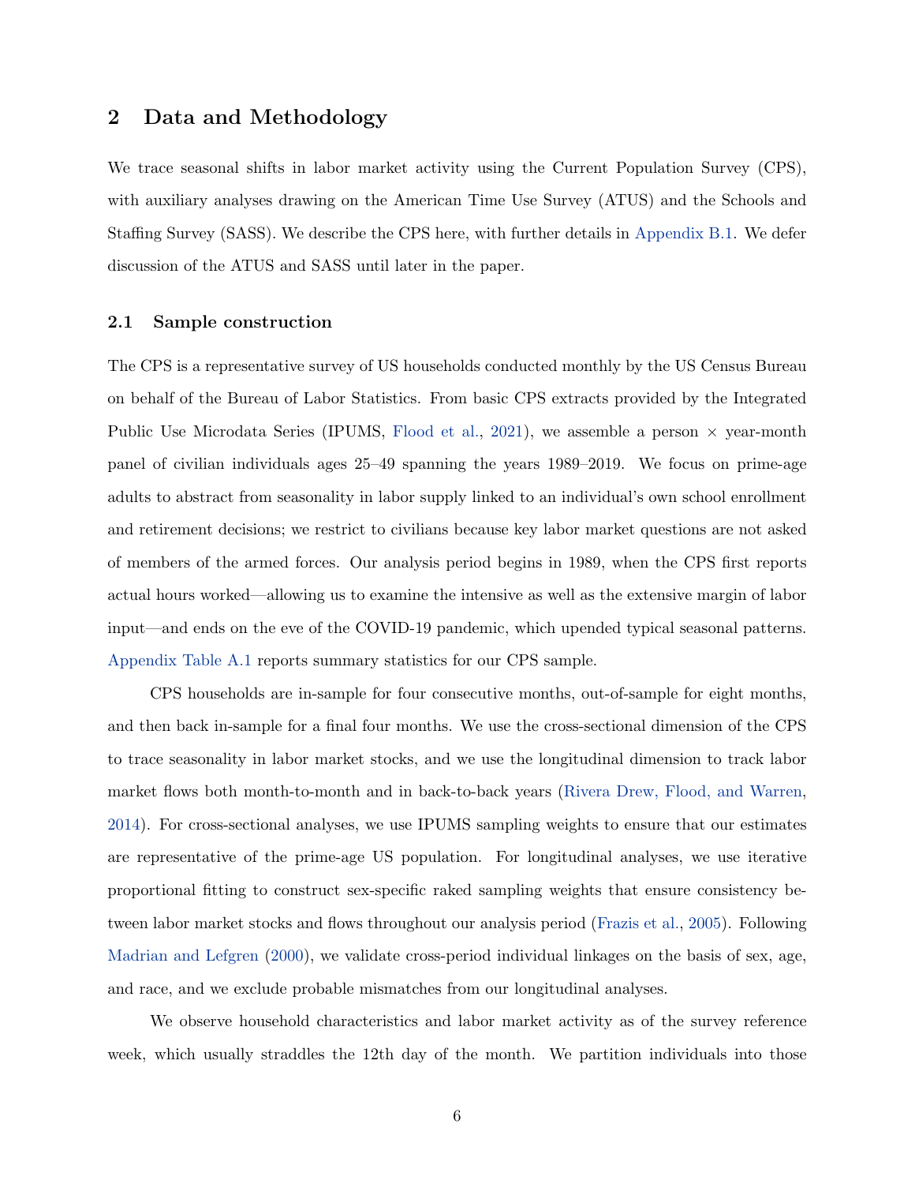## 2 Data and Methodology

We trace seasonal shifts in labor market activity using the Current Population Survey (CPS), with auxiliary analyses drawing on the American Time Use Survey (ATUS) and the Schools and Staffing Survey (SASS). We describe the CPS here, with further details in Appendix B.1. We defer discussion of the ATUS and SASS until later in the paper.

### 2.1 Sample construction

The CPS is a representative survey of US households conducted monthly by the US Census Bureau on behalf of the Bureau of Labor Statistics. From basic CPS extracts provided by the Integrated Public Use Microdata Series (IPUMS, Flood et al., 2021), we assemble a person × year-month panel of civilian individuals ages 25–49 spanning the years 1989–2019. We focus on prime-age adults to abstract from seasonality in labor supply linked to an individual's own school enrollment and retirement decisions; we restrict to civilians because key labor market questions are not asked of members of the armed forces. Our analysis period begins in 1989, when the CPS first reports actual hours worked—allowing us to examine the intensive as well as the extensive margin of labor input—and ends on the eve of the COVID-19 pandemic, which upended typical seasonal patterns. Appendix Table A.1 reports summary statistics for our CPS sample.

CPS households are in-sample for four consecutive months, out-of-sample for eight months, and then back in-sample for a final four months. We use the cross-sectional dimension of the CPS to trace seasonality in labor market stocks, and we use the longitudinal dimension to track labor market flows both month-to-month and in back-to-back years (Rivera Drew, Flood, and Warren, 2014). For cross-sectional analyses, we use IPUMS sampling weights to ensure that our estimates are representative of the prime-age US population. For longitudinal analyses, we use iterative proportional fitting to construct sex-specific raked sampling weights that ensure consistency between labor market stocks and flows throughout our analysis period (Frazis et al., 2005). Following Madrian and Lefgren (2000), we validate cross-period individual linkages on the basis of sex, age, and race, and we exclude probable mismatches from our longitudinal analyses.

We observe household characteristics and labor market activity as of the survey reference week, which usually straddles the 12th day of the month. We partition individuals into those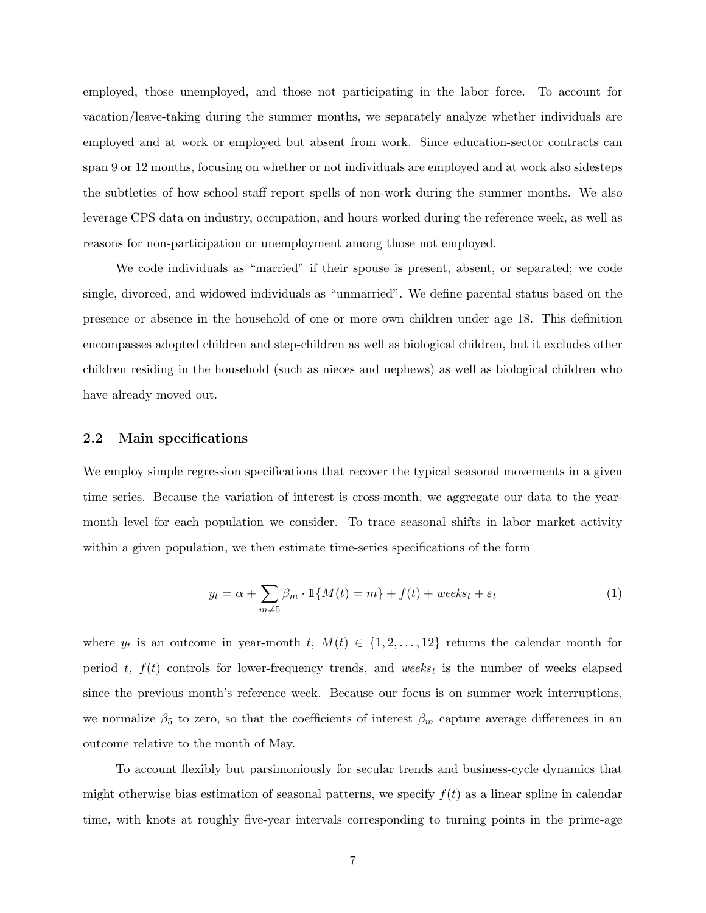employed, those unemployed, and those not participating in the labor force. To account for vacation/leave-taking during the summer months, we separately analyze whether individuals are employed and at work or employed but absent from work. Since education-sector contracts can span 9 or 12 months, focusing on whether or not individuals are employed and at work also sidesteps the subtleties of how school staff report spells of non-work during the summer months. We also leverage CPS data on industry, occupation, and hours worked during the reference week, as well as reasons for non-participation or unemployment among those not employed.

We code individuals as "married" if their spouse is present, absent, or separated; we code single, divorced, and widowed individuals as "unmarried". We define parental status based on the presence or absence in the household of one or more own children under age 18. This definition encompasses adopted children and step-children as well as biological children, but it excludes other children residing in the household (such as nieces and nephews) as well as biological children who have already moved out.

### 2.2 Main specifications

We employ simple regression specifications that recover the typical seasonal movements in a given time series. Because the variation of interest is cross-month, we aggregate our data to the year-month level for each population we consider. To trace seasonal shifts in labor market activity within a given population, we then estimate time-series specifications of the form

$$y_t = \alpha + \sum_{m \neq 5} \beta_m \cdot \mathbb{1}\{M(t) = m\} + f(t) + weeks_t + \varepsilon_t \tag{1}$$

where $y_t$ is an outcome in year-month $t$, $M(t) \in \{1, 2, \ldots, 12\}$ returns the calendar month for period $t$, $f(t)$ controls for lower-frequency trends, and $weeks_t$ is the number of weeks elapsed since the previous month's reference week. Because our focus is on summer work interruptions, we normalize $\beta_5$ to zero, so that the coefficients of interest $\beta_m$ capture average differences in an outcome relative to the month of May.

To account flexibly but parsimoniously for secular trends and business-cycle dynamics that might otherwise bias estimation of seasonal patterns, we specify $f(t)$ as a linear spline in calendar time, with knots at roughly five-year intervals corresponding to turning points in the prime-age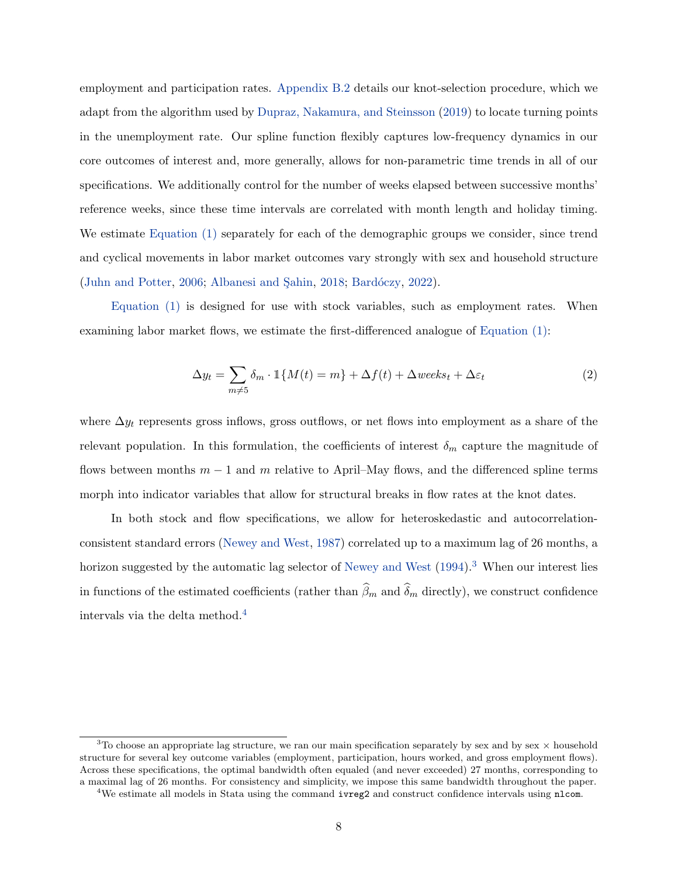employment and participation rates. Appendix B.2 details our knot-selection procedure, which we adapt from the algorithm used by Dupraz, Nakamura, and Steinsson (2019) to locate turning points in the unemployment rate. Our spline function flexibly captures low-frequency dynamics in our core outcomes of interest and, more generally, allows for non-parametric time trends in all of our specifications. We additionally control for the number of weeks elapsed between successive months' reference weeks, since these time intervals are correlated with month length and holiday timing. We estimate Equation (1) separately for each of the demographic groups we consider, since trend and cyclical movements in labor market outcomes vary strongly with sex and household structure (Juhn and Potter, 2006; Albanesi and Şahin, 2018; Bardóczy, 2022).

Equation (1) is designed for use with stock variables, such as employment rates. When examining labor market flows, we estimate the first-differenced analogue of Equation (1):

$$\Delta y_t = \sum_{m \neq 5} \delta_m \cdot \mathbb{1}\{M(t) = m\} + \Delta f(t) + \Delta weeks_t + \Delta \varepsilon_t \tag{2}$$

where $\Delta y_t$ represents gross inflows, gross outflows, or net flows into employment as a share of the relevant population. In this formulation, the coefficients of interest $\delta_m$ capture the magnitude of flows between months $m-1$ and $m$ relative to April–May flows, and the differenced spline terms morph into indicator variables that allow for structural breaks in flow rates at the knot dates.

In both stock and flow specifications, we allow for heteroskedastic and autocorrelation-consistent standard errors (Newey and West, 1987) correlated up to a maximum lag of 26 months, a horizon suggested by the automatic lag selector of Newey and West (1994).[3] When our interest lies in functions of the estimated coefficients (rather than $\widehat{\beta}_m$ and $\widehat{\delta}_m$ directly), we construct confidence intervals via the delta method.[4]

---

[3] To choose an appropriate lag structure, we ran our main specification separately by sex and by sex × household structure for several key outcome variables (employment, participation, hours worked, and gross employment flows). Across these specifications, the optimal bandwidth often equaled (and never exceeded) 27 months, corresponding to a maximal lag of 26 months. For consistency and simplicity, we impose this same bandwidth throughout the paper.

[4] We estimate all models in Stata using the command `ivreg2` and construct confidence intervals using `nlcom`.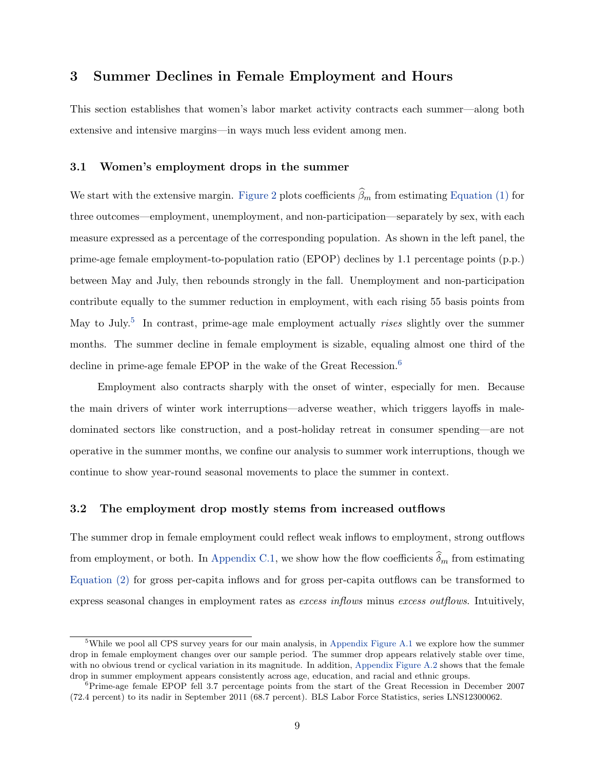## 3 Summer Declines in Female Employment and Hours

This section establishes that women's labor market activity contracts each summer—along both extensive and intensive margins—in ways much less evident among men.

### 3.1 Women's employment drops in the summer

We start with the extensive margin. Figure 2 plots coefficients $\widehat{\beta}_m$ from estimating Equation (1) for three outcomes—employment, unemployment, and non-participation—separately by sex, with each measure expressed as a percentage of the corresponding population. As shown in the left panel, the prime-age female employment-to-population ratio (EPOP) declines by 1.1 percentage points (p.p.) between May and July, then rebounds strongly in the fall. Unemployment and non-participation contribute equally to the summer reduction in employment, with each rising 55 basis points from May to July.[5] In contrast, prime-age male employment actually *rises* slightly over the summer months. The summer decline in female employment is sizable, equaling almost one third of the decline in prime-age female EPOP in the wake of the Great Recession.[6]

Employment also contracts sharply with the onset of winter, especially for men. Because the main drivers of winter work interruptions—adverse weather, which triggers layoffs in male-dominated sectors like construction, and a post-holiday retreat in consumer spending—are not operative in the summer months, we confine our analysis to summer work interruptions, though we continue to show year-round seasonal movements to place the summer in context.

### 3.2 The employment drop mostly stems from increased outflows

The summer drop in female employment could reflect weak inflows to employment, strong outflows from employment, or both. In Appendix C.1, we show how the flow coefficients $\widehat{\delta}_m$ from estimating Equation (2) for gross per-capita inflows and for gross per-capita outflows can be transformed to express seasonal changes in employment rates as *excess inflows* minus *excess outflows*. Intuitively,

---

[5] While we pool all CPS survey years for our main analysis, in Appendix Figure A.1 we explore how the summer drop in female employment changes over our sample period. The summer drop appears relatively stable over time, with no obvious trend or cyclical variation in its magnitude. In addition, Appendix Figure A.2 shows that the female drop in summer employment appears consistently across age, education, and racial and ethnic groups.

[6] Prime-age female EPOP fell 3.7 percentage points from the start of the Great Recession in December 2007 (72.4 percent) to its nadir in September 2011 (68.7 percent). BLS Labor Force Statistics, series LNS12300062.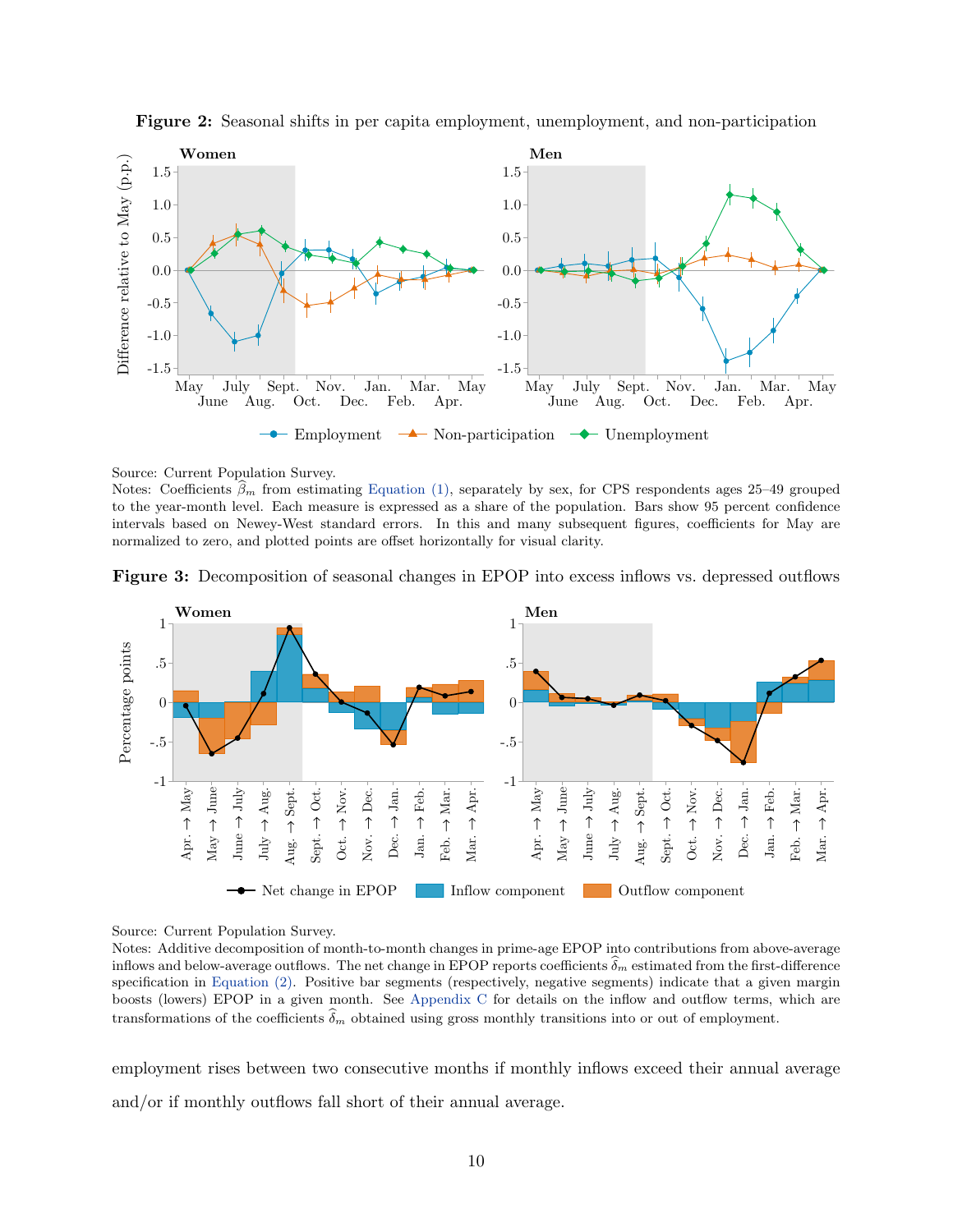**Figure 2:** Seasonal shifts in per capita employment, unemployment, and non-participation

Source: Current Population Survey.

Notes: Coefficients $\widehat{\beta}_m$ from estimating Equation (1), separately by sex, for CPS respondents ages 25–49 grouped to the year-month level. Each measure is expressed as a share of the population. Bars show 95 percent confidence intervals based on Newey-West standard errors. In this and many subsequent figures, coefficients for May are normalized to zero, and plotted points are offset horizontally for visual clarity.

**Figure 3:** Decomposition of seasonal changes in EPOP into excess inflows vs. depressed outflows

Source: Current Population Survey.

Notes: Additive decomposition of month-to-month changes in prime-age EPOP into contributions from above-average inflows and below-average outflows. The net change in EPOP reports coefficients $\widehat{\delta}_m$ estimated from the first-difference specification in Equation (2). Positive bar segments (respectively, negative segments) indicate that a given margin boosts (lowers) EPOP in a given month. See Appendix C for details on the inflow and outflow terms, which are transformations of the coefficients $\widehat{\delta}_m$ obtained using gross monthly transitions into or out of employment.

employment rises between two consecutive months if monthly inflows exceed their annual average and/or if monthly outflows fall short of their annual average.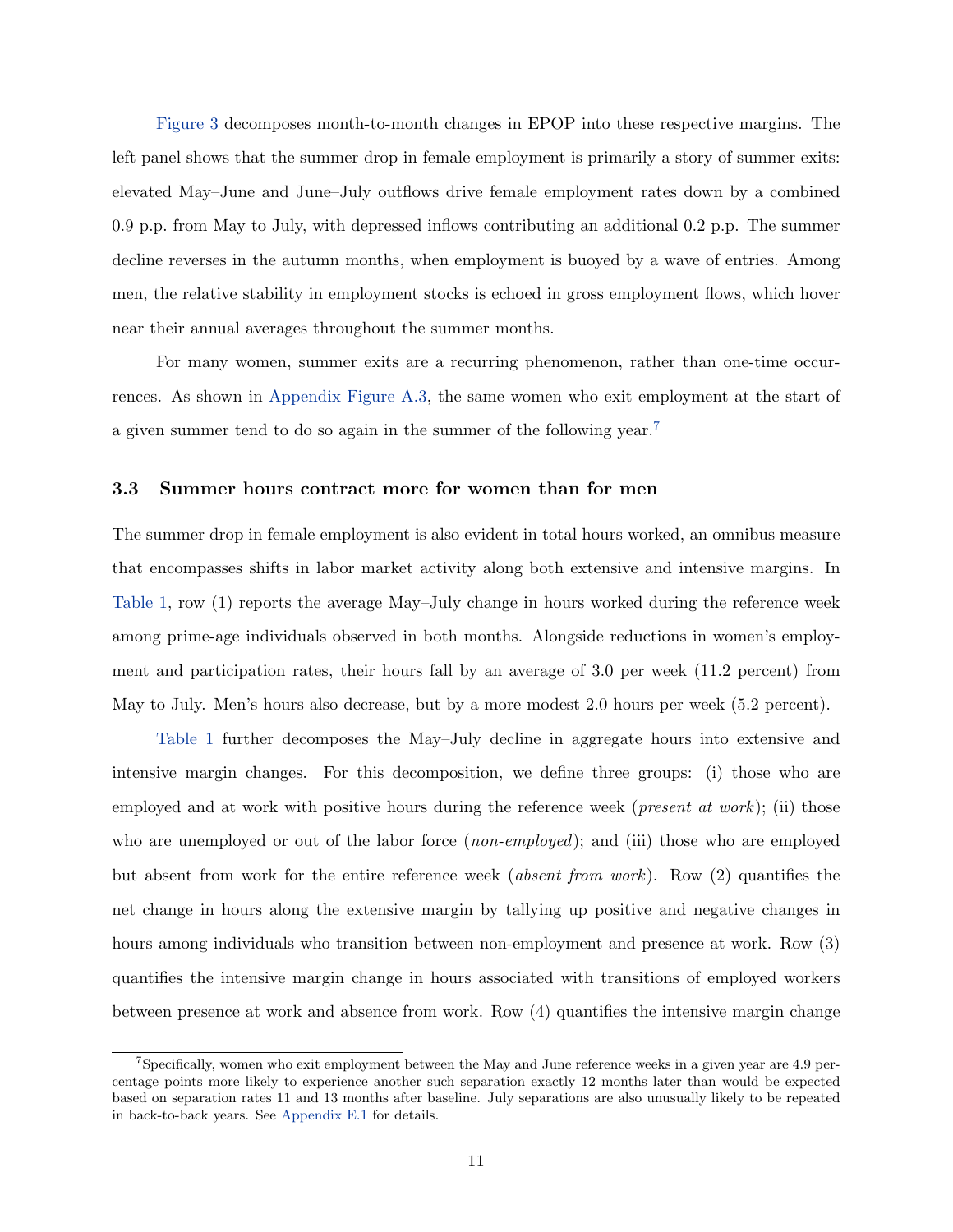Figure 3 decomposes month-to-month changes in EPOP into these respective margins. The left panel shows that the summer drop in female employment is primarily a story of summer exits: elevated May–June and June–July outflows drive female employment rates down by a combined 0.9 p.p. from May to July, with depressed inflows contributing an additional 0.2 p.p. The summer decline reverses in the autumn months, when employment is buoyed by a wave of entries. Among men, the relative stability in employment stocks is echoed in gross employment flows, which hover near their annual averages throughout the summer months.

For many women, summer exits are a recurring phenomenon, rather than one-time occurrences. As shown in Appendix Figure A.3, the same women who exit employment at the start of a given summer tend to do so again in the summer of the following year.[7]

### 3.3 Summer hours contract more for women than for men

The summer drop in female employment is also evident in total hours worked, an omnibus measure that encompasses shifts in labor market activity along both extensive and intensive margins. In Table 1, row (1) reports the average May–July change in hours worked during the reference week among prime-age individuals observed in both months. Alongside reductions in women's employment and participation rates, their hours fall by an average of 3.0 per week (11.2 percent) from May to July. Men's hours also decrease, but by a more modest 2.0 hours per week (5.2 percent).

Table 1 further decomposes the May–July decline in aggregate hours into extensive and intensive margin changes. For this decomposition, we define three groups: (i) those who are employed and at work with positive hours during the reference week (*present at work*); (ii) those who are unemployed or out of the labor force (*non-employed*); and (iii) those who are employed but absent from work for the entire reference week (*absent from work*). Row (2) quantifies the net change in hours along the extensive margin by tallying up positive and negative changes in hours among individuals who transition between non-employment and presence at work. Row (3) quantifies the intensive margin change in hours associated with transitions of employed workers between presence at work and absence from work. Row (4) quantifies the intensive margin change

[7] Specifically, women who exit employment between the May and June reference weeks in a given year are 4.9 percentage points more likely to experience another such separation exactly 12 months later than would be expected based on separation rates 11 and 13 months after baseline. July separations are also unusually likely to be repeated in back-to-back years. See Appendix E.1 for details.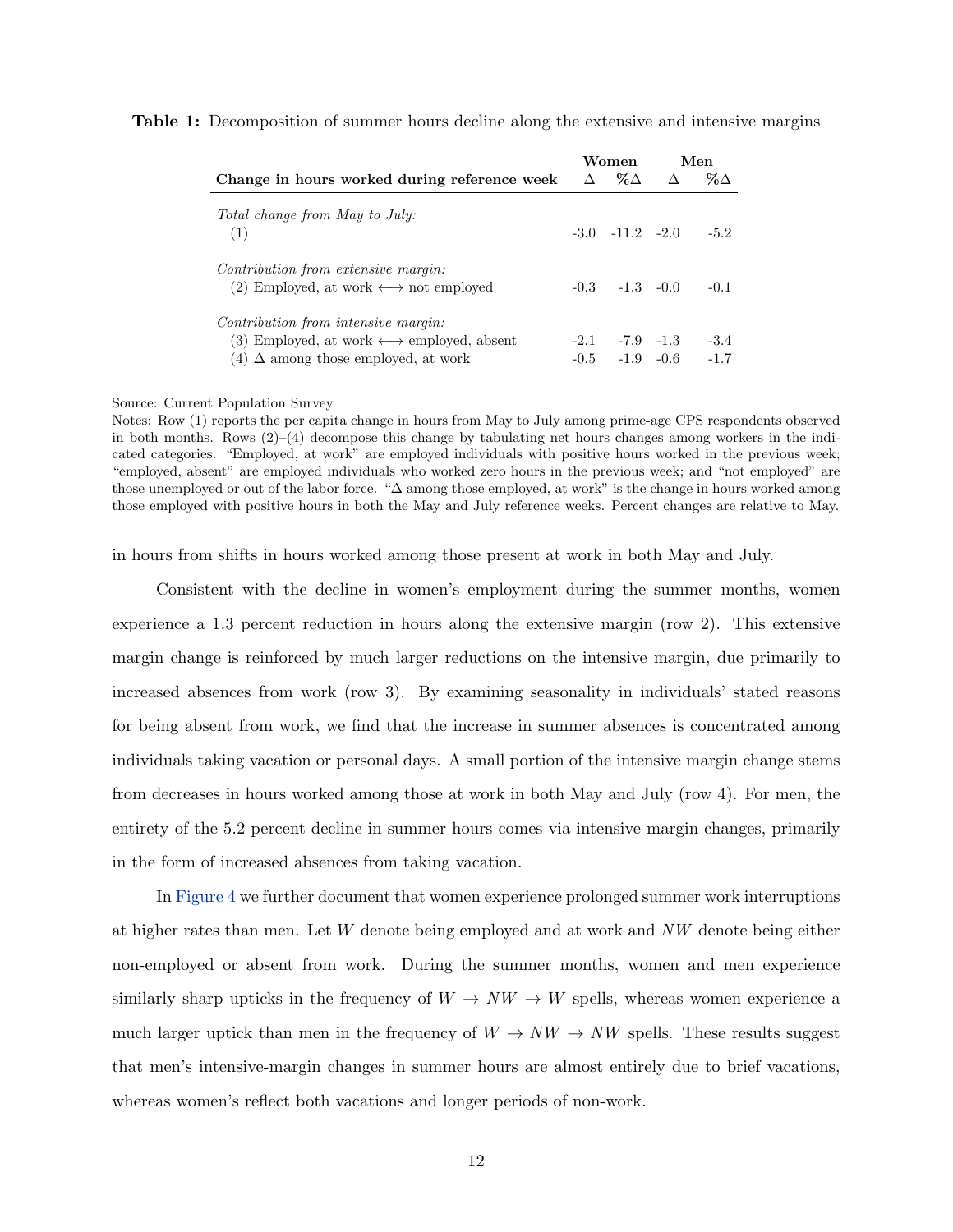**Table 1:** Decomposition of summer hours decline along the extensive and intensive margins

| Change in hours worked during reference week | Women | | Men | |
|---|---|---|---|---|
| | Δ | %Δ | Δ | %Δ |
| *Total change from May to July:* | | | | |
| (1) | -3.0 | -11.2 | -2.0 | -5.2 |
| *Contribution from extensive margin:* | | | | |
| (2) Employed, at work ⟷ not employed | -0.3 | -1.3 | -0.0 | -0.1 |
| *Contribution from intensive margin:* | | | | |
| (3) Employed, at work ⟷ employed, absent | -2.1 | -7.9 | -1.3 | -3.4 |
| (4) Δ among those employed, at work | -0.5 | -1.9 | -0.6 | -1.7 |

Source: Current Population Survey.
Notes: Row (1) reports the per capita change in hours from May to July among prime-age CPS respondents observed in both months. Rows (2)–(4) decompose this change by tabulating net hours changes among workers in the indicated categories. "Employed, at work" are employed individuals with positive hours worked in the previous week; "employed, absent" are employed individuals who worked zero hours in the previous week; and "not employed" are those unemployed or out of the labor force. "Δ among those employed, at work" is the change in hours worked among those employed with positive hours in both the May and July reference weeks. Percent changes are relative to May.

in hours from shifts in hours worked among those present at work in both May and July.

Consistent with the decline in women's employment during the summer months, women experience a 1.3 percent reduction in hours along the extensive margin (row 2). This extensive margin change is reinforced by much larger reductions on the intensive margin, due primarily to increased absences from work (row 3). By examining seasonality in individuals' stated reasons for being absent from work, we find that the increase in summer absences is concentrated among individuals taking vacation or personal days. A small portion of the intensive margin change stems from decreases in hours worked among those at work in both May and July (row 4). For men, the entirety of the 5.2 percent decline in summer hours comes via intensive margin changes, primarily in the form of increased absences from taking vacation.

In Figure 4 we further document that women experience prolonged summer work interruptions at higher rates than men. Let $W$ denote being employed and at work and $NW$ denote being either non-employed or absent from work. During the summer months, women and men experience similarly sharp upticks in the frequency of $W \rightarrow NW \rightarrow W$ spells, whereas women experience a much larger uptick than men in the frequency of $W \rightarrow NW \rightarrow NW$ spells. These results suggest that men's intensive-margin changes in summer hours are almost entirely due to brief vacations, whereas women's reflect both vacations and longer periods of non-work.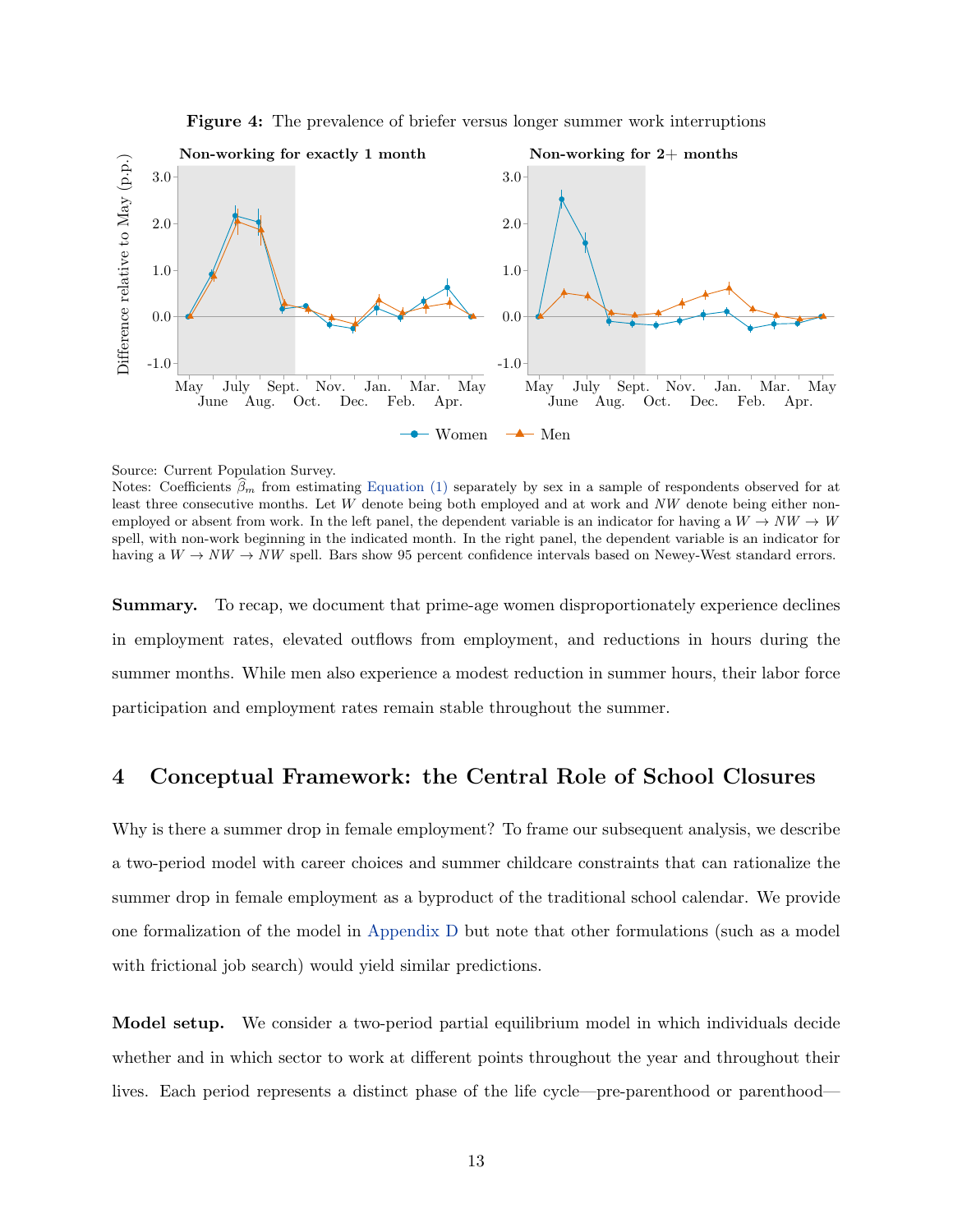**Figure 4:** The prevalence of briefer versus longer summer work interruptions

Source: Current Population Survey.
Notes: Coefficients $\widehat{\beta}_m$ from estimating Equation (1) separately by sex in a sample of respondents observed for at least three consecutive months. Let $W$ denote being both employed and at work and $NW$ denote being either non-employed or absent from work. In the left panel, the dependent variable is an indicator for having a $W \rightarrow NW \rightarrow W$ spell, with non-work beginning in the indicated month. In the right panel, the dependent variable is an indicator for having a $W \rightarrow NW \rightarrow NW$ spell. Bars show 95 percent confidence intervals based on Newey-West standard errors.

**Summary.** To recap, we document that prime-age women disproportionately experience declines in employment rates, elevated outflows from employment, and reductions in hours during the summer months. While men also experience a modest reduction in summer hours, their labor force participation and employment rates remain stable throughout the summer.

## 4 Conceptual Framework: the Central Role of School Closures

Why is there a summer drop in female employment? To frame our subsequent analysis, we describe a two-period model with career choices and summer childcare constraints that can rationalize the summer drop in female employment as a byproduct of the traditional school calendar. We provide one formalization of the model in Appendix D but note that other formulations (such as a model with frictional job search) would yield similar predictions.

**Model setup.** We consider a two-period partial equilibrium model in which individuals decide whether and in which sector to work at different points throughout the year and throughout their lives. Each period represents a distinct phase of the life cycle—pre-parenthood or parenthood—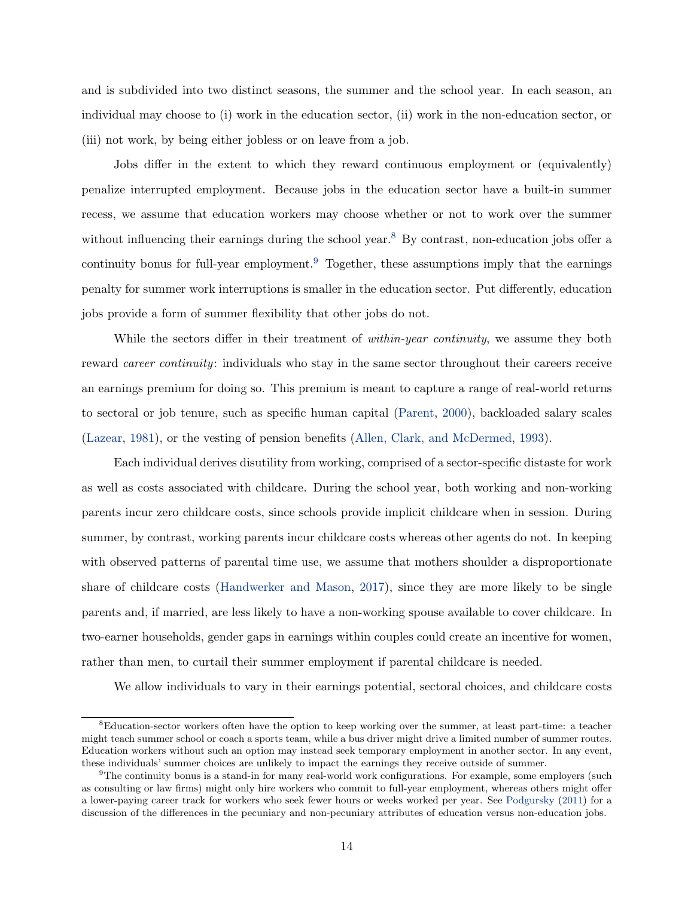and is subdivided into two distinct seasons, the summer and the school year. In each season, an individual may choose to (i) work in the education sector, (ii) work in the non-education sector, or (iii) not work, by being either jobless or on leave from a job.

Jobs differ in the extent to which they reward continuous employment or (equivalently) penalize interrupted employment. Because jobs in the education sector have a built-in summer recess, we assume that education workers may choose whether or not to work over the summer without influencing their earnings during the school year.[8] By contrast, non-education jobs offer a continuity bonus for full-year employment.[9] Together, these assumptions imply that the earnings penalty for summer work interruptions is smaller in the education sector. Put differently, education jobs provide a form of summer flexibility that other jobs do not.

While the sectors differ in their treatment of *within-year continuity*, we assume they both reward *career continuity*: individuals who stay in the same sector throughout their careers receive an earnings premium for doing so. This premium is meant to capture a range of real-world returns to sectoral or job tenure, such as specific human capital (Parent, 2000), backloaded salary scales (Lazear, 1981), or the vesting of pension benefits (Allen, Clark, and McDermed, 1993).

Each individual derives disutility from working, comprised of a sector-specific distaste for work as well as costs associated with childcare. During the school year, both working and non-working parents incur zero childcare costs, since schools provide implicit childcare when in session. During summer, by contrast, working parents incur childcare costs whereas other agents do not. In keeping with observed patterns of parental time use, we assume that mothers shoulder a disproportionate share of childcare costs (Handwerker and Mason, 2017), since they are more likely to be single parents and, if married, are less likely to have a non-working spouse available to cover childcare. In two-earner households, gender gaps in earnings within couples could create an incentive for women, rather than men, to curtail their summer employment if parental childcare is needed.

We allow individuals to vary in their earnings potential, sectoral choices, and childcare costs

---

[8] Education-sector workers often have the option to keep working over the summer, at least part-time: a teacher might teach summer school or coach a sports team, while a bus driver might drive a limited number of summer routes. Education workers without such an option may instead seek temporary employment in another sector. In any event, these individuals' summer choices are unlikely to impact the earnings they receive outside of summer.

[9] The continuity bonus is a stand-in for many real-world work configurations. For example, some employers (such as consulting or law firms) might only hire workers who commit to full-year employment, whereas others might offer a lower-paying career track for workers who seek fewer hours or weeks worked per year. See Podgursky (2011) for a discussion of the differences in the pecuniary and non-pecuniary attributes of education versus non-education jobs.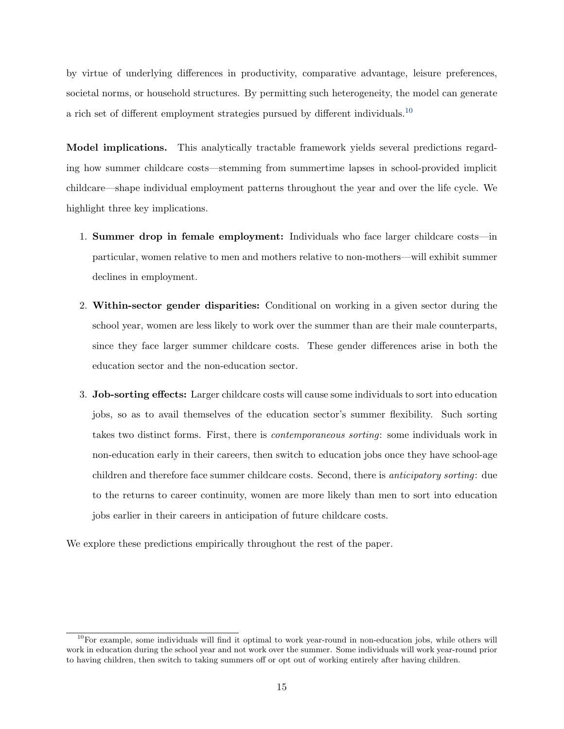by virtue of underlying differences in productivity, comparative advantage, leisure preferences, societal norms, or household structures. By permitting such heterogeneity, the model can generate a rich set of different employment strategies pursued by different individuals.[10]

**Model implications.** This analytically tractable framework yields several predictions regarding how summer childcare costs—stemming from summertime lapses in school-provided implicit childcare—shape individual employment patterns throughout the year and over the life cycle. We highlight three key implications.

1. **Summer drop in female employment:** Individuals who face larger childcare costs—in particular, women relative to men and mothers relative to non-mothers—will exhibit summer declines in employment.

2. **Within-sector gender disparities:** Conditional on working in a given sector during the school year, women are less likely to work over the summer than are their male counterparts, since they face larger summer childcare costs. These gender differences arise in both the education sector and the non-education sector.

3. **Job-sorting effects:** Larger childcare costs will cause some individuals to sort into education jobs, so as to avail themselves of the education sector's summer flexibility. Such sorting takes two distinct forms. First, there is *contemporaneous sorting*: some individuals work in non-education early in their careers, then switch to education jobs once they have school-age children and therefore face summer childcare costs. Second, there is *anticipatory sorting*: due to the returns to career continuity, women are more likely than men to sort into education jobs earlier in their careers in anticipation of future childcare costs.

We explore these predictions empirically throughout the rest of the paper.

[10] For example, some individuals will find it optimal to work year-round in non-education jobs, while others will work in education during the school year and not work over the summer. Some individuals will work year-round prior to having children, then switch to taking summers off or opt out of working entirely after having children.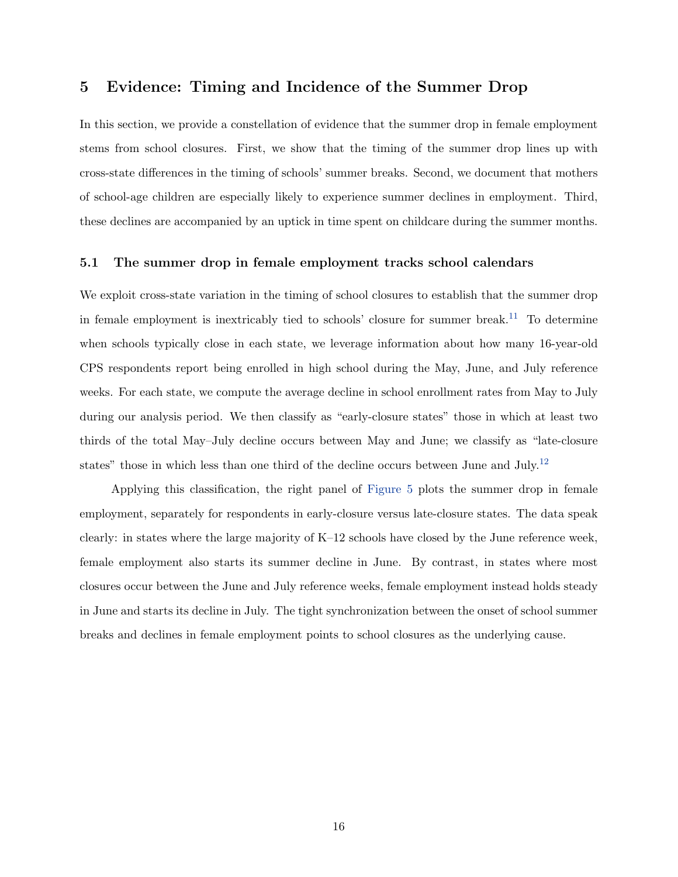## 5 Evidence: Timing and Incidence of the Summer Drop

In this section, we provide a constellation of evidence that the summer drop in female employment stems from school closures. First, we show that the timing of the summer drop lines up with cross-state differences in the timing of schools' summer breaks. Second, we document that mothers of school-age children are especially likely to experience summer declines in employment. Third, these declines are accompanied by an uptick in time spent on childcare during the summer months.

### 5.1 The summer drop in female employment tracks school calendars

We exploit cross-state variation in the timing of school closures to establish that the summer drop in female employment is inextricably tied to schools' closure for summer break.[11] To determine when schools typically close in each state, we leverage information about how many 16-year-old CPS respondents report being enrolled in high school during the May, June, and July reference weeks. For each state, we compute the average decline in school enrollment rates from May to July during our analysis period. We then classify as "early-closure states" those in which at least two thirds of the total May–July decline occurs between May and June; we classify as "late-closure states" those in which less than one third of the decline occurs between June and July.[12]

Applying this classification, the right panel of Figure 5 plots the summer drop in female employment, separately for respondents in early-closure versus late-closure states. The data speak clearly: in states where the large majority of K–12 schools have closed by the June reference week, female employment also starts its summer decline in June. By contrast, in states where most closures occur between the June and July reference weeks, female employment instead holds steady in June and starts its decline in July. The tight synchronization between the onset of school summer breaks and declines in female employment points to school closures as the underlying cause.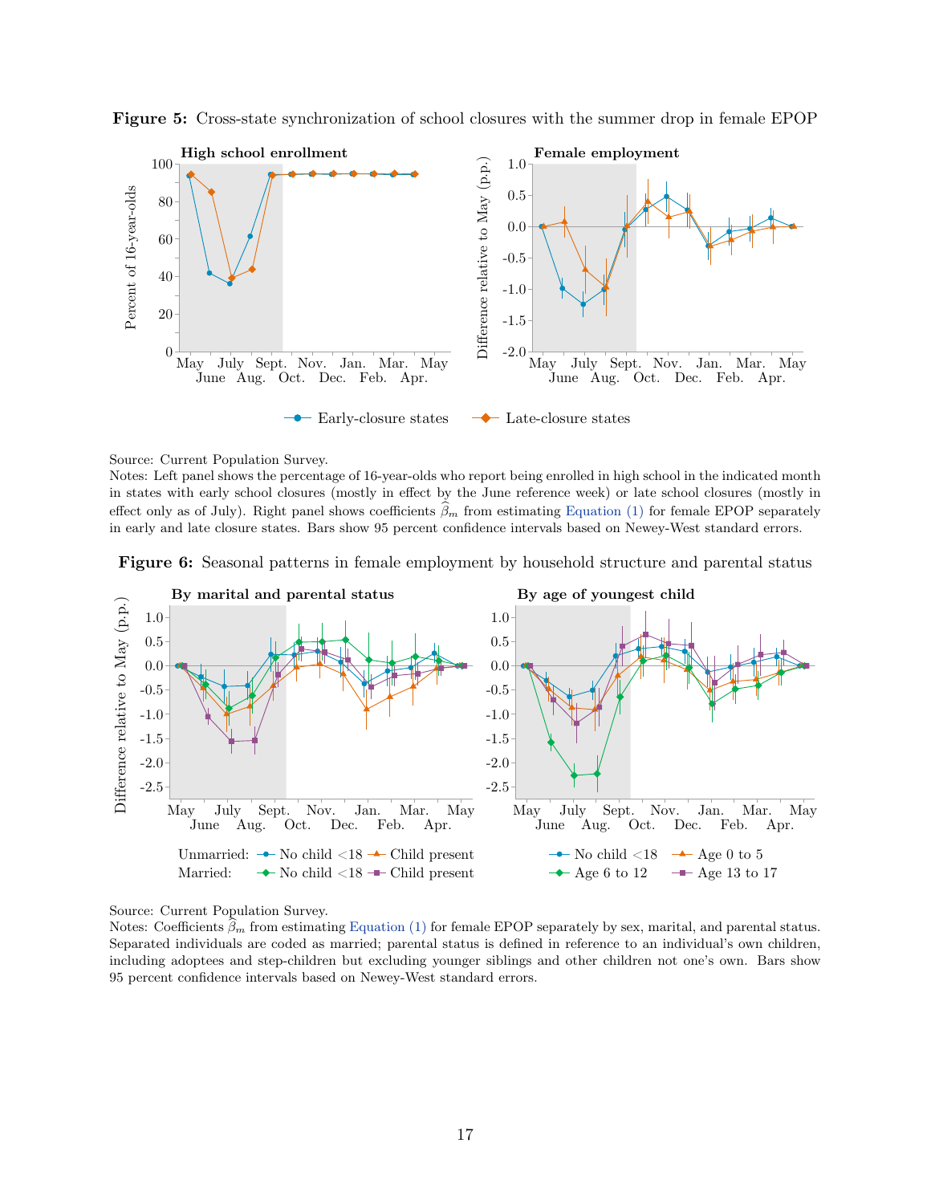**Figure 5:** Cross-state synchronization of school closures with the summer drop in female EPOP

Source: Current Population Survey.
Notes: Left panel shows the percentage of 16-year-olds who report being enrolled in high school in the indicated month in states with early school closures (mostly in effect by the June reference week) or late school closures (mostly in effect only as of July). Right panel shows coefficients $\widehat{\beta}_m$ from estimating Equation (1) for female EPOP separately in early and late closure states. Bars show 95 percent confidence intervals based on Newey-West standard errors.

**Figure 6:** Seasonal patterns in female employment by household structure and parental status

Source: Current Population Survey.
Notes: Coefficients $\widehat{\beta}_m$ from estimating Equation (1) for female EPOP separately by sex, marital, and parental status. Separated individuals are coded as married; parental status is defined in reference to an individual's own children, including adoptees and step-children but excluding younger siblings and other children not one's own. Bars show 95 percent confidence intervals based on Newey-West standard errors.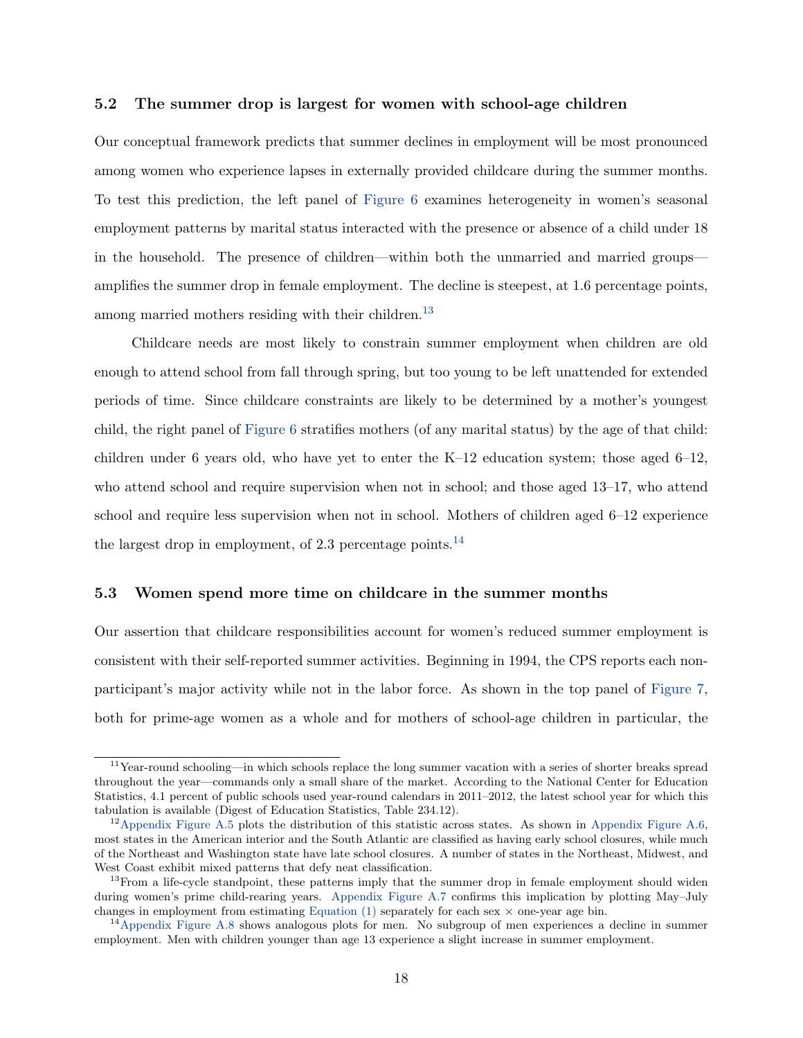### 5.2 The summer drop is largest for women with school-age children

Our conceptual framework predicts that summer declines in employment will be most pronounced among women who experience lapses in externally provided childcare during the summer months. To test this prediction, the left panel of Figure 6 examines heterogeneity in women's seasonal employment patterns by marital status interacted with the presence or absence of a child under 18 in the household. The presence of children—within both the unmarried and married groups—amplifies the summer drop in female employment. The decline is steepest, at 1.6 percentage points, among married mothers residing with their children.[13]

Childcare needs are most likely to constrain summer employment when children are old enough to attend school from fall through spring, but too young to be left unattended for extended periods of time. Since childcare constraints are likely to be determined by a mother's youngest child, the right panel of Figure 6 stratifies mothers (of any marital status) by the age of that child: children under 6 years old, who have yet to enter the K–12 education system; those aged 6–12, who attend school and require supervision when not in school; and those aged 13–17, who attend school and require less supervision when not in school. Mothers of children aged 6–12 experience the largest drop in employment, of 2.3 percentage points.[14]

### 5.3 Women spend more time on childcare in the summer months

Our assertion that childcare responsibilities account for women's reduced summer employment is consistent with their self-reported summer activities. Beginning in 1994, the CPS reports each non-participant's major activity while not in the labor force. As shown in the top panel of Figure 7, both for prime-age women as a whole and for mothers of school-age children in particular, the

---

[11] Year-round schooling—in which schools replace the long summer vacation with a series of shorter breaks spread throughout the year—commands only a small share of the market. According to the National Center for Education Statistics, 4.1 percent of public schools used year-round calendars in 2011–2012, the latest school year for which this tabulation is available (Digest of Education Statistics, Table 234.12).

[12] Appendix Figure A.5 plots the distribution of this statistic across states. As shown in Appendix Figure A.6, most states in the American interior and the South Atlantic are classified as having early school closures, while much of the Northeast and Washington state have late school closures. A number of states in the Northeast, Midwest, and West Coast exhibit mixed patterns that defy neat classification.

[13] From a life-cycle standpoint, these patterns imply that the summer drop in female employment should widen during women's prime child-rearing years. Appendix Figure A.7 confirms this implication by plotting May–July changes in employment from estimating Equation (1) separately for each sex × one-year age bin.

[14] Appendix Figure A.8 shows analogous plots for men. No subgroup of men experiences a decline in summer employment. Men with children younger than age 13 experience a slight increase in summer employment.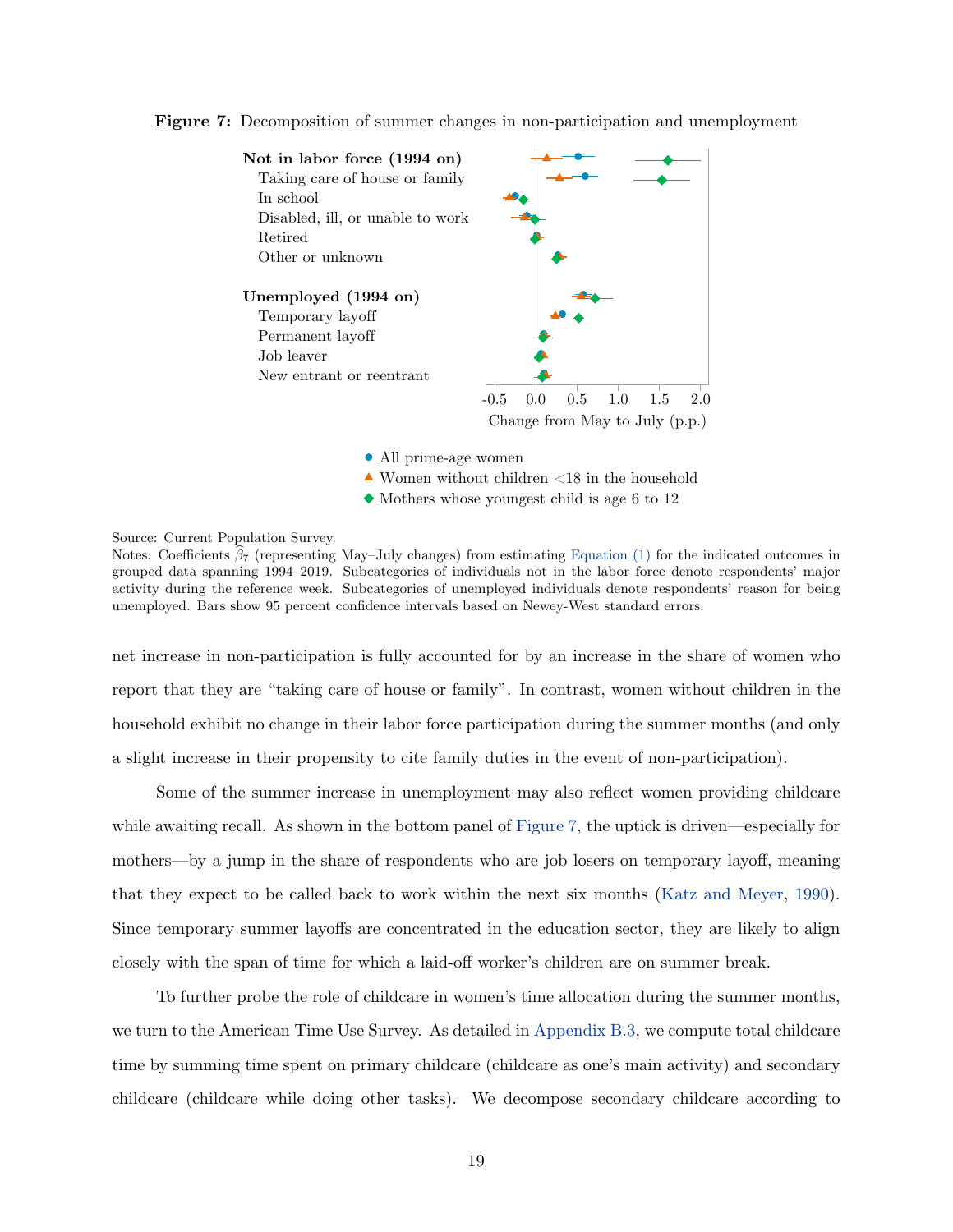**Figure 7:** Decomposition of summer changes in non-participation and unemployment

Source: Current Population Survey.
Notes: Coefficients $\widehat{\beta}_7$ (representing May–July changes) from estimating Equation (1) for the indicated outcomes in grouped data spanning 1994–2019. Subcategories of individuals not in the labor force denote respondents' major activity during the reference week. Subcategories of unemployed individuals denote respondents' reason for being unemployed. Bars show 95 percent confidence intervals based on Newey-West standard errors.

net increase in non-participation is fully accounted for by an increase in the share of women who report that they are "taking care of house or family". In contrast, women without children in the household exhibit no change in their labor force participation during the summer months (and only a slight increase in their propensity to cite family duties in the event of non-participation).

Some of the summer increase in unemployment may also reflect women providing childcare while awaiting recall. As shown in the bottom panel of Figure 7, the uptick is driven—especially for mothers—by a jump in the share of respondents who are job losers on temporary layoff, meaning that they expect to be called back to work within the next six months (Katz and Meyer, 1990). Since temporary summer layoffs are concentrated in the education sector, they are likely to align closely with the span of time for which a laid-off worker's children are on summer break.

To further probe the role of childcare in women's time allocation during the summer months, we turn to the American Time Use Survey. As detailed in Appendix B.3, we compute total childcare time by summing time spent on primary childcare (childcare as one's main activity) and secondary childcare (childcare while doing other tasks). We decompose secondary childcare according to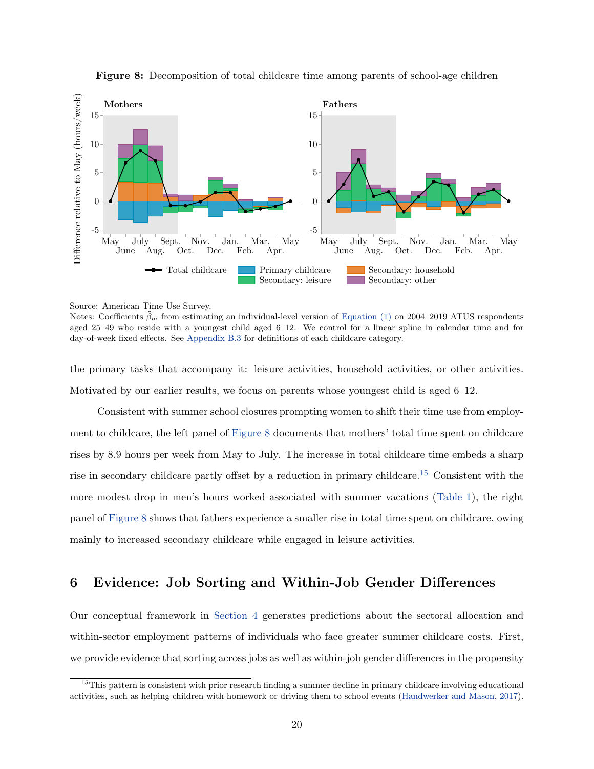**Figure 8:** Decomposition of total childcare time among parents of school-age children

Source: American Time Use Survey.
Notes: Coefficients $\widehat{\beta}_m$ from estimating an individual-level version of Equation (1) on 2004–2019 ATUS respondents aged 25–49 who reside with a youngest child aged 6–12. We control for a linear spline in calendar time and for day-of-week fixed effects. See Appendix B.3 for definitions of each childcare category.

the primary tasks that accompany it: leisure activities, household activities, or other activities. Motivated by our earlier results, we focus on parents whose youngest child is aged 6–12.

Consistent with summer school closures prompting women to shift their time use from employment to childcare, the left panel of Figure 8 documents that mothers' total time spent on childcare rises by 8.9 hours per week from May to July. The increase in total childcare time embeds a sharp rise in secondary childcare partly offset by a reduction in primary childcare.[15] Consistent with the more modest drop in men's hours worked associated with summer vacations (Table 1), the right panel of Figure 8 shows that fathers experience a smaller rise in total time spent on childcare, owing mainly to increased secondary childcare while engaged in leisure activities.

## 6 Evidence: Job Sorting and Within-Job Gender Differences

Our conceptual framework in Section 4 generates predictions about the sectoral allocation and within-sector employment patterns of individuals who face greater summer childcare costs. First, we provide evidence that sorting across jobs as well as within-job gender differences in the propensity

[15] This pattern is consistent with prior research finding a summer decline in primary childcare involving educational activities, such as helping children with homework or driving them to school events (Handwerker and Mason, 2017).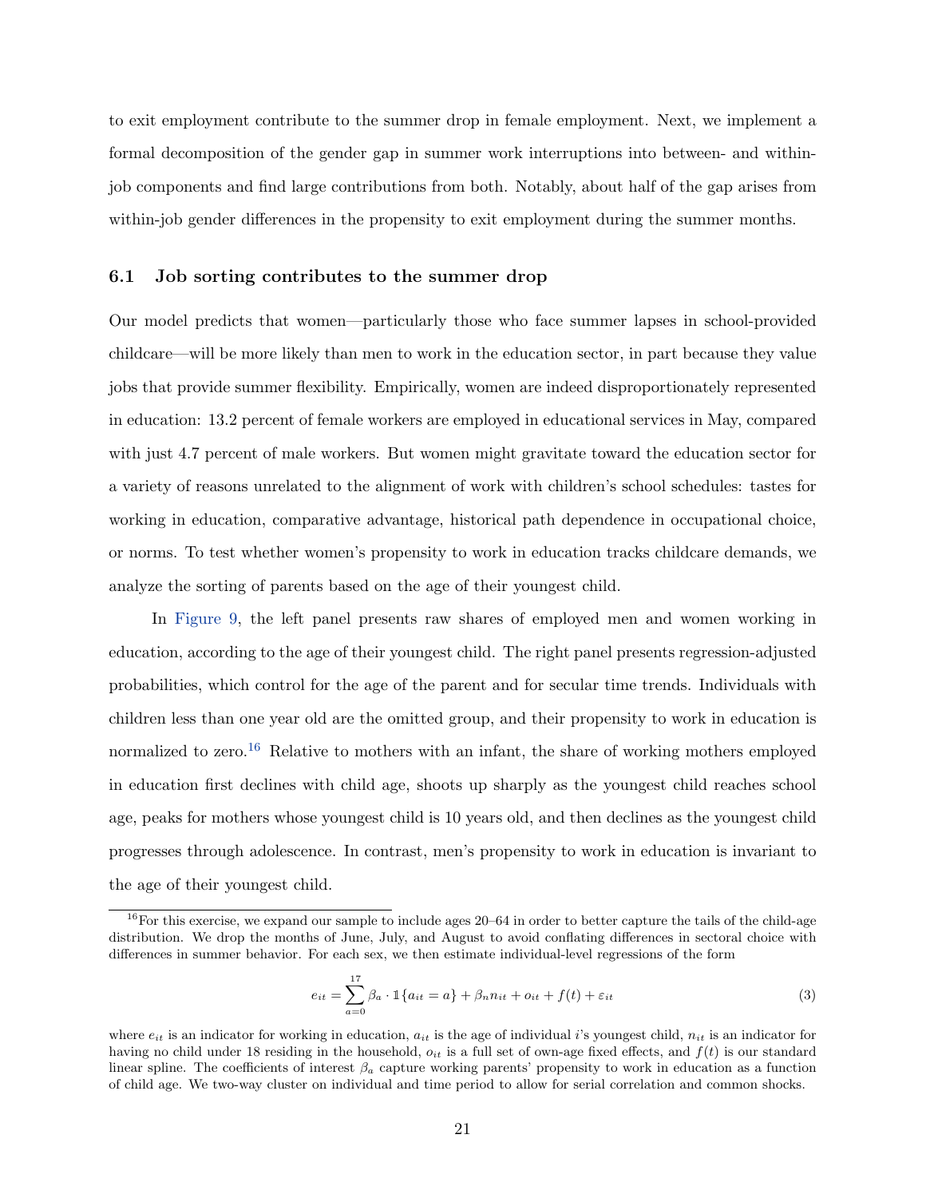to exit employment contribute to the summer drop in female employment. Next, we implement a formal decomposition of the gender gap in summer work interruptions into between- and within-job components and find large contributions from both. Notably, about half of the gap arises from within-job gender differences in the propensity to exit employment during the summer months.

### 6.1 Job sorting contributes to the summer drop

Our model predicts that women—particularly those who face summer lapses in school-provided childcare—will be more likely than men to work in the education sector, in part because they value jobs that provide summer flexibility. Empirically, women are indeed disproportionately represented in education: 13.2 percent of female workers are employed in educational services in May, compared with just 4.7 percent of male workers. But women might gravitate toward the education sector for a variety of reasons unrelated to the alignment of work with children's school schedules: tastes for working in education, comparative advantage, historical path dependence in occupational choice, or norms. To test whether women's propensity to work in education tracks childcare demands, we analyze the sorting of parents based on the age of their youngest child.

In Figure 9, the left panel presents raw shares of employed men and women working in education, according to the age of their youngest child. The right panel presents regression-adjusted probabilities, which control for the age of the parent and for secular time trends. Individuals with children less than one year old are the omitted group, and their propensity to work in education is normalized to zero.[16] Relative to mothers with an infant, the share of working mothers employed in education first declines with child age, shoots up sharply as the youngest child reaches school age, peaks for mothers whose youngest child is 10 years old, and then declines as the youngest child progresses through adolescence. In contrast, men's propensity to work in education is invariant to the age of their youngest child.

[16] For this exercise, we expand our sample to include ages 20–64 in order to better capture the tails of the child-age distribution. We drop the months of June, July, and August to avoid conflating differences in sectoral choice with differences in summer behavior. For each sex, we then estimate individual-level regressions of the form

$$e_{it} = \sum_{a=0}^{17} \beta_a \cdot \mathbb{1}\{a_{it} = a\} + \beta_n n_{it} + o_{it} + f(t) + \varepsilon_{it} \tag{3}$$

where $e_{it}$ is an indicator for working in education, $a_{it}$ is the age of individual $i$'s youngest child, $n_{it}$ is an indicator for having no child under 18 residing in the household, $o_{it}$ is a full set of own-age fixed effects, and $f(t)$ is our standard linear spline. The coefficients of interest $\beta_a$ capture working parents' propensity to work in education as a function of child age. We two-way cluster on individual and time period to allow for serial correlation and common shocks.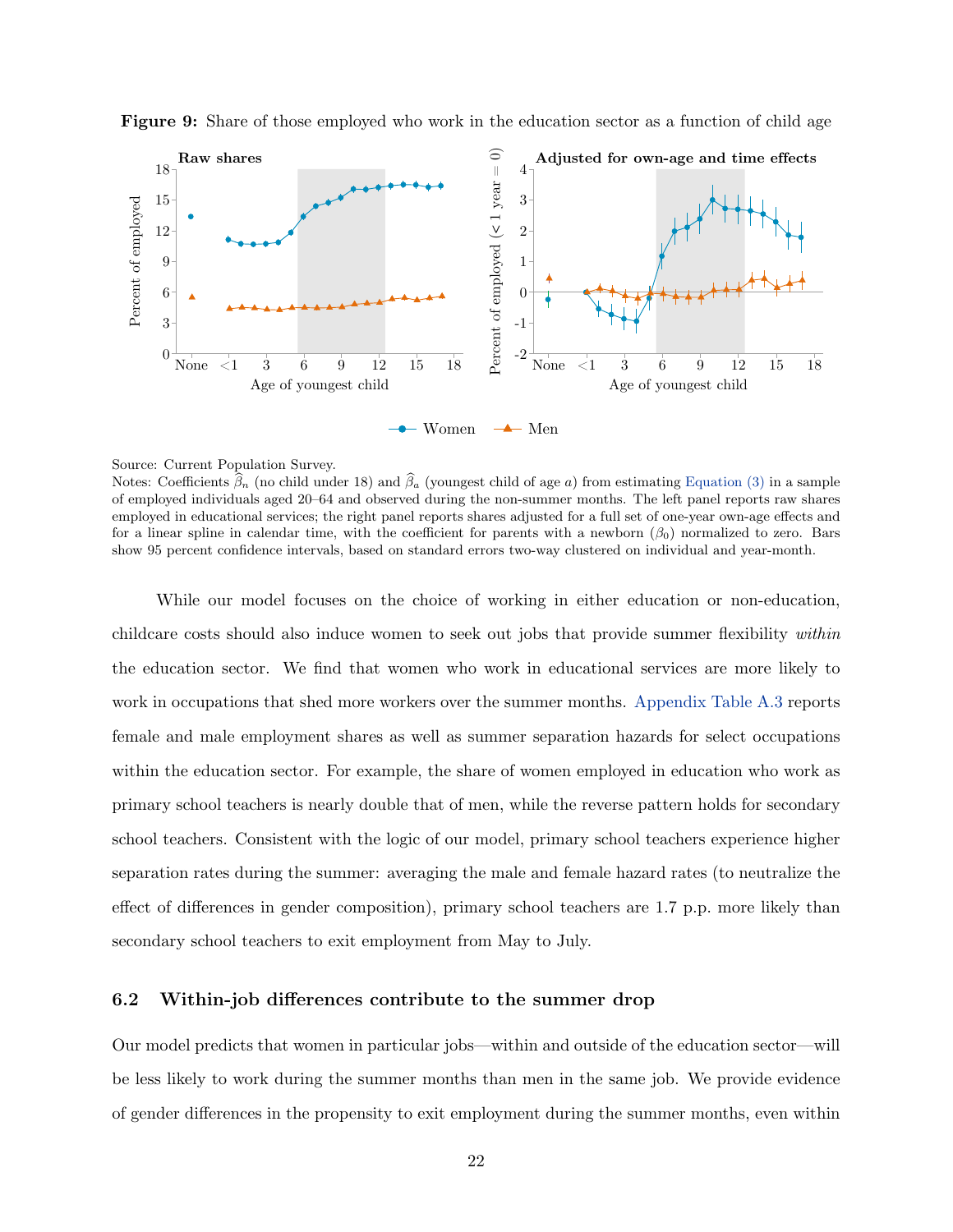**Figure 9:** Share of those employed who work in the education sector as a function of child age

Source: Current Population Survey.
Notes: Coefficients $\widehat{\beta}_n$ (no child under 18) and $\widehat{\beta}_a$ (youngest child of age $a$) from estimating Equation (3) in a sample of employed individuals aged 20–64 and observed during the non-summer months. The left panel reports raw shares employed in educational services; the right panel reports shares adjusted for a full set of one-year own-age effects and for a linear spline in calendar time, with the coefficient for parents with a newborn ($\beta_0$) normalized to zero. Bars show 95 percent confidence intervals, based on standard errors two-way clustered on individual and year-month.

While our model focuses on the choice of working in either education or non-education, childcare costs should also induce women to seek out jobs that provide summer flexibility *within* the education sector. We find that women who work in educational services are more likely to work in occupations that shed more workers over the summer months. Appendix Table A.3 reports female and male employment shares as well as summer separation hazards for select occupations within the education sector. For example, the share of women employed in education who work as primary school teachers is nearly double that of men, while the reverse pattern holds for secondary school teachers. Consistent with the logic of our model, primary school teachers experience higher separation rates during the summer: averaging the male and female hazard rates (to neutralize the effect of differences in gender composition), primary school teachers are 1.7 p.p. more likely than secondary school teachers to exit employment from May to July.

## 6.2 Within-job differences contribute to the summer drop

Our model predicts that women in particular jobs—within and outside of the education sector—will be less likely to work during the summer months than men in the same job. We provide evidence of gender differences in the propensity to exit employment during the summer months, even within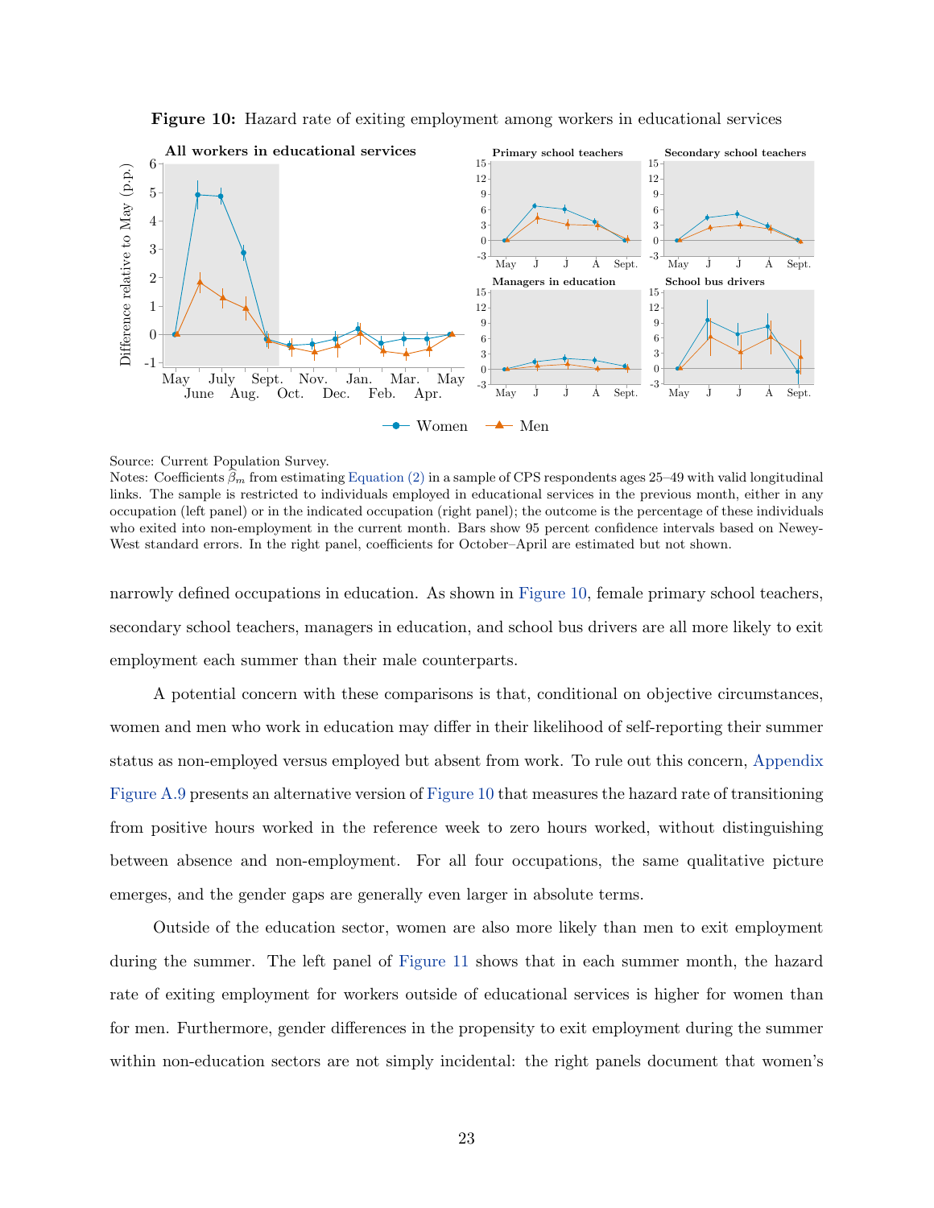**Figure 10:** Hazard rate of exiting employment among workers in educational services

Source: Current Population Survey.
Notes: Coefficients $\hat{\beta}_m$ from estimating Equation (2) in a sample of CPS respondents ages 25–49 with valid longitudinal links. The sample is restricted to individuals employed in educational services in the previous month, either in any occupation (left panel) or in the indicated occupation (right panel); the outcome is the percentage of these individuals who exited into non-employment in the current month. Bars show 95 percent confidence intervals based on Newey-West standard errors. In the right panel, coefficients for October–April are estimated but not shown.

narrowly defined occupations in education. As shown in Figure 10, female primary school teachers, secondary school teachers, managers in education, and school bus drivers are all more likely to exit employment each summer than their male counterparts.

A potential concern with these comparisons is that, conditional on objective circumstances, women and men who work in education may differ in their likelihood of self-reporting their summer status as non-employed versus employed but absent from work. To rule out this concern, Appendix Figure A.9 presents an alternative version of Figure 10 that measures the hazard rate of transitioning from positive hours worked in the reference week to zero hours worked, without distinguishing between absence and non-employment. For all four occupations, the same qualitative picture emerges, and the gender gaps are generally even larger in absolute terms.

Outside of the education sector, women are also more likely than men to exit employment during the summer. The left panel of Figure 11 shows that in each summer month, the hazard rate of exiting employment for workers outside of educational services is higher for women than for men. Furthermore, gender differences in the propensity to exit employment during the summer within non-education sectors are not simply incidental: the right panels document that women's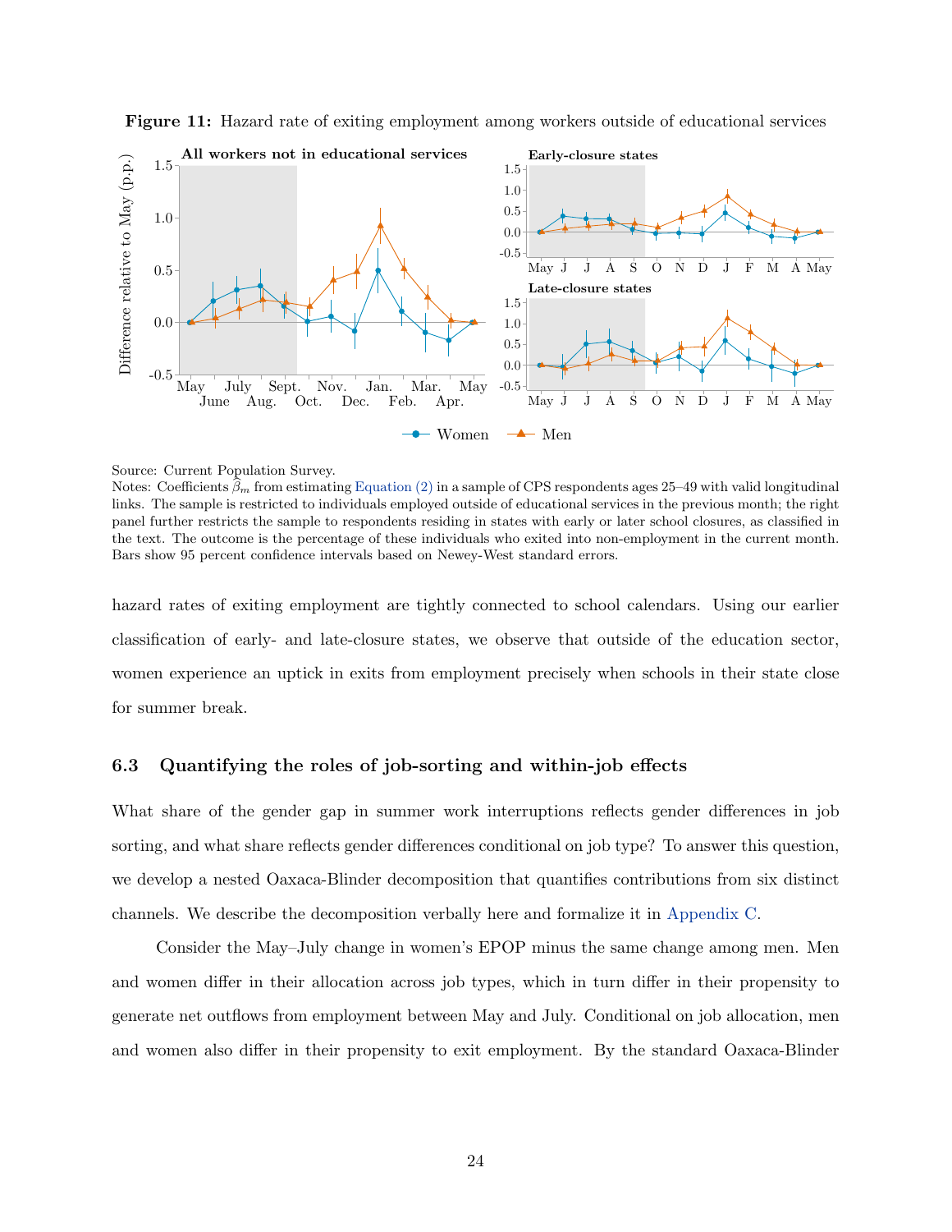**Figure 11:** Hazard rate of exiting employment among workers outside of educational services

Source: Current Population Survey.
Notes: Coefficients $\hat{\beta}_m$ from estimating Equation (2) in a sample of CPS respondents ages 25–49 with valid longitudinal links. The sample is restricted to individuals employed outside of educational services in the previous month; the right panel further restricts the sample to respondents residing in states with early or later school closures, as classified in the text. The outcome is the percentage of these individuals who exited into non-employment in the current month. Bars show 95 percent confidence intervals based on Newey-West standard errors.

hazard rates of exiting employment are tightly connected to school calendars. Using our earlier classification of early- and late-closure states, we observe that outside of the education sector, women experience an uptick in exits from employment precisely when schools in their state close for summer break.

### 6.3 Quantifying the roles of job-sorting and within-job effects

What share of the gender gap in summer work interruptions reflects gender differences in job sorting, and what share reflects gender differences conditional on job type? To answer this question, we develop a nested Oaxaca-Blinder decomposition that quantifies contributions from six distinct channels. We describe the decomposition verbally here and formalize it in Appendix C.

Consider the May–July change in women's EPOP minus the same change among men. Men and women differ in their allocation across job types, which in turn differ in their propensity to generate net outflows from employment between May and July. Conditional on job allocation, men and women also differ in their propensity to exit employment. By the standard Oaxaca-Blinder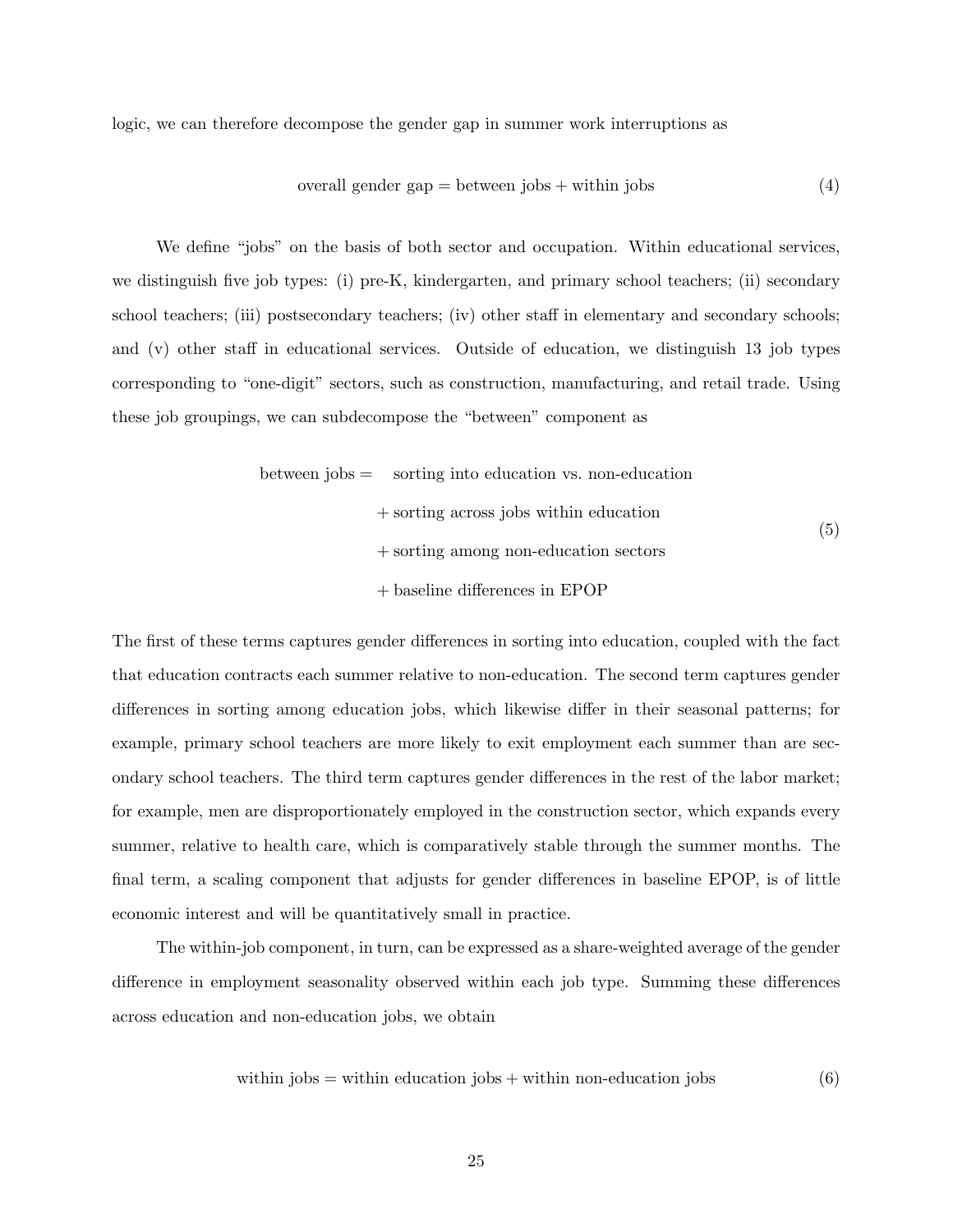logic, we can therefore decompose the gender gap in summer work interruptions as

$$\text{overall gender gap} = \text{between jobs} + \text{within jobs} \tag{4}$$

We define "jobs" on the basis of both sector and occupation. Within educational services, we distinguish five job types: (i) pre-K, kindergarten, and primary school teachers; (ii) secondary school teachers; (iii) postsecondary teachers; (iv) other staff in elementary and secondary schools; and (v) other staff in educational services. Outside of education, we distinguish 13 job types corresponding to "one-digit" sectors, such as construction, manufacturing, and retail trade. Using these job groupings, we can subdecompose the "between" component as

$$\begin{aligned}
\text{between jobs} = \quad & \text{sorting into education vs. non-education} \\
& + \text{sorting across jobs within education} \\
& + \text{sorting among non-education sectors} \\
& + \text{baseline differences in EPOP}
\end{aligned} \tag{5}$$

The first of these terms captures gender differences in sorting into education, coupled with the fact that education contracts each summer relative to non-education. The second term captures gender differences in sorting among education jobs, which likewise differ in their seasonal patterns; for example, primary school teachers are more likely to exit employment each summer than are secondary school teachers. The third term captures gender differences in the rest of the labor market; for example, men are disproportionately employed in the construction sector, which expands every summer, relative to health care, which is comparatively stable through the summer months. The final term, a scaling component that adjusts for gender differences in baseline EPOP, is of little economic interest and will be quantitatively small in practice.

The within-job component, in turn, can be expressed as a share-weighted average of the gender difference in employment seasonality observed within each job type. Summing these differences across education and non-education jobs, we obtain

$$\text{within jobs} = \text{within education jobs} + \text{within non-education jobs} \tag{6}$$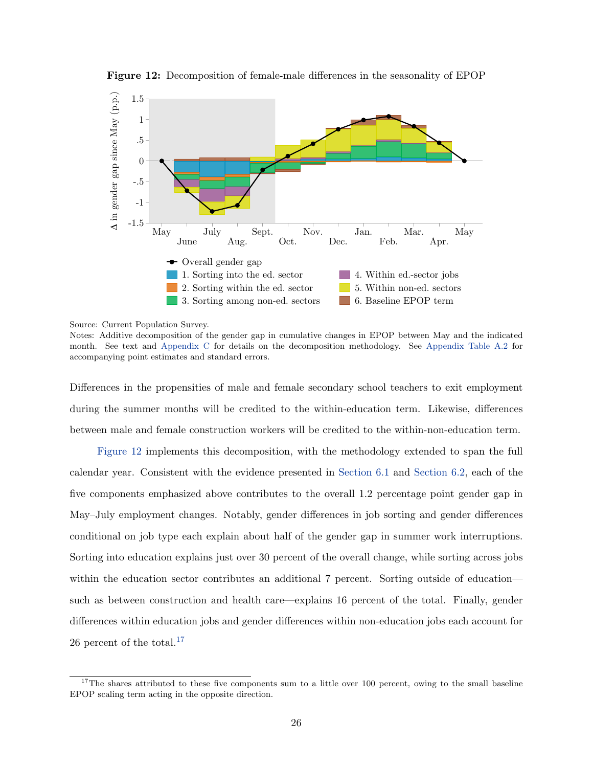**Figure 12:** Decomposition of female-male differences in the seasonality of EPOP

Source: Current Population Survey.
Notes: Additive decomposition of the gender gap in cumulative changes in EPOP between May and the indicated month. See text and Appendix C for details on the decomposition methodology. See Appendix Table A.2 for accompanying point estimates and standard errors.

Differences in the propensities of male and female secondary school teachers to exit employment during the summer months will be credited to the within-education term. Likewise, differences between male and female construction workers will be credited to the within-non-education term.

Figure 12 implements this decomposition, with the methodology extended to span the full calendar year. Consistent with the evidence presented in Section 6.1 and Section 6.2, each of the five components emphasized above contributes to the overall 1.2 percentage point gender gap in May–July employment changes. Notably, gender differences in job sorting and gender differences conditional on job type each explain about half of the gender gap in summer work interruptions. Sorting into education explains just over 30 percent of the overall change, while sorting across jobs within the education sector contributes an additional 7 percent. Sorting outside of education—such as between construction and health care—explains 16 percent of the total. Finally, gender differences within education jobs and gender differences within non-education jobs each account for 26 percent of the total.[17]

[17] The shares attributed to these five components sum to a little over 100 percent, owing to the small baseline EPOP scaling term acting in the opposite direction.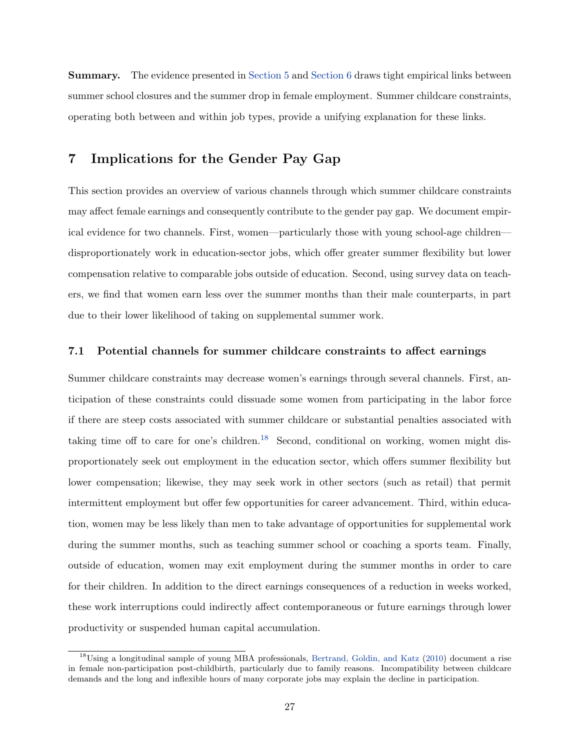**Summary.** The evidence presented in Section 5 and Section 6 draws tight empirical links between summer school closures and the summer drop in female employment. Summer childcare constraints, operating both between and within job types, provide a unifying explanation for these links.

## 7 Implications for the Gender Pay Gap

This section provides an overview of various channels through which summer childcare constraints may affect female earnings and consequently contribute to the gender pay gap. We document empirical evidence for two channels. First, women—particularly those with young school-age children—disproportionately work in education-sector jobs, which offer greater summer flexibility but lower compensation relative to comparable jobs outside of education. Second, using survey data on teachers, we find that women earn less over the summer months than their male counterparts, in part due to their lower likelihood of taking on supplemental summer work.

### 7.1 Potential channels for summer childcare constraints to affect earnings

Summer childcare constraints may decrease women's earnings through several channels. First, anticipation of these constraints could dissuade some women from participating in the labor force if there are steep costs associated with summer childcare or substantial penalties associated with taking time off to care for one's children.[18] Second, conditional on working, women might disproportionately seek out employment in the education sector, which offers summer flexibility but lower compensation; likewise, they may seek work in other sectors (such as retail) that permit intermittent employment but offer few opportunities for career advancement. Third, within education, women may be less likely than men to take advantage of opportunities for supplemental work during the summer months, such as teaching summer school or coaching a sports team. Finally, outside of education, women may exit employment during the summer months in order to care for their children. In addition to the direct earnings consequences of a reduction in weeks worked, these work interruptions could indirectly affect contemporaneous or future earnings through lower productivity or suspended human capital accumulation.

[18] Using a longitudinal sample of young MBA professionals, Bertrand, Goldin, and Katz (2010) document a rise in female non-participation post-childbirth, particularly due to family reasons. Incompatibility between childcare demands and the long and inflexible hours of many corporate jobs may explain the decline in participation.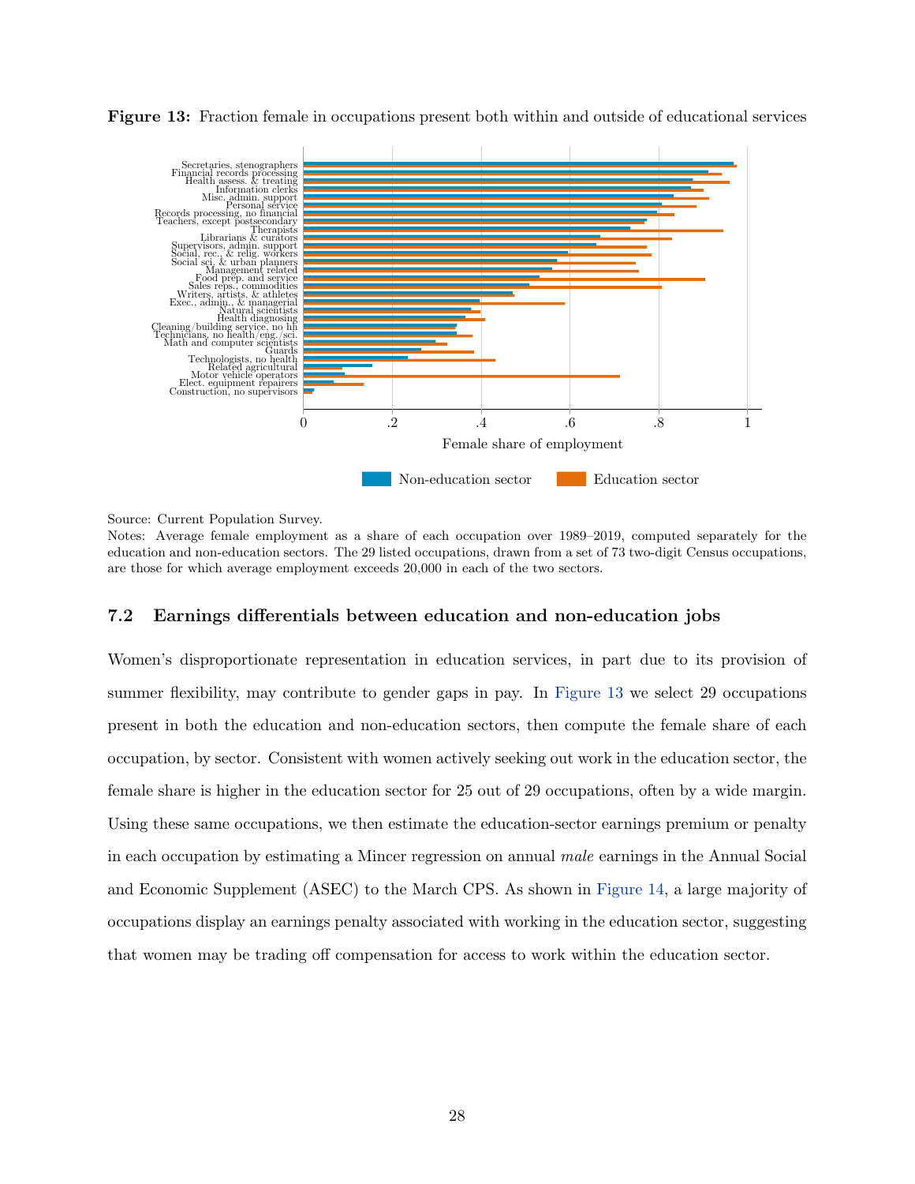**Figure 13:** Fraction female in occupations present both within and outside of educational services

Source: Current Population Survey.
Notes: Average female employment as a share of each occupation over 1989–2019, computed separately for the education and non-education sectors. The 29 listed occupations, drawn from a set of 73 two-digit Census occupations, are those for which average employment exceeds 20,000 in each of the two sectors.

### 7.2 Earnings differentials between education and non-education jobs

Women's disproportionate representation in education services, in part due to its provision of summer flexibility, may contribute to gender gaps in pay. In Figure 13 we select 29 occupations present in both the education and non-education sectors, then compute the female share of each occupation, by sector. Consistent with women actively seeking out work in the education sector, the female share is higher in the education sector for 25 out of 29 occupations, often by a wide margin. Using these same occupations, we then estimate the education-sector earnings premium or penalty in each occupation by estimating a Mincer regression on annual *male* earnings in the Annual Social and Economic Supplement (ASEC) to the March CPS. As shown in Figure 14, a large majority of occupations display an earnings penalty associated with working in the education sector, suggesting that women may be trading off compensation for access to work within the education sector.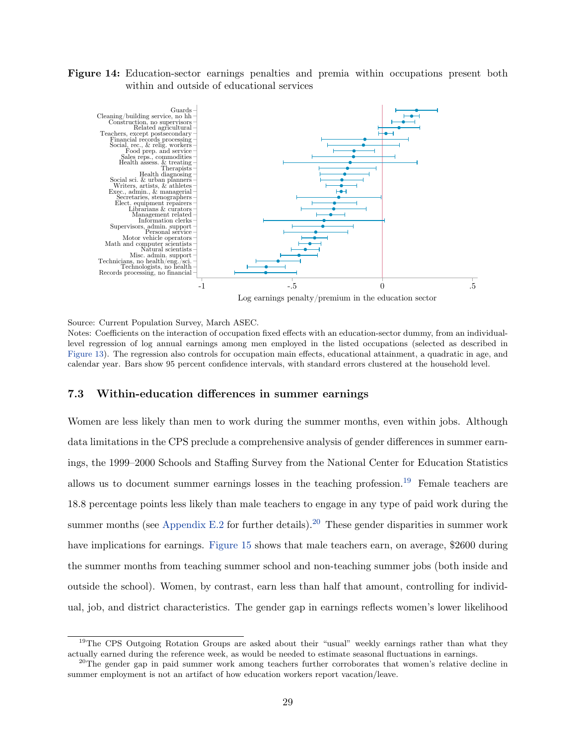**Figure 14:** Education-sector earnings penalties and premia within occupations present both within and outside of educational services

Source: Current Population Survey, March ASEC.
Notes: Coefficients on the interaction of occupation fixed effects with an education-sector dummy, from an individual-level regression of log annual earnings among men employed in the listed occupations (selected as described in Figure 13). The regression also controls for occupation main effects, educational attainment, a quadratic in age, and calendar year. Bars show 95 percent confidence intervals, with standard errors clustered at the household level.

### 7.3 Within-education differences in summer earnings

Women are less likely than men to work during the summer months, even within jobs. Although data limitations in the CPS preclude a comprehensive analysis of gender differences in summer earnings, the 1999–2000 Schools and Staffing Survey from the National Center for Education Statistics allows us to document summer earnings losses in the teaching profession.[19] Female teachers are 18.8 percentage points less likely than male teachers to engage in any type of paid work during the summer months (see Appendix E.2 for further details).[20] These gender disparities in summer work have implications for earnings. Figure 15 shows that male teachers earn, on average, $2600 during the summer months from teaching summer school and non-teaching summer jobs (both inside and outside the school). Women, by contrast, earn less than half that amount, controlling for individual, job, and district characteristics. The gender gap in earnings reflects women's lower likelihood

[19] The CPS Outgoing Rotation Groups are asked about their "usual" weekly earnings rather than what they actually earned during the reference week, as would be needed to estimate seasonal fluctuations in earnings.

[20] The gender gap in paid summer work among teachers further corroborates that women's relative decline in summer employment is not an artifact of how education workers report vacation/leave.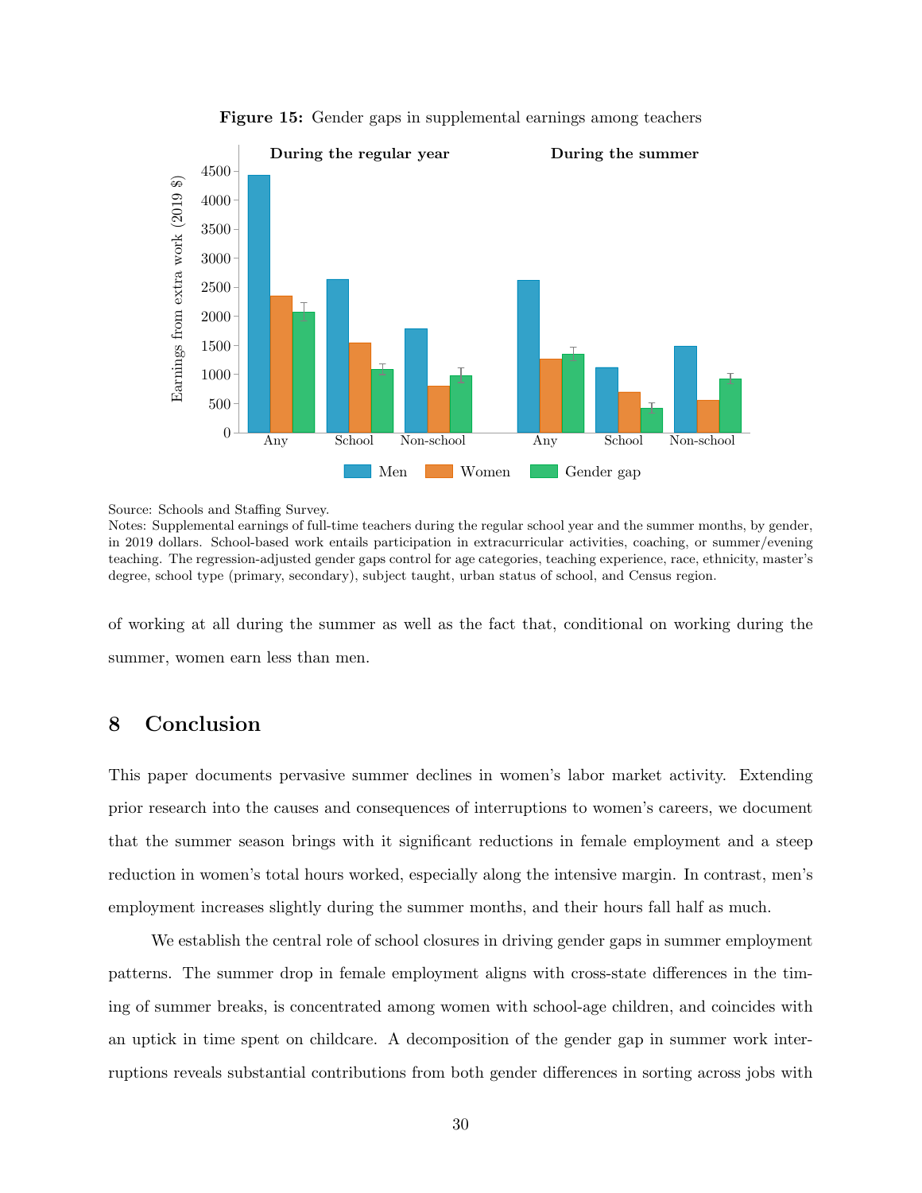**Figure 15:** Gender gaps in supplemental earnings among teachers

Source: Schools and Staffing Survey.
Notes: Supplemental earnings of full-time teachers during the regular school year and the summer months, by gender, in 2019 dollars. School-based work entails participation in extracurricular activities, coaching, or summer/evening teaching. The regression-adjusted gender gaps control for age categories, teaching experience, race, ethnicity, master's degree, school type (primary, secondary), subject taught, urban status of school, and Census region.

of working at all during the summer as well as the fact that, conditional on working during the summer, women earn less than men.

## 8 Conclusion

This paper documents pervasive summer declines in women's labor market activity. Extending prior research into the causes and consequences of interruptions to women's careers, we document that the summer season brings with it significant reductions in female employment and a steep reduction in women's total hours worked, especially along the intensive margin. In contrast, men's employment increases slightly during the summer months, and their hours fall half as much.

We establish the central role of school closures in driving gender gaps in summer employment patterns. The summer drop in female employment aligns with cross-state differences in the timing of summer breaks, is concentrated among women with school-age children, and coincides with an uptick in time spent on childcare. A decomposition of the gender gap in summer work interruptions reveals substantial contributions from both gender differences in sorting across jobs with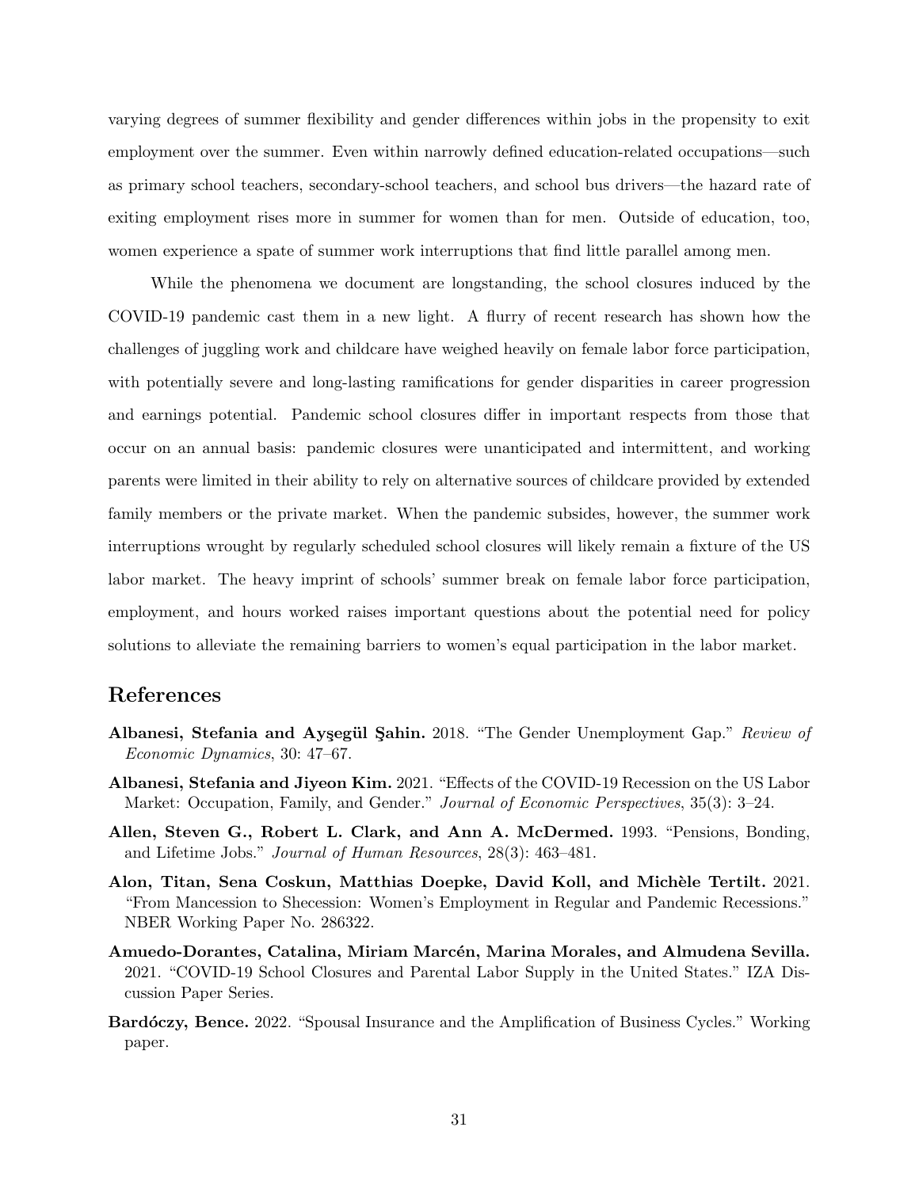varying degrees of summer flexibility and gender differences within jobs in the propensity to exit employment over the summer. Even within narrowly defined education-related occupations—such as primary school teachers, secondary-school teachers, and school bus drivers—the hazard rate of exiting employment rises more in summer for women than for men. Outside of education, too, women experience a spate of summer work interruptions that find little parallel among men.

While the phenomena we document are longstanding, the school closures induced by the COVID-19 pandemic cast them in a new light. A flurry of recent research has shown how the challenges of juggling work and childcare have weighed heavily on female labor force participation, with potentially severe and long-lasting ramifications for gender disparities in career progression and earnings potential. Pandemic school closures differ in important respects from those that occur on an annual basis: pandemic closures were unanticipated and intermittent, and working parents were limited in their ability to rely on alternative sources of childcare provided by extended family members or the private market. When the pandemic subsides, however, the summer work interruptions wrought by regularly scheduled school closures will likely remain a fixture of the US labor market. The heavy imprint of schools' summer break on female labor force participation, employment, and hours worked raises important questions about the potential need for policy solutions to alleviate the remaining barriers to women's equal participation in the labor market.

## References

**Albanesi, Stefania and Ayşegül Şahin.** 2018. "The Gender Unemployment Gap." *Review of Economic Dynamics*, 30: 47–67.

**Albanesi, Stefania and Jiyeon Kim.** 2021. "Effects of the COVID-19 Recession on the US Labor Market: Occupation, Family, and Gender." *Journal of Economic Perspectives*, 35(3): 3–24.

**Allen, Steven G., Robert L. Clark, and Ann A. McDermed.** 1993. "Pensions, Bonding, and Lifetime Jobs." *Journal of Human Resources*, 28(3): 463–481.

**Alon, Titan, Sena Coskun, Matthias Doepke, David Koll, and Michèle Tertilt.** 2021. "From Mancession to Shecession: Women's Employment in Regular and Pandemic Recessions." NBER Working Paper No. 286322.

**Amuedo-Dorantes, Catalina, Miriam Marcén, Marina Morales, and Almudena Sevilla.** 2021. "COVID-19 School Closures and Parental Labor Supply in the United States." IZA Discussion Paper Series.

**Bardóczy, Bence.** 2022. "Spousal Insurance and the Amplification of Business Cycles." Working paper.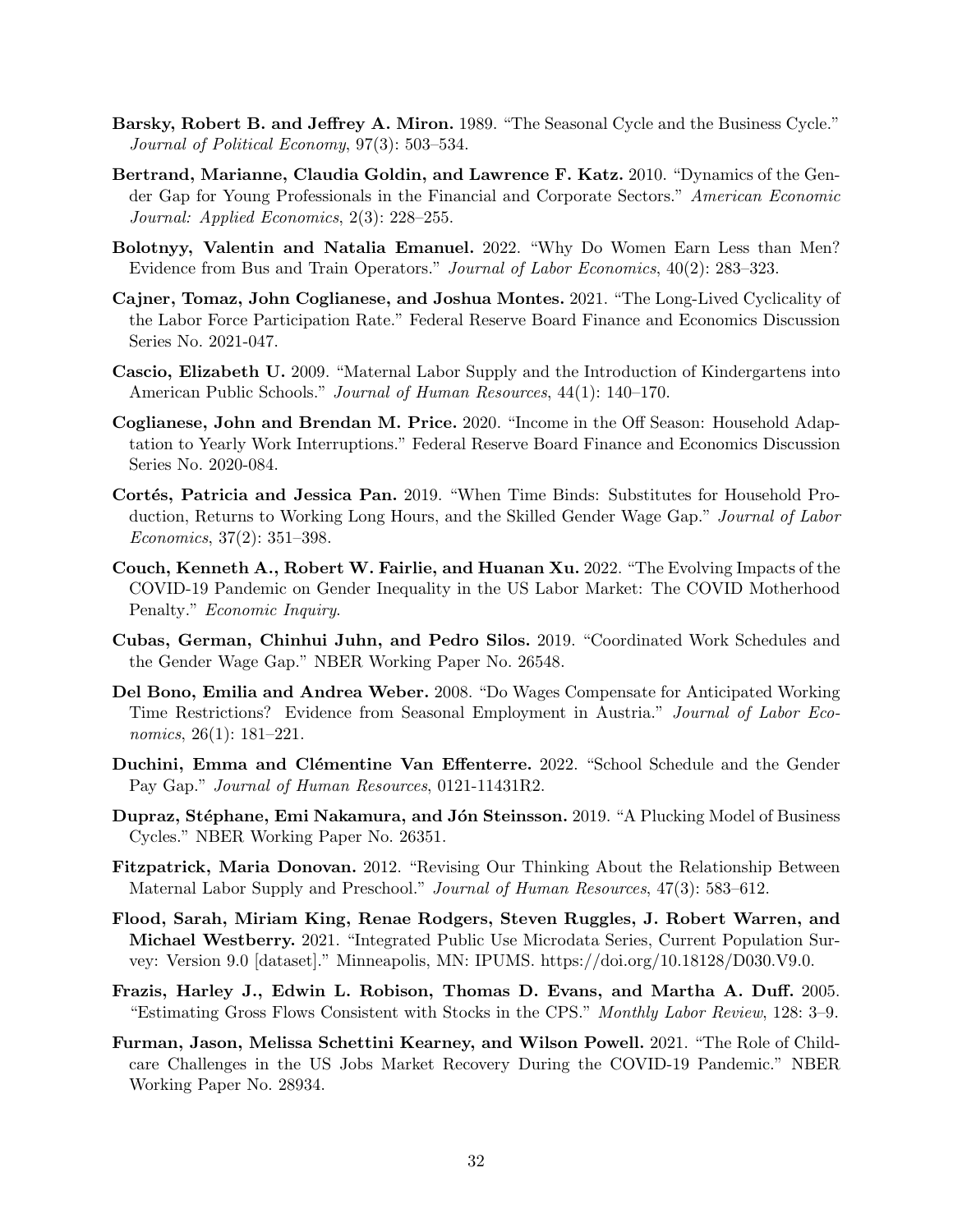**Barsky, Robert B. and Jeffrey A. Miron.** 1989. "The Seasonal Cycle and the Business Cycle." *Journal of Political Economy*, 97(3): 503–534.

**Bertrand, Marianne, Claudia Goldin, and Lawrence F. Katz.** 2010. "Dynamics of the Gender Gap for Young Professionals in the Financial and Corporate Sectors." *American Economic Journal: Applied Economics*, 2(3): 228–255.

**Bolotnyy, Valentin and Natalia Emanuel.** 2022. "Why Do Women Earn Less than Men? Evidence from Bus and Train Operators." *Journal of Labor Economics*, 40(2): 283–323.

**Cajner, Tomaz, John Coglianese, and Joshua Montes.** 2021. "The Long-Lived Cyclicality of the Labor Force Participation Rate." Federal Reserve Board Finance and Economics Discussion Series No. 2021-047.

**Cascio, Elizabeth U.** 2009. "Maternal Labor Supply and the Introduction of Kindergartens into American Public Schools." *Journal of Human Resources*, 44(1): 140–170.

**Coglianese, John and Brendan M. Price.** 2020. "Income in the Off Season: Household Adaptation to Yearly Work Interruptions." Federal Reserve Board Finance and Economics Discussion Series No. 2020-084.

**Cortés, Patricia and Jessica Pan.** 2019. "When Time Binds: Substitutes for Household Production, Returns to Working Long Hours, and the Skilled Gender Wage Gap." *Journal of Labor Economics*, 37(2): 351–398.

**Couch, Kenneth A., Robert W. Fairlie, and Huanan Xu.** 2022. "The Evolving Impacts of the COVID-19 Pandemic on Gender Inequality in the US Labor Market: The COVID Motherhood Penalty." *Economic Inquiry*.

**Cubas, German, Chinhui Juhn, and Pedro Silos.** 2019. "Coordinated Work Schedules and the Gender Wage Gap." NBER Working Paper No. 26548.

**Del Bono, Emilia and Andrea Weber.** 2008. "Do Wages Compensate for Anticipated Working Time Restrictions? Evidence from Seasonal Employment in Austria." *Journal of Labor Economics*, 26(1): 181–221.

**Duchini, Emma and Clémentine Van Effenterre.** 2022. "School Schedule and the Gender Pay Gap." *Journal of Human Resources*, 0121-11431R2.

**Dupraz, Stéphane, Emi Nakamura, and Jón Steinsson.** 2019. "A Plucking Model of Business Cycles." NBER Working Paper No. 26351.

**Fitzpatrick, Maria Donovan.** 2012. "Revising Our Thinking About the Relationship Between Maternal Labor Supply and Preschool." *Journal of Human Resources*, 47(3): 583–612.

**Flood, Sarah, Miriam King, Renae Rodgers, Steven Ruggles, J. Robert Warren, and Michael Westberry.** 2021. "Integrated Public Use Microdata Series, Current Population Survey: Version 9.0 [dataset]." Minneapolis, MN: IPUMS. https://doi.org/10.18128/D030.V9.0.

**Frazis, Harley J., Edwin L. Robison, Thomas D. Evans, and Martha A. Duff.** 2005. "Estimating Gross Flows Consistent with Stocks in the CPS." *Monthly Labor Review*, 128: 3–9.

**Furman, Jason, Melissa Schettini Kearney, and Wilson Powell.** 2021. "The Role of Childcare Challenges in the US Jobs Market Recovery During the COVID-19 Pandemic." NBER Working Paper No. 28934.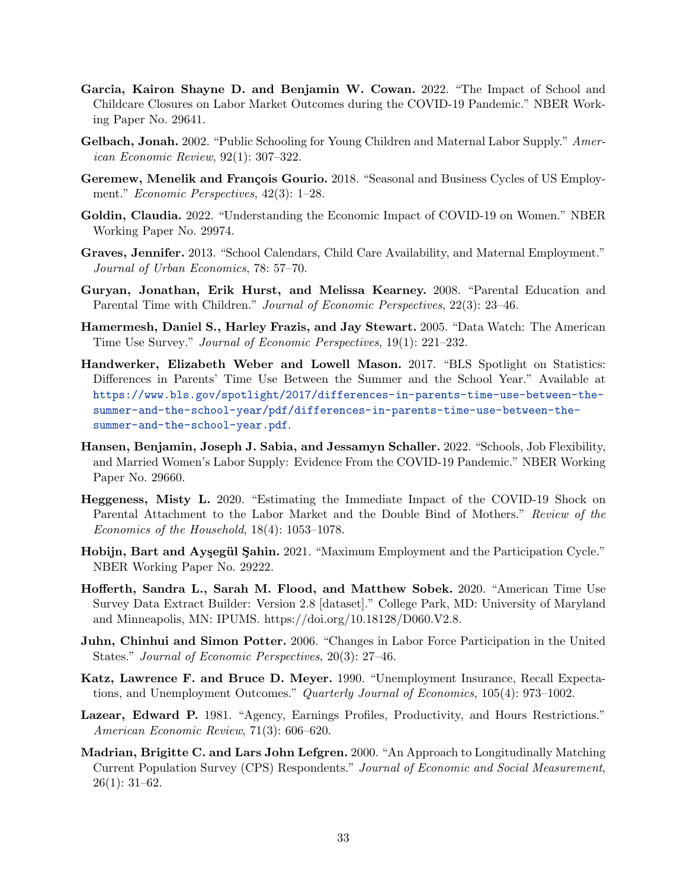**Garcia, Kairon Shayne D. and Benjamin W. Cowan.** 2022. "The Impact of School and Childcare Closures on Labor Market Outcomes during the COVID-19 Pandemic." NBER Working Paper No. 29641.

**Gelbach, Jonah.** 2002. "Public Schooling for Young Children and Maternal Labor Supply." *American Economic Review*, 92(1): 307–322.

**Geremew, Menelik and François Gourio.** 2018. "Seasonal and Business Cycles of US Employment." *Economic Perspectives*, 42(3): 1–28.

**Goldin, Claudia.** 2022. "Understanding the Economic Impact of COVID-19 on Women." NBER Working Paper No. 29974.

**Graves, Jennifer.** 2013. "School Calendars, Child Care Availability, and Maternal Employment." *Journal of Urban Economics*, 78: 57–70.

**Guryan, Jonathan, Erik Hurst, and Melissa Kearney.** 2008. "Parental Education and Parental Time with Children." *Journal of Economic Perspectives*, 22(3): 23–46.

**Hamermesh, Daniel S., Harley Frazis, and Jay Stewart.** 2005. "Data Watch: The American Time Use Survey." *Journal of Economic Perspectives*, 19(1): 221–232.

**Handwerker, Elizabeth Weber and Lowell Mason.** 2017. "BLS Spotlight on Statistics: Differences in Parents' Time Use Between the Summer and the School Year." Available at https://www.bls.gov/spotlight/2017/differences-in-parents-time-use-between-the-summer-and-the-school-year/pdf/differences-in-parents-time-use-between-the-summer-and-the-school-year.pdf.

**Hansen, Benjamin, Joseph J. Sabia, and Jessamyn Schaller.** 2022. "Schools, Job Flexibility, and Married Women's Labor Supply: Evidence From the COVID-19 Pandemic." NBER Working Paper No. 29660.

**Heggeness, Misty L.** 2020. "Estimating the Immediate Impact of the COVID-19 Shock on Parental Attachment to the Labor Market and the Double Bind of Mothers." *Review of the Economics of the Household*, 18(4): 1053–1078.

**Hobijn, Bart and Ayşegül Şahin.** 2021. "Maximum Employment and the Participation Cycle." NBER Working Paper No. 29222.

**Hofferth, Sandra L., Sarah M. Flood, and Matthew Sobek.** 2020. "American Time Use Survey Data Extract Builder: Version 2.8 [dataset]." College Park, MD: University of Maryland and Minneapolis, MN: IPUMS. https://doi.org/10.18128/D060.V2.8.

**Juhn, Chinhui and Simon Potter.** 2006. "Changes in Labor Force Participation in the United States." *Journal of Economic Perspectives*, 20(3): 27–46.

**Katz, Lawrence F. and Bruce D. Meyer.** 1990. "Unemployment Insurance, Recall Expectations, and Unemployment Outcomes." *Quarterly Journal of Economics*, 105(4): 973–1002.

**Lazear, Edward P.** 1981. "Agency, Earnings Profiles, Productivity, and Hours Restrictions." *American Economic Review*, 71(3): 606–620.

**Madrian, Brigitte C. and Lars John Lefgren.** 2000. "An Approach to Longitudinally Matching Current Population Survey (CPS) Respondents." *Journal of Economic and Social Measurement*, 26(1): 31–62.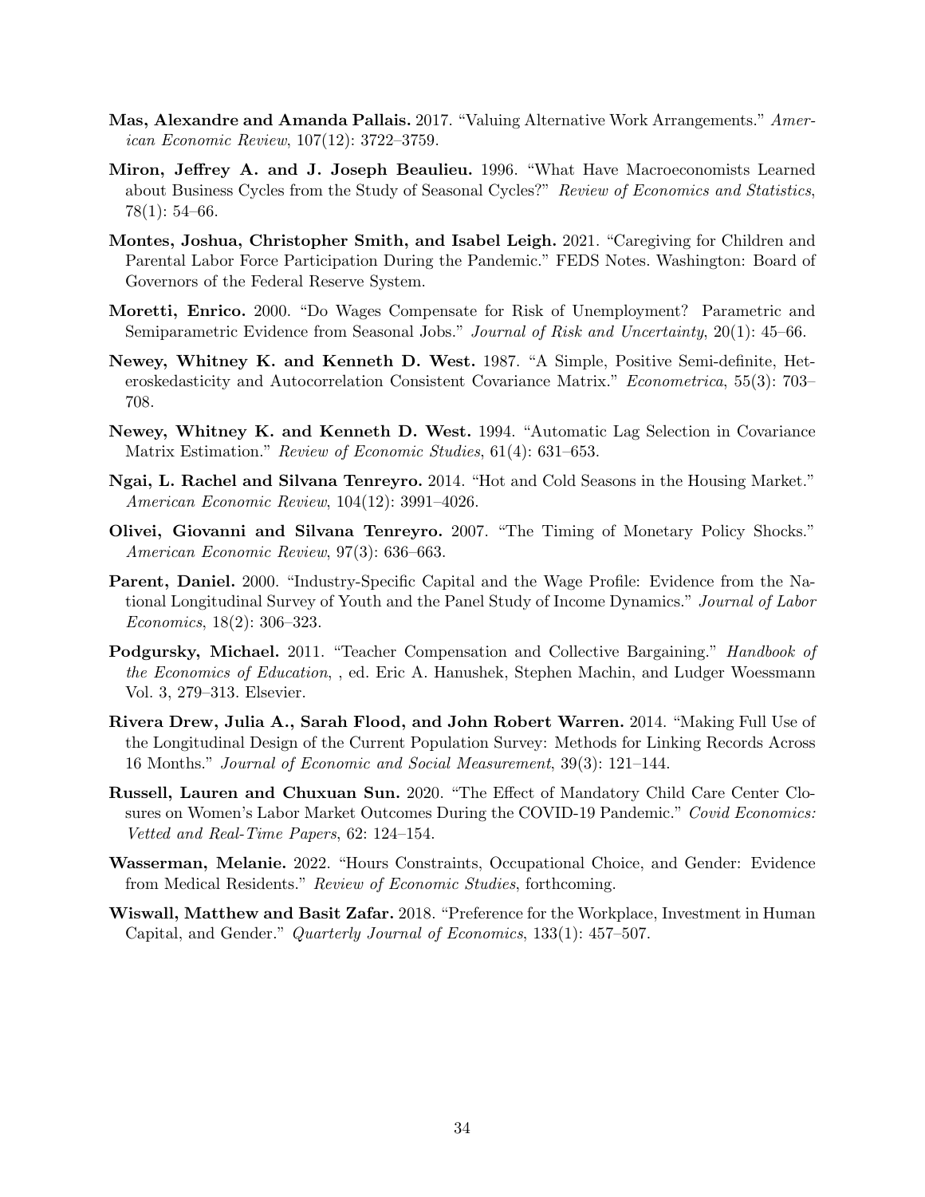**Mas, Alexandre and Amanda Pallais.** 2017. "Valuing Alternative Work Arrangements." *American Economic Review*, 107(12): 3722–3759.

**Miron, Jeffrey A. and J. Joseph Beaulieu.** 1996. "What Have Macroeconomists Learned about Business Cycles from the Study of Seasonal Cycles?" *Review of Economics and Statistics*, 78(1): 54–66.

**Montes, Joshua, Christopher Smith, and Isabel Leigh.** 2021. "Caregiving for Children and Parental Labor Force Participation During the Pandemic." FEDS Notes. Washington: Board of Governors of the Federal Reserve System.

**Moretti, Enrico.** 2000. "Do Wages Compensate for Risk of Unemployment? Parametric and Semiparametric Evidence from Seasonal Jobs." *Journal of Risk and Uncertainty*, 20(1): 45–66.

**Newey, Whitney K. and Kenneth D. West.** 1987. "A Simple, Positive Semi-definite, Heteroskedasticity and Autocorrelation Consistent Covariance Matrix." *Econometrica*, 55(3): 703–708.

**Newey, Whitney K. and Kenneth D. West.** 1994. "Automatic Lag Selection in Covariance Matrix Estimation." *Review of Economic Studies*, 61(4): 631–653.

**Ngai, L. Rachel and Silvana Tenreyro.** 2014. "Hot and Cold Seasons in the Housing Market." *American Economic Review*, 104(12): 3991–4026.

**Olivei, Giovanni and Silvana Tenreyro.** 2007. "The Timing of Monetary Policy Shocks." *American Economic Review*, 97(3): 636–663.

**Parent, Daniel.** 2000. "Industry-Specific Capital and the Wage Profile: Evidence from the National Longitudinal Survey of Youth and the Panel Study of Income Dynamics." *Journal of Labor Economics*, 18(2): 306–323.

**Podgursky, Michael.** 2011. "Teacher Compensation and Collective Bargaining." *Handbook of the Economics of Education*, , ed. Eric A. Hanushek, Stephen Machin, and Ludger Woessmann Vol. 3, 279–313. Elsevier.

**Rivera Drew, Julia A., Sarah Flood, and John Robert Warren.** 2014. "Making Full Use of the Longitudinal Design of the Current Population Survey: Methods for Linking Records Across 16 Months." *Journal of Economic and Social Measurement*, 39(3): 121–144.

**Russell, Lauren and Chuxuan Sun.** 2020. "The Effect of Mandatory Child Care Center Closures on Women's Labor Market Outcomes During the COVID-19 Pandemic." *Covid Economics: Vetted and Real-Time Papers*, 62: 124–154.

**Wasserman, Melanie.** 2022. "Hours Constraints, Occupational Choice, and Gender: Evidence from Medical Residents." *Review of Economic Studies*, forthcoming.

**Wiswall, Matthew and Basit Zafar.** 2018. "Preference for the Workplace, Investment in Human Capital, and Gender." *Quarterly Journal of Economics*, 133(1): 457–507.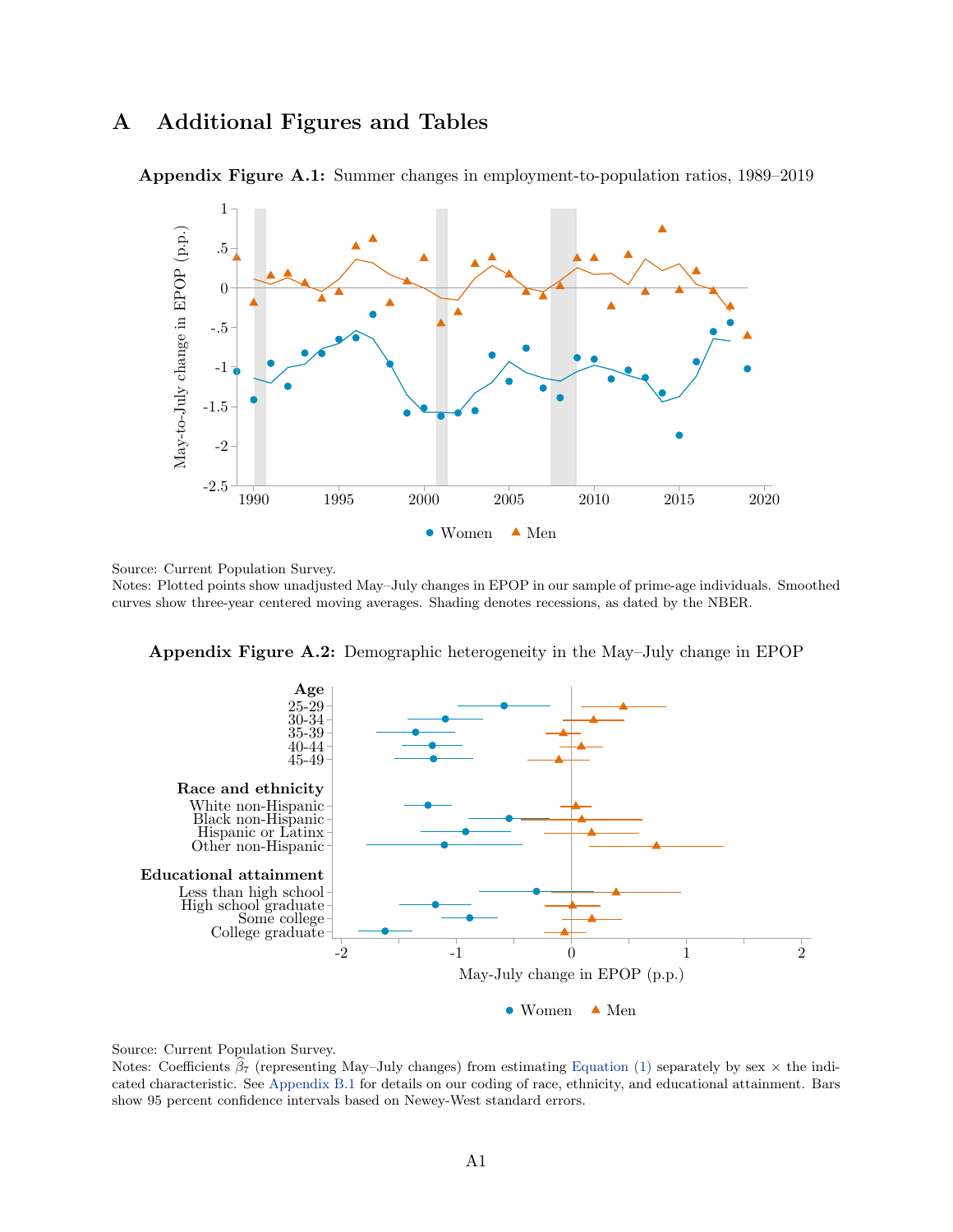# A Additional Figures and Tables

**Appendix Figure A.1:** Summer changes in employment-to-population ratios, 1989–2019

Source: Current Population Survey.
Notes: Plotted points show unadjusted May–July changes in EPOP in our sample of prime-age individuals. Smoothed curves show three-year centered moving averages. Shading denotes recessions, as dated by the NBER.

**Appendix Figure A.2:** Demographic heterogeneity in the May–July change in EPOP

Source: Current Population Survey.
Notes: Coefficients $\widehat{\beta}_7$ (representing May–July changes) from estimating Equation (1) separately by sex × the indicated characteristic. See Appendix B.1 for details on our coding of race, ethnicity, and educational attainment. Bars show 95 percent confidence intervals based on Newey-West standard errors.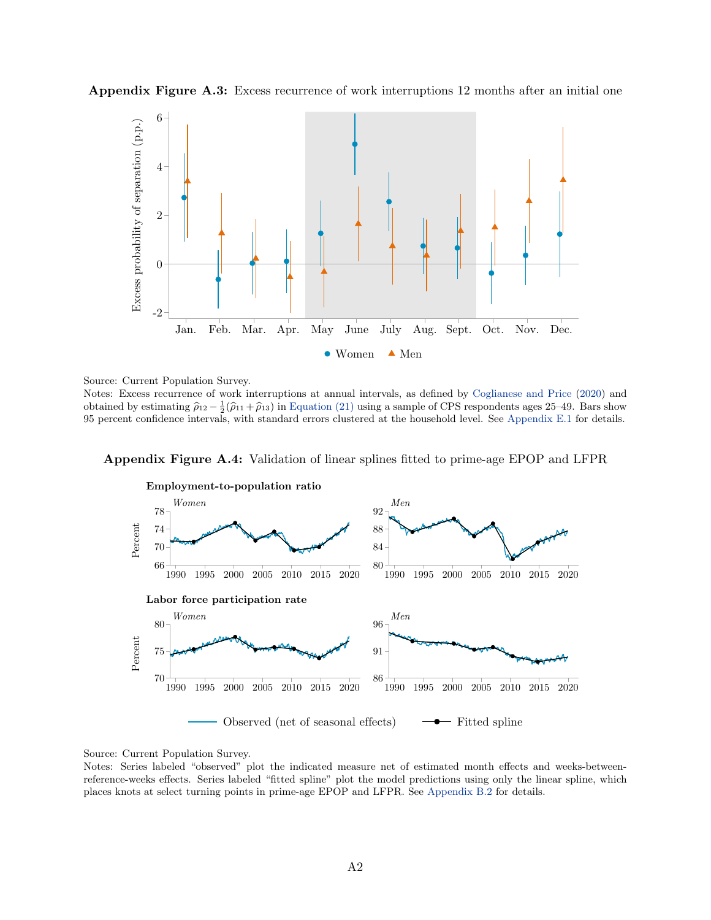**Appendix Figure A.3:** Excess recurrence of work interruptions 12 months after an initial one

Source: Current Population Survey.
Notes: Excess recurrence of work interruptions at annual intervals, as defined by Coglianese and Price (2020) and obtained by estimating $\widehat{\rho}_{12} - \frac{1}{2}(\widehat{\rho}_{11} + \widehat{\rho}_{13})$ in Equation (21) using a sample of CPS respondents ages 25–49. Bars show 95 percent confidence intervals, with standard errors clustered at the household level. See Appendix E.1 for details.

**Appendix Figure A.4:** Validation of linear splines fitted to prime-age EPOP and LFPR

Source: Current Population Survey.
Notes: Series labeled "observed" plot the indicated measure net of estimated month effects and weeks-between-reference-weeks effects. Series labeled "fitted spline" plot the model predictions using only the linear spline, which places knots at select turning points in prime-age EPOP and LFPR. See Appendix B.2 for details.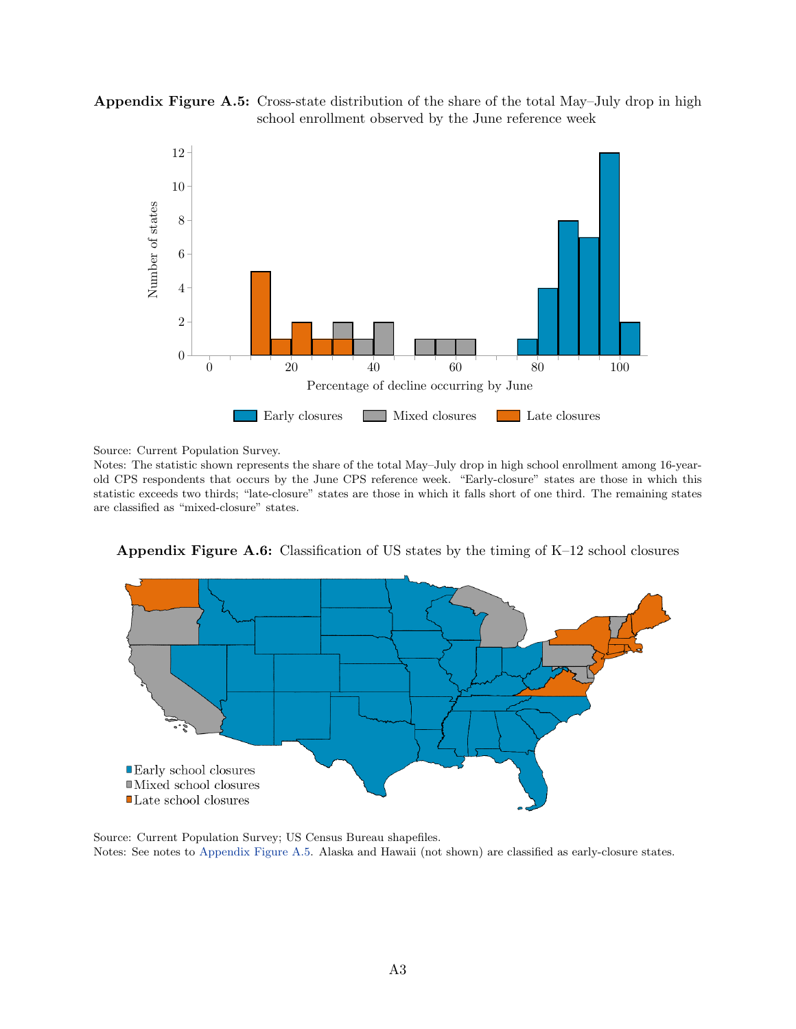**Appendix Figure A.5:** Cross-state distribution of the share of the total May–July drop in high school enrollment observed by the June reference week

Source: Current Population Survey.

Notes: The statistic shown represents the share of the total May–July drop in high school enrollment among 16-year-old CPS respondents that occurs by the June CPS reference week. "Early-closure" states are those in which this statistic exceeds two thirds; "late-closure" states are those in which it falls short of one third. The remaining states are classified as "mixed-closure" states.

**Appendix Figure A.6:** Classification of US states by the timing of K–12 school closures

Source: Current Population Survey; US Census Bureau shapefiles.

Notes: See notes to Appendix Figure A.5. Alaska and Hawaii (not shown) are classified as early-closure states.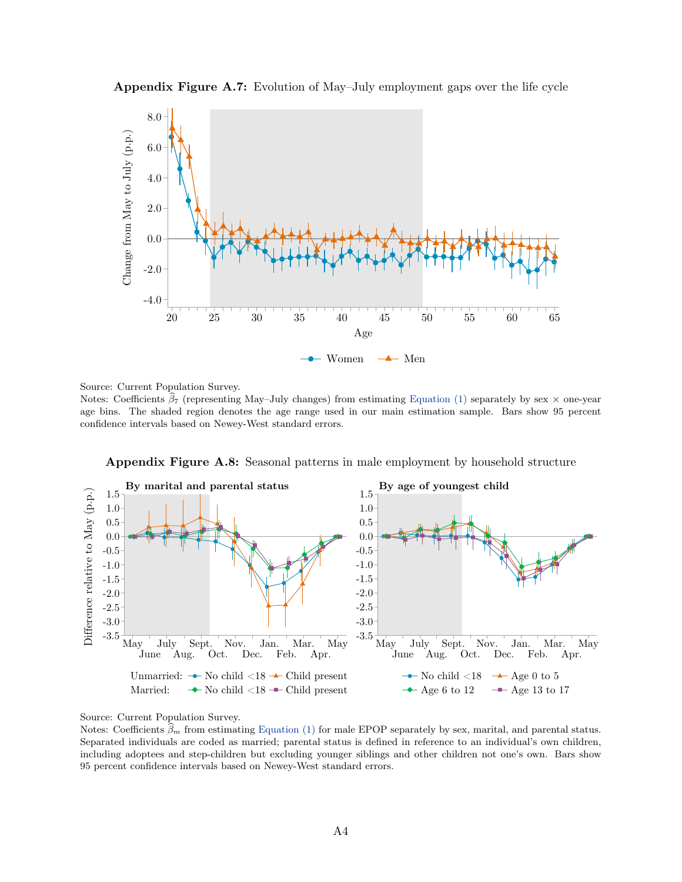**Appendix Figure A.7:** Evolution of May–July employment gaps over the life cycle

Source: Current Population Survey.
Notes: Coefficients $\widehat{\beta}_7$ (representing May–July changes) from estimating Equation (1) separately by sex × one-year age bins. The shaded region denotes the age range used in our main estimation sample. Bars show 95 percent confidence intervals based on Newey-West standard errors.

**Appendix Figure A.8:** Seasonal patterns in male employment by household structure

Source: Current Population Survey.
Notes: Coefficients $\widehat{\beta}_m$ from estimating Equation (1) for male EPOP separately by sex, marital, and parental status. Separated individuals are coded as married; parental status is defined in reference to an individual's own children, including adoptees and step-children but excluding younger siblings and other children not one's own. Bars show 95 percent confidence intervals based on Newey-West standard errors.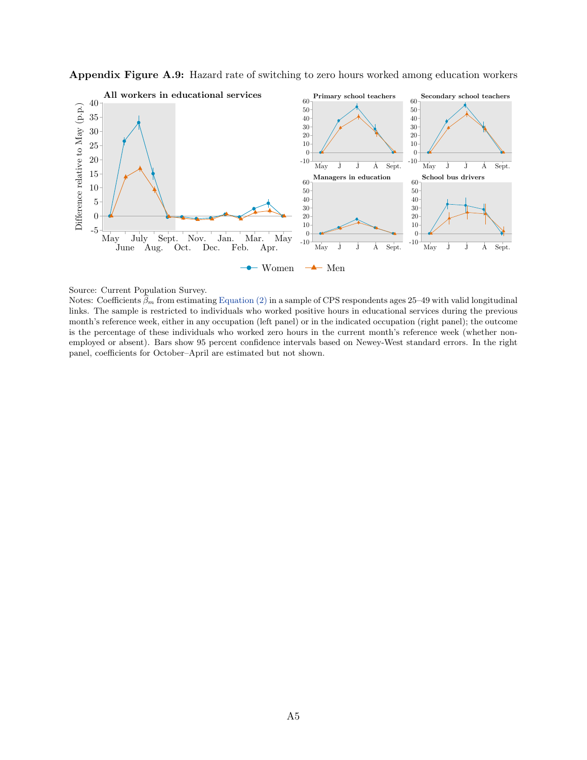**Appendix Figure A.9:** Hazard rate of switching to zero hours worked among education workers

Source: Current Population Survey.

Notes: Coefficients $\widehat{\beta}_m$ from estimating Equation (2) in a sample of CPS respondents ages 25–49 with valid longitudinal links. The sample is restricted to individuals who worked positive hours in educational services during the previous month's reference week, either in any occupation (left panel) or in the indicated occupation (right panel); the outcome is the percentage of these individuals who worked zero hours in the current month's reference week (whether non-employed or absent). Bars show 95 percent confidence intervals based on Newey-West standard errors. In the right panel, coefficients for October–April are estimated but not shown.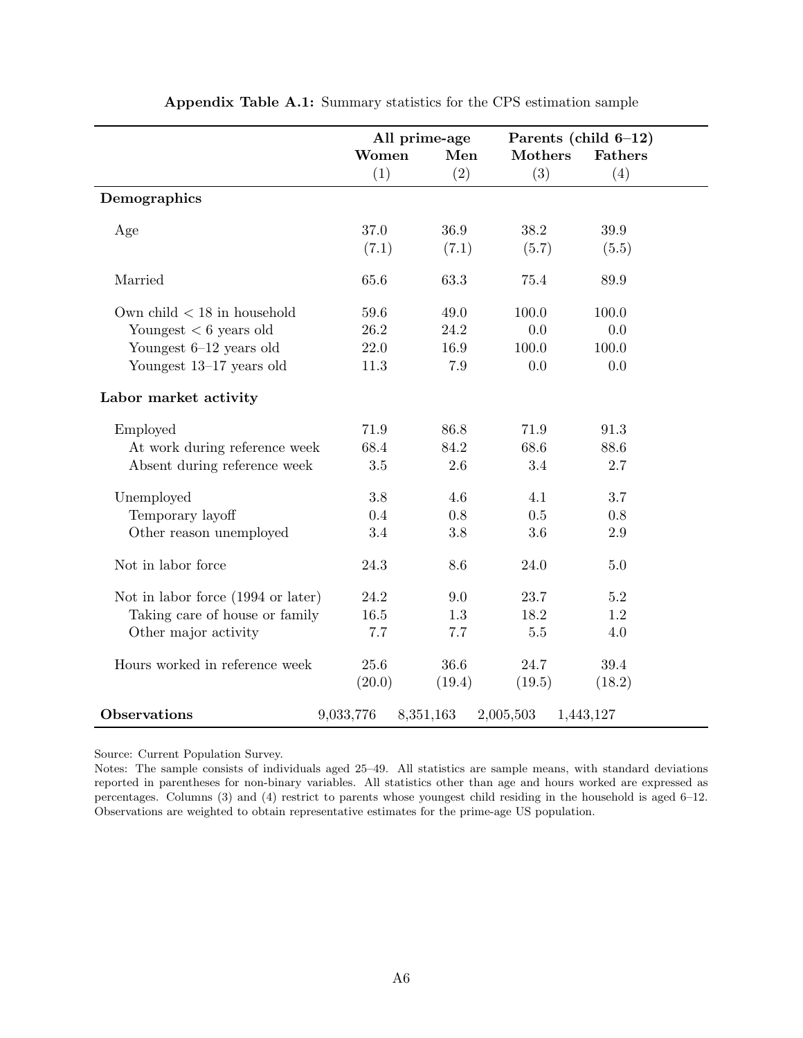**Appendix Table A.1:** Summary statistics for the CPS estimation sample

| | All prime-age | | Parents (child 6–12) | |
|---|---|---|---|---|
| | **Women** | **Men** | **Mothers** | **Fathers** |
| | (1) | (2) | (3) | (4) |
| **Demographics** | | | | |
| Age | 37.0 | 36.9 | 38.2 | 39.9 |
| | (7.1) | (7.1) | (5.7) | (5.5) |
| Married | 65.6 | 63.3 | 75.4 | 89.9 |
| Own child < 18 in household | 59.6 | 49.0 | 100.0 | 100.0 |
| Youngest < 6 years old | 26.2 | 24.2 | 0.0 | 0.0 |
| Youngest 6–12 years old | 22.0 | 16.9 | 100.0 | 100.0 |
| Youngest 13–17 years old | 11.3 | 7.9 | 0.0 | 0.0 |
| **Labor market activity** | | | | |
| Employed | 71.9 | 86.8 | 71.9 | 91.3 |
| At work during reference week | 68.4 | 84.2 | 68.6 | 88.6 |
| Absent during reference week | 3.5 | 2.6 | 3.4 | 2.7 |
| Unemployed | 3.8 | 4.6 | 4.1 | 3.7 |
| Temporary layoff | 0.4 | 0.8 | 0.5 | 0.8 |
| Other reason unemployed | 3.4 | 3.8 | 3.6 | 2.9 |
| Not in labor force | 24.3 | 8.6 | 24.0 | 5.0 |
| Not in labor force (1994 or later) | 24.2 | 9.0 | 23.7 | 5.2 |
| Taking care of house or family | 16.5 | 1.3 | 18.2 | 1.2 |
| Other major activity | 7.7 | 7.7 | 5.5 | 4.0 |
| Hours worked in reference week | 25.6 | 36.6 | 24.7 | 39.4 |
| | (20.0) | (19.4) | (19.5) | (18.2) |
| **Observations** | 9,033,776 | 8,351,163 | 2,005,503 | 1,443,127 |

Source: Current Population Survey.

Notes: The sample consists of individuals aged 25–49. All statistics are sample means, with standard deviations reported in parentheses for non-binary variables. All statistics other than age and hours worked are expressed as percentages. Columns (3) and (4) restrict to parents whose youngest child residing in the household is aged 6–12. Observations are weighted to obtain representative estimates for the prime-age US population.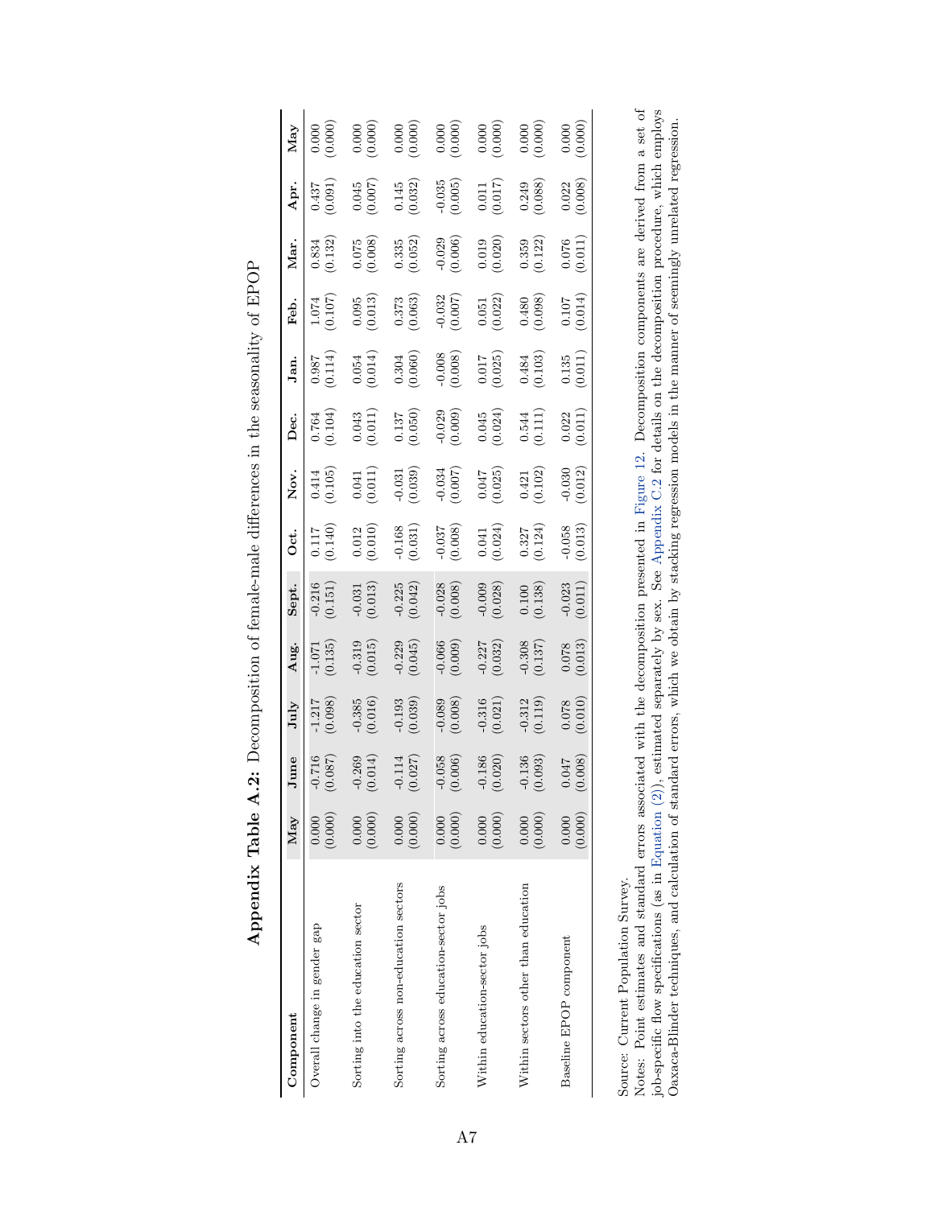**Appendix Table A.2:** Decomposition of female-male differences in the seasonality of EPOP

| Component | May | June | July | Aug. | Sept. | Oct. | Nov. | Dec. | Jan. | Feb. | Mar. | Apr. | May |
|---|---|---|---|---|---|---|---|---|---|---|---|---|---|
| Overall change in gender gap | 0.000 | -0.716 | -1.217 | -1.071 | -0.216 | 0.117 | 0.414 | 0.764 | 0.987 | 1.074 | 0.834 | 0.437 | 0.000 |
| | (0.000) | (0.087) | (0.098) | (0.135) | (0.151) | (0.140) | (0.105) | (0.104) | (0.114) | (0.107) | (0.132) | (0.091) | (0.000) |
| Sorting into the education sector | 0.000 | -0.269 | -0.385 | -0.319 | -0.031 | 0.012 | 0.041 | 0.043 | 0.054 | 0.095 | 0.075 | 0.045 | 0.000 |
| | (0.000) | (0.014) | (0.016) | (0.015) | (0.013) | (0.010) | (0.011) | (0.011) | (0.014) | (0.013) | (0.008) | (0.007) | (0.000) |
| Sorting across non-education sectors | 0.000 | -0.114 | -0.193 | -0.229 | -0.225 | -0.168 | -0.031 | 0.137 | 0.304 | 0.373 | 0.335 | 0.145 | 0.000 |
| | (0.000) | (0.027) | (0.039) | (0.045) | (0.042) | (0.031) | (0.039) | (0.050) | (0.060) | (0.063) | (0.052) | (0.032) | (0.000) |
| Sorting across education-sector jobs | 0.000 | -0.058 | -0.089 | -0.066 | -0.028 | -0.037 | -0.034 | -0.029 | -0.008 | -0.032 | -0.029 | -0.035 | 0.000 |
| | (0.000) | (0.006) | (0.008) | (0.009) | (0.008) | (0.008) | (0.007) | (0.009) | (0.008) | (0.007) | (0.006) | (0.005) | (0.000) |
| Within education-sector jobs | 0.000 | -0.186 | -0.316 | -0.227 | -0.009 | 0.041 | 0.047 | 0.045 | 0.017 | 0.051 | 0.019 | 0.011 | 0.000 |
| | (0.000) | (0.020) | (0.021) | (0.032) | (0.028) | (0.024) | (0.025) | (0.024) | (0.025) | (0.022) | (0.020) | (0.017) | (0.000) |
| Within sectors other than education | 0.000 | -0.136 | -0.312 | -0.308 | 0.100 | 0.327 | 0.421 | 0.544 | 0.484 | 0.480 | 0.359 | 0.249 | 0.000 |
| | (0.000) | (0.093) | (0.119) | (0.137) | (0.138) | (0.124) | (0.102) | (0.111) | (0.103) | (0.098) | (0.122) | (0.088) | (0.000) |
| Baseline EPOP component | 0.000 | 0.047 | 0.078 | 0.078 | -0.023 | -0.058 | -0.030 | 0.022 | 0.135 | 0.107 | 0.076 | 0.022 | 0.000 |
| | (0.000) | (0.008) | (0.010) | (0.013) | (0.011) | (0.013) | (0.012) | (0.011) | (0.011) | (0.014) | (0.011) | (0.008) | (0.000) |

Source: Current Population Survey.
Notes: Point estimates and standard errors associated with the decomposition presented in Figure 12. Decomposition components are derived from a set of job-specific flow specifications (as in Equation (2)), estimated separately by sex. See Appendix C.2 for details on the decomposition procedure, which employs Oaxaca-Blinder techniques, and calculation of standard errors, which we obtain by stacking regression models in the manner of seemingly unrelated regression.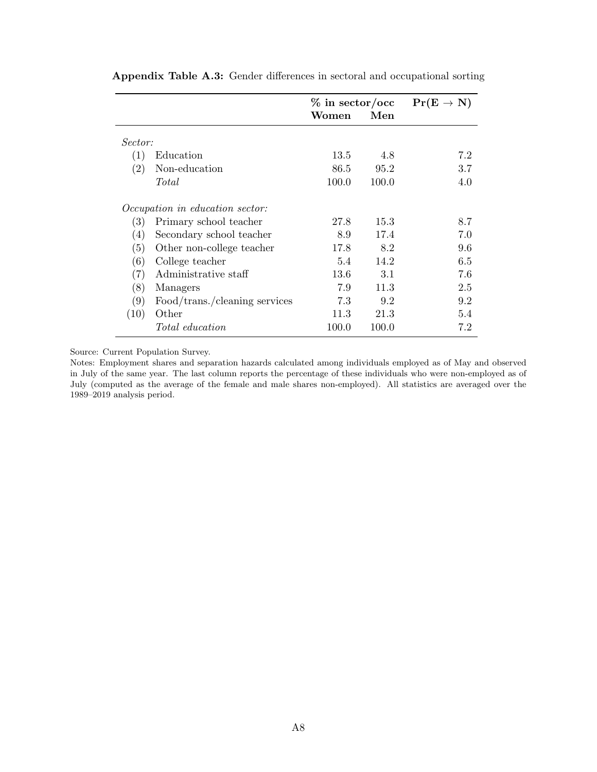**Appendix Table A.3:** Gender differences in sectoral and occupational sorting

| | | % in sector/occ | | $\mathbf{Pr(E \rightarrow N)}$ |
|---|---|---|---|---|
| | | **Women** | **Men** | |
| *Sector:* | | | | |
| (1) | Education | 13.5 | 4.8 | 7.2 |
| (2) | Non-education | 86.5 | 95.2 | 3.7 |
| | *Total* | 100.0 | 100.0 | 4.0 |
| *Occupation in education sector:* | | | | |
| (3) | Primary school teacher | 27.8 | 15.3 | 8.7 |
| (4) | Secondary school teacher | 8.9 | 17.4 | 7.0 |
| (5) | Other non-college teacher | 17.8 | 8.2 | 9.6 |
| (6) | College teacher | 5.4 | 14.2 | 6.5 |
| (7) | Administrative staff | 13.6 | 3.1 | 7.6 |
| (8) | Managers | 7.9 | 11.3 | 2.5 |
| (9) | Food/trans./cleaning services | 7.3 | 9.2 | 9.2 |
| (10) | Other | 11.3 | 21.3 | 5.4 |
| | *Total education* | 100.0 | 100.0 | 7.2 |

Source: Current Population Survey.

Notes: Employment shares and separation hazards calculated among individuals employed as of May and observed in July of the same year. The last column reports the percentage of these individuals who were non-employed as of July (computed as the average of the female and male shares non-employed). All statistics are averaged over the 1989–2019 analysis period.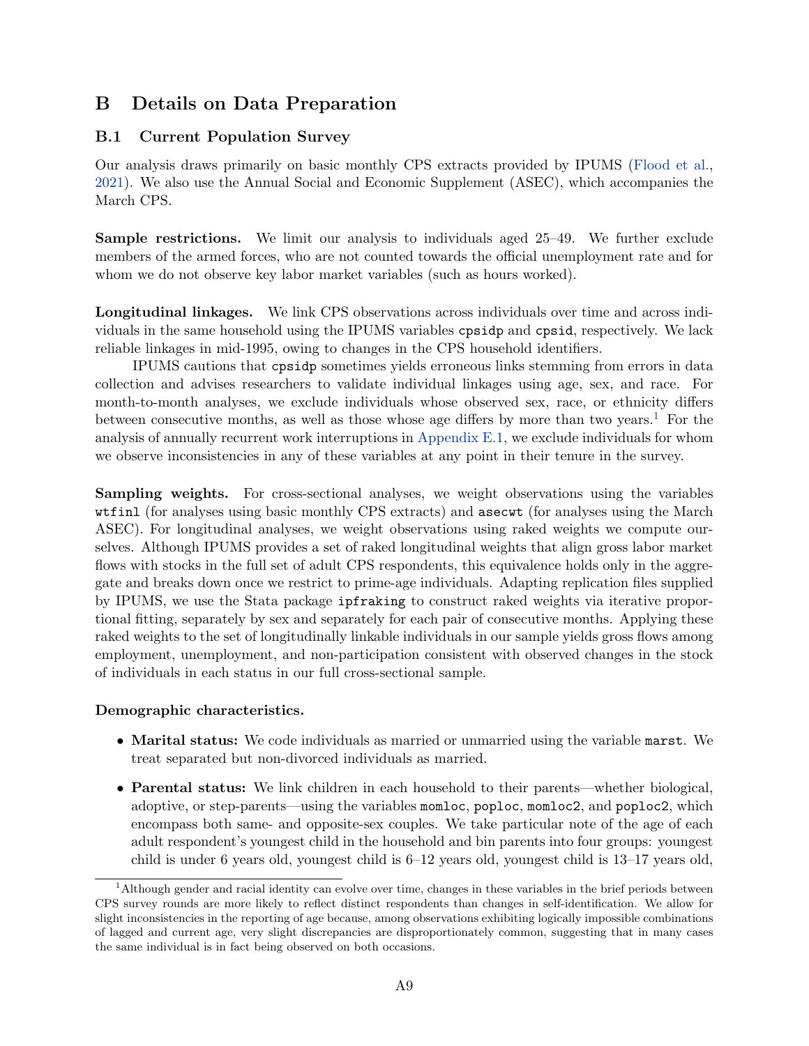# B Details on Data Preparation

## B.1 Current Population Survey

Our analysis draws primarily on basic monthly CPS extracts provided by IPUMS (Flood et al., 2021). We also use the Annual Social and Economic Supplement (ASEC), which accompanies the March CPS.

**Sample restrictions.** We limit our analysis to individuals aged 25–49. We further exclude members of the armed forces, who are not counted towards the official unemployment rate and for whom we do not observe key labor market variables (such as hours worked).

**Longitudinal linkages.** We link CPS observations across individuals over time and across individuals in the same household using the IPUMS variables `cpsidp` and `cpsid`, respectively. We lack reliable linkages in mid-1995, owing to changes in the CPS household identifiers.

IPUMS cautions that `cpsidp` sometimes yields erroneous links stemming from errors in data collection and advises researchers to validate individual linkages using age, sex, and race. For month-to-month analyses, we exclude individuals whose observed sex, race, or ethnicity differs between consecutive months, as well as those whose age differs by more than two years.[1] For the analysis of annually recurrent work interruptions in Appendix E.1, we exclude individuals for whom we observe inconsistencies in any of these variables at any point in their tenure in the survey.

**Sampling weights.** For cross-sectional analyses, we weight observations using the variables `wtfinl` (for analyses using basic monthly CPS extracts) and `asecwt` (for analyses using the March ASEC). For longitudinal analyses, we weight observations using raked weights we compute ourselves. Although IPUMS provides a set of raked longitudinal weights that align gross labor market flows with stocks in the full set of adult CPS respondents, this equivalence holds only in the aggregate and breaks down once we restrict to prime-age individuals. Adapting replication files supplied by IPUMS, we use the Stata package `ipfraking` to construct raked weights via iterative proportional fitting, separately by sex and separately for each pair of consecutive months. Applying these raked weights to the set of longitudinally linkable individuals in our sample yields gross flows among employment, unemployment, and non-participation consistent with observed changes in the stock of individuals in each status in our full cross-sectional sample.

**Demographic characteristics.**

- **Marital status:** We code individuals as married or unmarried using the variable `marst`. We treat separated but non-divorced individuals as married.
- **Parental status:** We link children in each household to their parents—whether biological, adoptive, or step-parents—using the variables `momloc`, `poploc`, `momloc2`, and `poploc2`, which encompass both same- and opposite-sex couples. We take particular note of the age of each adult respondent's youngest child in the household and bin parents into four groups: youngest child is under 6 years old, youngest child is 6–12 years old, youngest child is 13–17 years old,

[1] Although gender and racial identity can evolve over time, changes in these variables in the brief periods between CPS survey rounds are more likely to reflect distinct respondents than changes in self-identification. We allow for slight inconsistencies in the reporting of age because, among observations exhibiting logically impossible combinations of lagged and current age, very slight discrepancies are disproportionately common, suggesting that in many cases the same individual is in fact being observed on both occasions.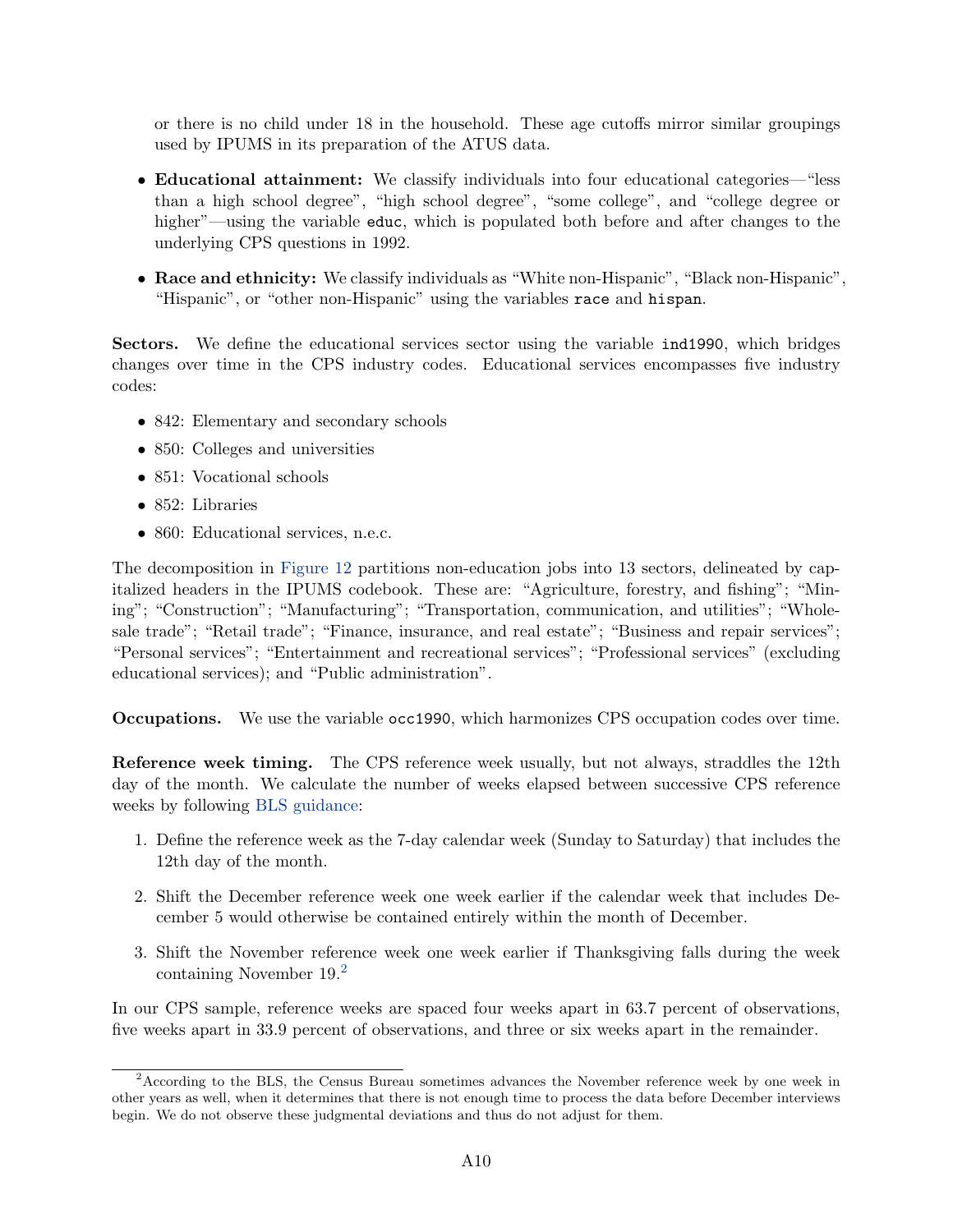or there is no child under 18 in the household. These age cutoffs mirror similar groupings used by IPUMS in its preparation of the ATUS data.

- **Educational attainment:** We classify individuals into four educational categories—"less than a high school degree", "high school degree", "some college", and "college degree or higher"—using the variable `educ`, which is populated both before and after changes to the underlying CPS questions in 1992.
- **Race and ethnicity:** We classify individuals as "White non-Hispanic", "Black non-Hispanic", "Hispanic", or "other non-Hispanic" using the variables `race` and `hispan`.

**Sectors.** We define the educational services sector using the variable `ind1990`, which bridges changes over time in the CPS industry codes. Educational services encompasses five industry codes:

- 842: Elementary and secondary schools
- 850: Colleges and universities
- 851: Vocational schools
- 852: Libraries
- 860: Educational services, n.e.c.

The decomposition in Figure 12 partitions non-education jobs into 13 sectors, delineated by capitalized headers in the IPUMS codebook. These are: "Agriculture, forestry, and fishing"; "Mining"; "Construction"; "Manufacturing"; "Transportation, communication, and utilities"; "Wholesale trade"; "Retail trade"; "Finance, insurance, and real estate"; "Business and repair services"; "Personal services"; "Entertainment and recreational services"; "Professional services" (excluding educational services); and "Public administration".

**Occupations.** We use the variable `occ1990`, which harmonizes CPS occupation codes over time.

**Reference week timing.** The CPS reference week usually, but not always, straddles the 12th day of the month. We calculate the number of weeks elapsed between successive CPS reference weeks by following BLS guidance:

1. Define the reference week as the 7-day calendar week (Sunday to Saturday) that includes the 12th day of the month.
2. Shift the December reference week one week earlier if the calendar week that includes December 5 would otherwise be contained entirely within the month of December.
3. Shift the November reference week one week earlier if Thanksgiving falls during the week containing November 19.[2]

In our CPS sample, reference weeks are spaced four weeks apart in 63.7 percent of observations, five weeks apart in 33.9 percent of observations, and three or six weeks apart in the remainder.

[2] According to the BLS, the Census Bureau sometimes advances the November reference week by one week in other years as well, when it determines that there is not enough time to process the data before December interviews begin. We do not observe these judgmental deviations and thus do not adjust for them.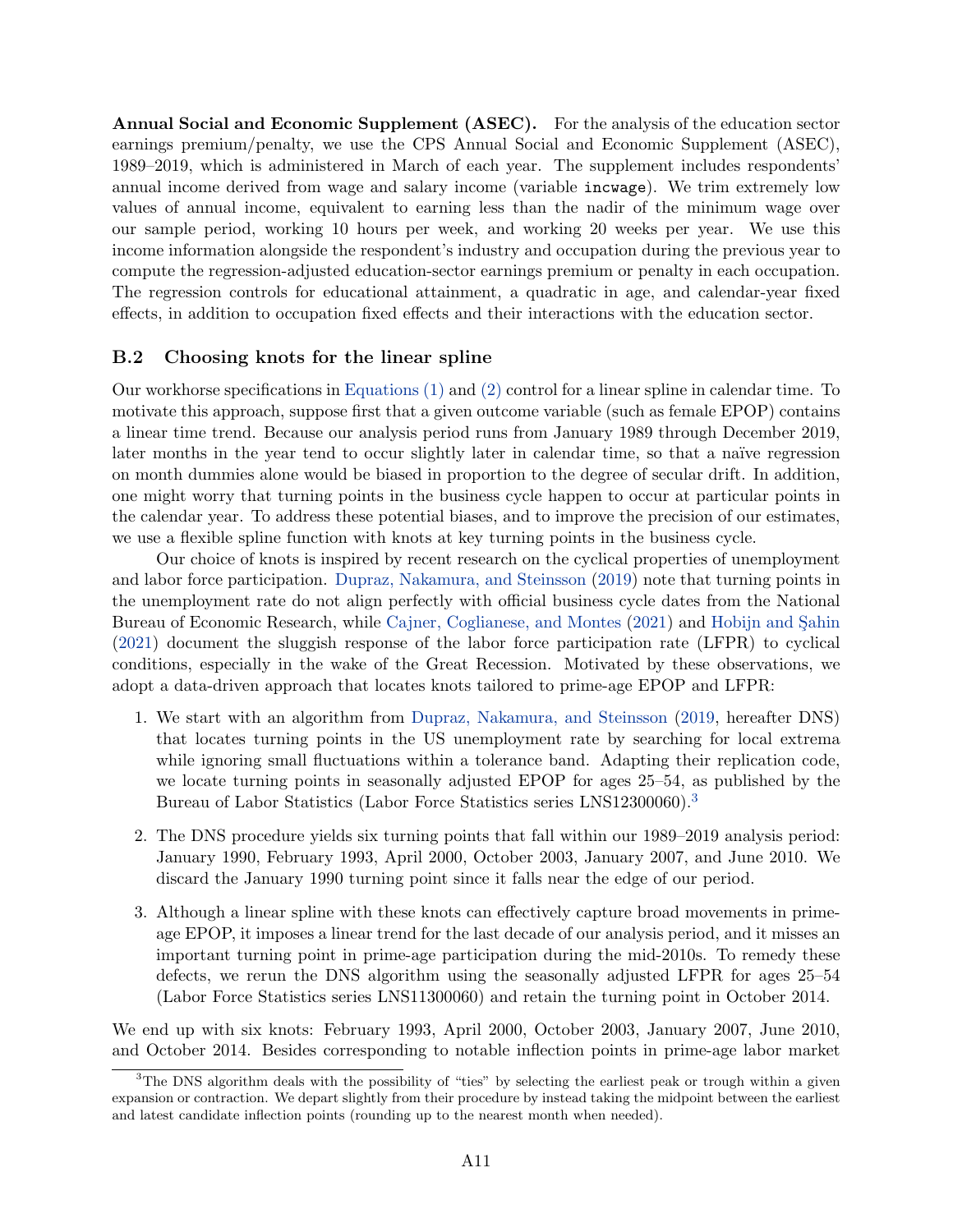**Annual Social and Economic Supplement (ASEC).** For the analysis of the education sector earnings premium/penalty, we use the CPS Annual Social and Economic Supplement (ASEC), 1989–2019, which is administered in March of each year. The supplement includes respondents' annual income derived from wage and salary income (variable `incwage`). We trim extremely low values of annual income, equivalent to earning less than the nadir of the minimum wage over our sample period, working 10 hours per week, and working 20 weeks per year. We use this income information alongside the respondent's industry and occupation during the previous year to compute the regression-adjusted education-sector earnings premium or penalty in each occupation. The regression controls for educational attainment, a quadratic in age, and calendar-year fixed effects, in addition to occupation fixed effects and their interactions with the education sector.

### B.2 Choosing knots for the linear spline

Our workhorse specifications in Equations (1) and (2) control for a linear spline in calendar time. To motivate this approach, suppose first that a given outcome variable (such as female EPOP) contains a linear time trend. Because our analysis period runs from January 1989 through December 2019, later months in the year tend to occur slightly later in calendar time, so that a naïve regression on month dummies alone would be biased in proportion to the degree of secular drift. In addition, one might worry that turning points in the business cycle happen to occur at particular points in the calendar year. To address these potential biases, and to improve the precision of our estimates, we use a flexible spline function with knots at key turning points in the business cycle.

Our choice of knots is inspired by recent research on the cyclical properties of unemployment and labor force participation. Dupraz, Nakamura, and Steinsson (2019) note that turning points in the unemployment rate do not align perfectly with official business cycle dates from the National Bureau of Economic Research, while Cajner, Coglianese, and Montes (2021) and Hobijn and Şahin (2021) document the sluggish response of the labor force participation rate (LFPR) to cyclical conditions, especially in the wake of the Great Recession. Motivated by these observations, we adopt a data-driven approach that locates knots tailored to prime-age EPOP and LFPR:

1. We start with an algorithm from Dupraz, Nakamura, and Steinsson (2019, hereafter DNS) that locates turning points in the US unemployment rate by searching for local extrema while ignoring small fluctuations within a tolerance band. Adapting their replication code, we locate turning points in seasonally adjusted EPOP for ages 25–54, as published by the Bureau of Labor Statistics (Labor Force Statistics series LNS12300060).[3]
2. The DNS procedure yields six turning points that fall within our 1989–2019 analysis period: January 1990, February 1993, April 2000, October 2003, January 2007, and June 2010. We discard the January 1990 turning point since it falls near the edge of our period.
3. Although a linear spline with these knots can effectively capture broad movements in prime-age EPOP, it imposes a linear trend for the last decade of our analysis period, and it misses an important turning point in prime-age participation during the mid-2010s. To remedy these defects, we rerun the DNS algorithm using the seasonally adjusted LFPR for ages 25–54 (Labor Force Statistics series LNS11300060) and retain the turning point in October 2014.

We end up with six knots: February 1993, April 2000, October 2003, January 2007, June 2010, and October 2014. Besides corresponding to notable inflection points in prime-age labor market

[3] The DNS algorithm deals with the possibility of "ties" by selecting the earliest peak or trough within a given expansion or contraction. We depart slightly from their procedure by instead taking the midpoint between the earliest and latest candidate inflection points (rounding up to the nearest month when needed).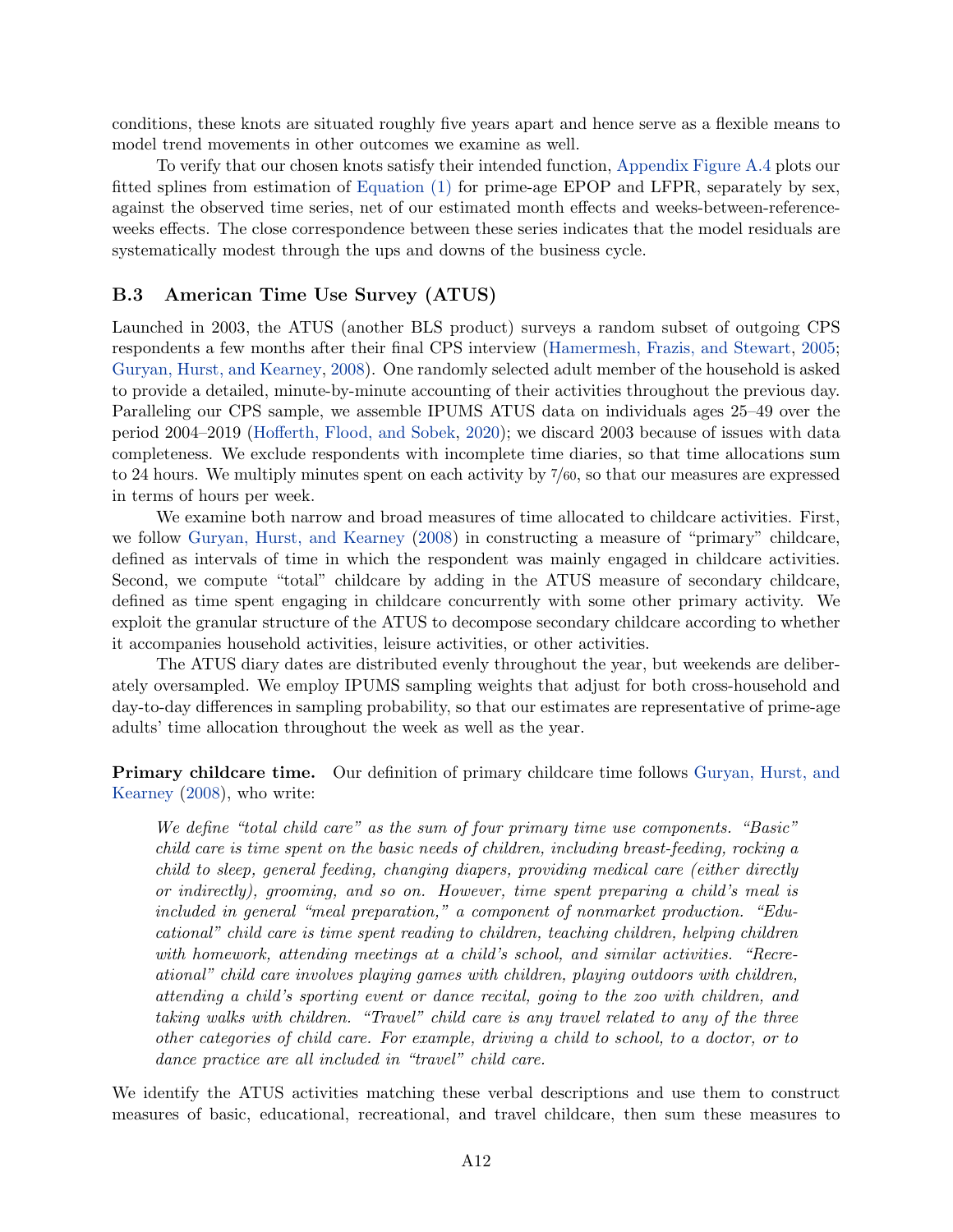conditions, these knots are situated roughly five years apart and hence serve as a flexible means to model trend movements in other outcomes we examine as well.

To verify that our chosen knots satisfy their intended function, Appendix Figure A.4 plots our fitted splines from estimation of Equation (1) for prime-age EPOP and LFPR, separately by sex, against the observed time series, net of our estimated month effects and weeks-between-reference-weeks effects. The close correspondence between these series indicates that the model residuals are systematically modest through the ups and downs of the business cycle.

### B.3 American Time Use Survey (ATUS)

Launched in 2003, the ATUS (another BLS product) surveys a random subset of outgoing CPS respondents a few months after their final CPS interview (Hamermesh, Frazis, and Stewart, 2005; Guryan, Hurst, and Kearney, 2008). One randomly selected adult member of the household is asked to provide a detailed, minute-by-minute accounting of their activities throughout the previous day. Paralleling our CPS sample, we assemble IPUMS ATUS data on individuals ages 25–49 over the period 2004–2019 (Hofferth, Flood, and Sobek, 2020); we discard 2003 because of issues with data completeness. We exclude respondents with incomplete time diaries, so that time allocations sum to 24 hours. We multiply minutes spent on each activity by $7/60$, so that our measures are expressed in terms of hours per week.

We examine both narrow and broad measures of time allocated to childcare activities. First, we follow Guryan, Hurst, and Kearney (2008) in constructing a measure of "primary" childcare, defined as intervals of time in which the respondent was mainly engaged in childcare activities. Second, we compute "total" childcare by adding in the ATUS measure of secondary childcare, defined as time spent engaging in childcare concurrently with some other primary activity. We exploit the granular structure of the ATUS to decompose secondary childcare according to whether it accompanies household activities, leisure activities, or other activities.

The ATUS diary dates are distributed evenly throughout the year, but weekends are deliberately oversampled. We employ IPUMS sampling weights that adjust for both cross-household and day-to-day differences in sampling probability, so that our estimates are representative of prime-age adults' time allocation throughout the week as well as the year.

**Primary childcare time.** Our definition of primary childcare time follows Guryan, Hurst, and Kearney (2008), who write:

> *We define "total child care" as the sum of four primary time use components. "Basic" child care is time spent on the basic needs of children, including breast-feeding, rocking a child to sleep, general feeding, changing diapers, providing medical care (either directly or indirectly), grooming, and so on. However, time spent preparing a child's meal is included in general "meal preparation," a component of nonmarket production. "Educational" child care is time spent reading to children, teaching children, helping children with homework, attending meetings at a child's school, and similar activities. "Recreational" child care involves playing games with children, playing outdoors with children, attending a child's sporting event or dance recital, going to the zoo with children, and taking walks with children. "Travel" child care is any travel related to any of the three other categories of child care. For example, driving a child to school, to a doctor, or to dance practice are all included in "travel" child care.*

We identify the ATUS activities matching these verbal descriptions and use them to construct measures of basic, educational, recreational, and travel childcare, then sum these measures to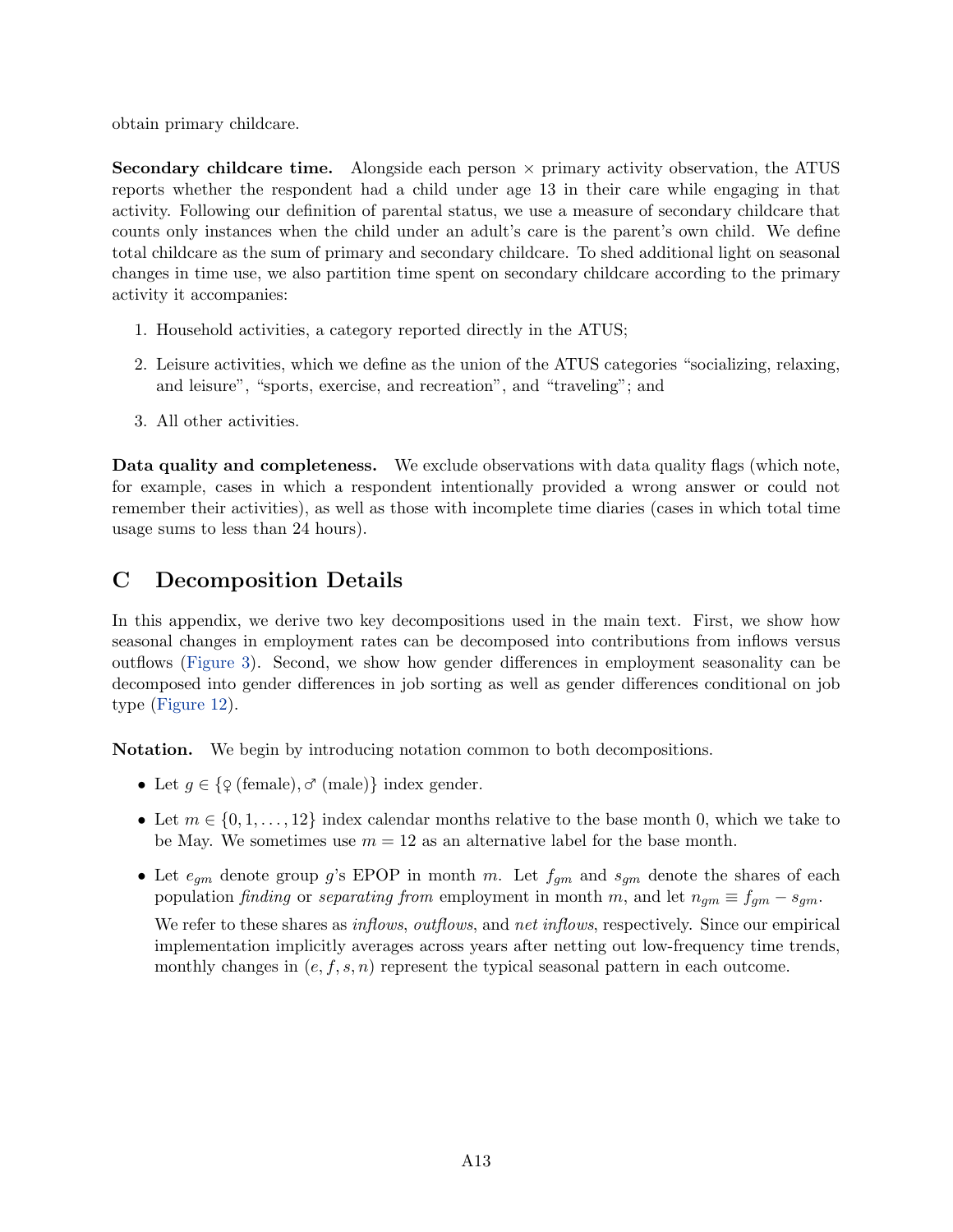obtain primary childcare.

**Secondary childcare time.** Alongside each person × primary activity observation, the ATUS reports whether the respondent had a child under age 13 in their care while engaging in that activity. Following our definition of parental status, we use a measure of secondary childcare that counts only instances when the child under an adult's care is the parent's own child. We define total childcare as the sum of primary and secondary childcare. To shed additional light on seasonal changes in time use, we also partition time spent on secondary childcare according to the primary activity it accompanies:

1. Household activities, a category reported directly in the ATUS;
2. Leisure activities, which we define as the union of the ATUS categories "socializing, relaxing, and leisure", "sports, exercise, and recreation", and "traveling"; and
3. All other activities.

**Data quality and completeness.** We exclude observations with data quality flags (which note, for example, cases in which a respondent intentionally provided a wrong answer or could not remember their activities), as well as those with incomplete time diaries (cases in which total time usage sums to less than 24 hours).

# C Decomposition Details

In this appendix, we derive two key decompositions used in the main text. First, we show how seasonal changes in employment rates can be decomposed into contributions from inflows versus outflows (Figure 3). Second, we show how gender differences in employment seasonality can be decomposed into gender differences in job sorting as well as gender differences conditional on job type (Figure 12).

**Notation.** We begin by introducing notation common to both decompositions.

- Let $g \in \{♀ \text{ (female)}, ♂ \text{ (male)}\}$ index gender.
- Let $m \in \{0, 1, \ldots, 12\}$ index calendar months relative to the base month 0, which we take to be May. We sometimes use $m = 12$ as an alternative label for the base month.
- Let $e_{gm}$ denote group $g$'s EPOP in month $m$. Let $f_{gm}$ and $s_{gm}$ denote the shares of each population *finding* or *separating from* employment in month $m$, and let $n_{gm} \equiv f_{gm} - s_{gm}$.

  We refer to these shares as *inflows*, *outflows*, and *net inflows*, respectively. Since our empirical implementation implicitly averages across years after netting out low-frequency time trends, monthly changes in $(e, f, s, n)$ represent the typical seasonal pattern in each outcome.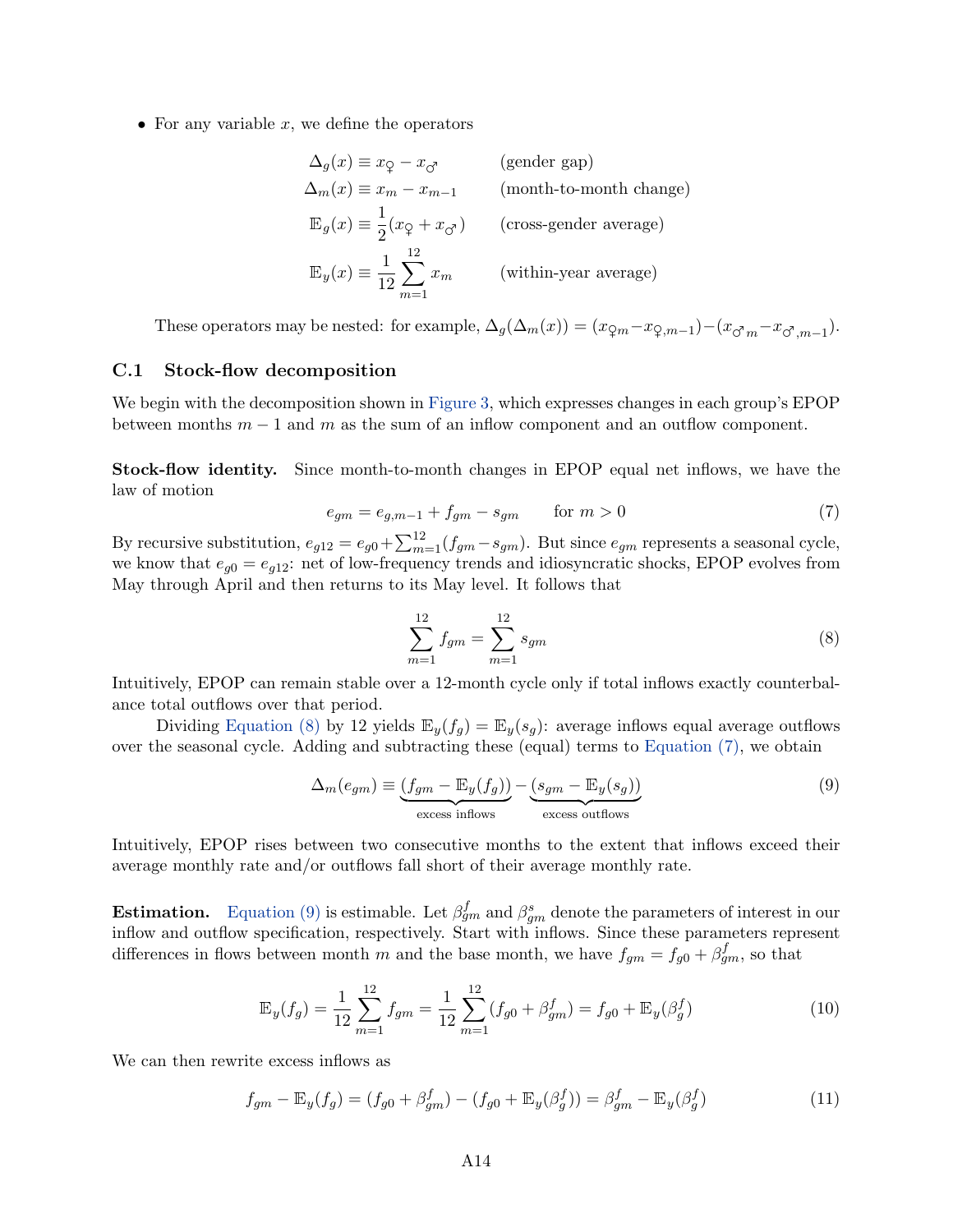- For any variable $x$, we define the operators

$$
\begin{aligned}
\Delta_g(x) &\equiv x_{♀} - x_{♂} && \text{(gender gap)} \\
\Delta_m(x) &\equiv x_m - x_{m-1} && \text{(month-to-month change)} \\
\mathbb{E}_g(x) &\equiv \frac{1}{2}(x_{♀} + x_{♂}) && \text{(cross-gender average)} \\
\mathbb{E}_y(x) &\equiv \frac{1}{12}\sum_{m=1}^{12} x_m && \text{(within-year average)}
\end{aligned}
$$

These operators may be nested: for example, $\Delta_g(\Delta_m(x)) = (x_{♀m} - x_{♀,m-1}) - (x_{♂m} - x_{♂,m-1})$.

### C.1 Stock-flow decomposition

We begin with the decomposition shown in Figure 3, which expresses changes in each group's EPOP between months $m-1$ and $m$ as the sum of an inflow component and an outflow component.

**Stock-flow identity.** Since month-to-month changes in EPOP equal net inflows, we have the law of motion

$$
e_{gm} = e_{g,m-1} + f_{gm} - s_{gm} \qquad \text{for } m > 0 \tag{7}
$$

By recursive substitution, $e_{g12} = e_{g0} + \sum_{m=1}^{12}(f_{gm} - s_{gm})$. But since $e_{gm}$ represents a seasonal cycle, we know that $e_{g0} = e_{g12}$: net of low-frequency trends and idiosyncratic shocks, EPOP evolves from May through April and then returns to its May level. It follows that

$$
\sum_{m=1}^{12} f_{gm} = \sum_{m=1}^{12} s_{gm} \tag{8}
$$

Intuitively, EPOP can remain stable over a 12-month cycle only if total inflows exactly counterbalance total outflows over that period.

Dividing Equation (8) by 12 yields $\mathbb{E}_y(f_g) = \mathbb{E}_y(s_g)$: average inflows equal average outflows over the seasonal cycle. Adding and subtracting these (equal) terms to Equation (7), we obtain

$$
\Delta_m(e_{gm}) \equiv \underbrace{(f_{gm} - \mathbb{E}_y(f_g))}_{\text{excess inflows}} - \underbrace{(s_{gm} - \mathbb{E}_y(s_g))}_{\text{excess outflows}} \tag{9}
$$

Intuitively, EPOP rises between two consecutive months to the extent that inflows exceed their average monthly rate and/or outflows fall short of their average monthly rate.

**Estimation.** Equation (9) is estimable. Let $\beta^f_{gm}$ and $\beta^s_{gm}$ denote the parameters of interest in our inflow and outflow specification, respectively. Start with inflows. Since these parameters represent differences in flows between month $m$ and the base month, we have $f_{gm} = f_{g0} + \beta^f_{gm}$, so that

$$
\mathbb{E}_y(f_g) = \frac{1}{12}\sum_{m=1}^{12} f_{gm} = \frac{1}{12}\sum_{m=1}^{12}(f_{g0} + \beta^f_{gm}) = f_{g0} + \mathbb{E}_y(\beta^f_g) \tag{10}
$$

We can then rewrite excess inflows as

$$
f_{gm} - \mathbb{E}_y(f_g) = (f_{g0} + \beta^f_{gm}) - (f_{g0} + \mathbb{E}_y(\beta^f_g)) = \beta^f_{gm} - \mathbb{E}_y(\beta^f_g) \tag{11}
$$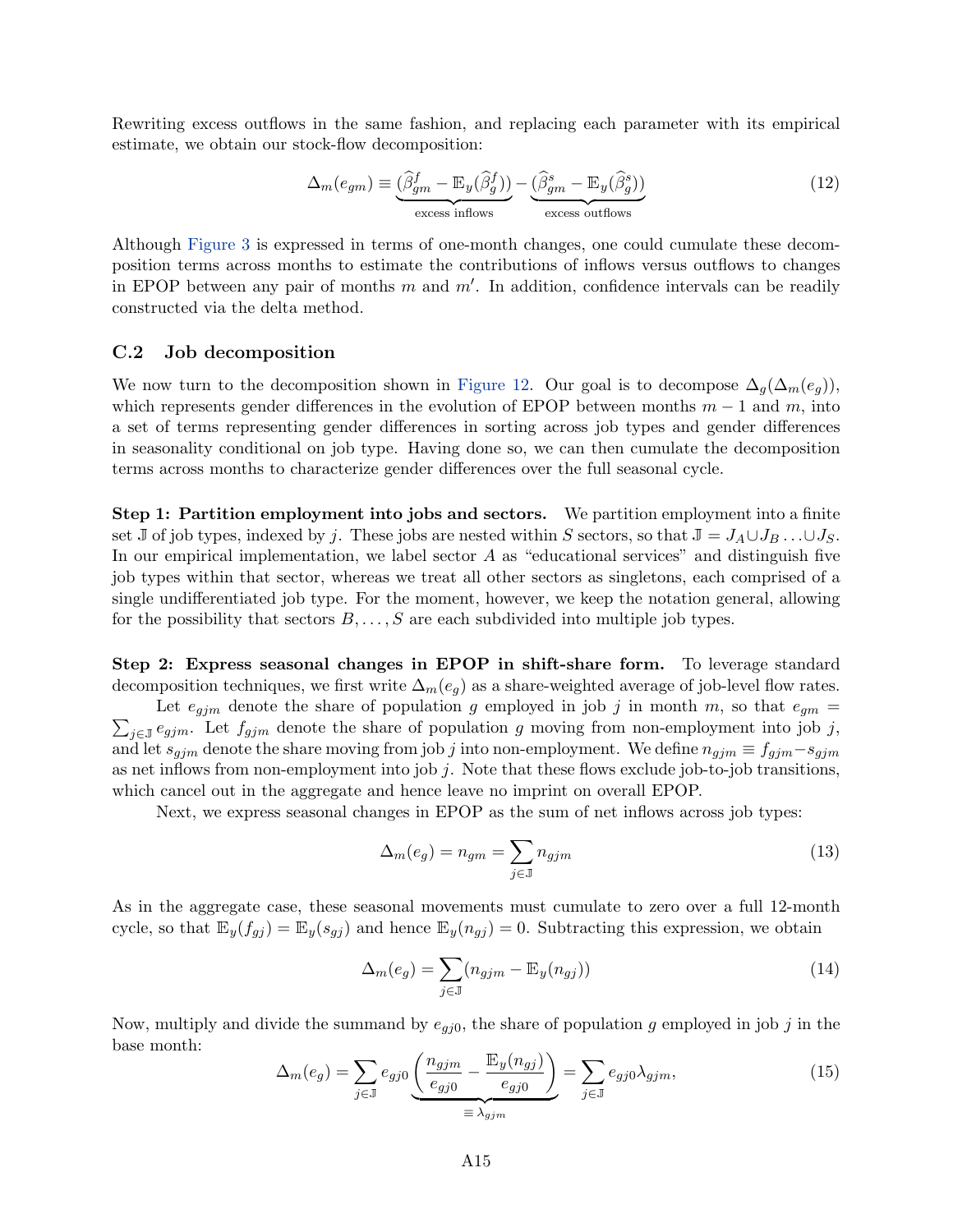Rewriting excess outflows in the same fashion, and replacing each parameter with its empirical estimate, we obtain our stock-flow decomposition:

$$\Delta_m(e_{gm}) \equiv \underbrace{(\widehat{\beta}^f_{gm} - \mathbb{E}_y(\widehat{\beta}^f_g))}_{\text{excess inflows}} - \underbrace{(\widehat{\beta}^s_{gm} - \mathbb{E}_y(\widehat{\beta}^s_g))}_{\text{excess outflows}} \tag{12}$$

Although Figure 3 is expressed in terms of one-month changes, one could cumulate these decomposition terms across months to estimate the contributions of inflows versus outflows to changes in EPOP between any pair of months $m$ and $m'$. In addition, confidence intervals can be readily constructed via the delta method.

### C.2 Job decomposition

We now turn to the decomposition shown in Figure 12. Our goal is to decompose $\Delta_g(\Delta_m(e_g))$, which represents gender differences in the evolution of EPOP between months $m-1$ and $m$, into a set of terms representing gender differences in sorting across job types and gender differences in seasonality conditional on job type. Having done so, we can then cumulate the decomposition terms across months to characterize gender differences over the full seasonal cycle.

**Step 1: Partition employment into jobs and sectors.** We partition employment into a finite set $\mathbb{J}$ of job types, indexed by $j$. These jobs are nested within $S$ sectors, so that $\mathbb{J} = J_A \cup J_B \ldots \cup J_S$. In our empirical implementation, we label sector $A$ as "educational services" and distinguish five job types within that sector, whereas we treat all other sectors as singletons, each comprised of a single undifferentiated job type. For the moment, however, we keep the notation general, allowing for the possibility that sectors $B, \ldots, S$ are each subdivided into multiple job types.

**Step 2: Express seasonal changes in EPOP in shift-share form.** To leverage standard decomposition techniques, we first write $\Delta_m(e_g)$ as a share-weighted average of job-level flow rates.

Let $e_{gjm}$ denote the share of population $g$ employed in job $j$ in month $m$, so that $e_{gm} = \sum_{j\in\mathbb{J}} e_{gjm}$. Let $f_{gjm}$ denote the share of population $g$ moving from non-employment into job $j$, and let $s_{gjm}$ denote the share moving from job $j$ into non-employment. We define $n_{gjm} \equiv f_{gjm} - s_{gjm}$ as net inflows from non-employment into job $j$. Note that these flows exclude job-to-job transitions, which cancel out in the aggregate and hence leave no imprint on overall EPOP.

Next, we express seasonal changes in EPOP as the sum of net inflows across job types:

$$\Delta_m(e_g) = n_{gm} = \sum_{j\in\mathbb{J}} n_{gjm} \tag{13}$$

As in the aggregate case, these seasonal movements must cumulate to zero over a full 12-month cycle, so that $\mathbb{E}_y(f_{gj}) = \mathbb{E}_y(s_{gj})$ and hence $\mathbb{E}_y(n_{gj}) = 0$. Subtracting this expression, we obtain

$$\Delta_m(e_g) = \sum_{j\in\mathbb{J}} (n_{gjm} - \mathbb{E}_y(n_{gj})) \tag{14}$$

Now, multiply and divide the summand by $e_{gj0}$, the share of population $g$ employed in job $j$ in the base month:

$$\Delta_m(e_g) = \sum_{j\in\mathbb{J}} e_{gj0} \underbrace{\left(\frac{n_{gjm}}{e_{gj0}} - \frac{\mathbb{E}_y(n_{gj})}{e_{gj0}}\right)}_{\equiv \lambda_{gjm}} = \sum_{j\in\mathbb{J}} e_{gj0}\lambda_{gjm}, \tag{15}$$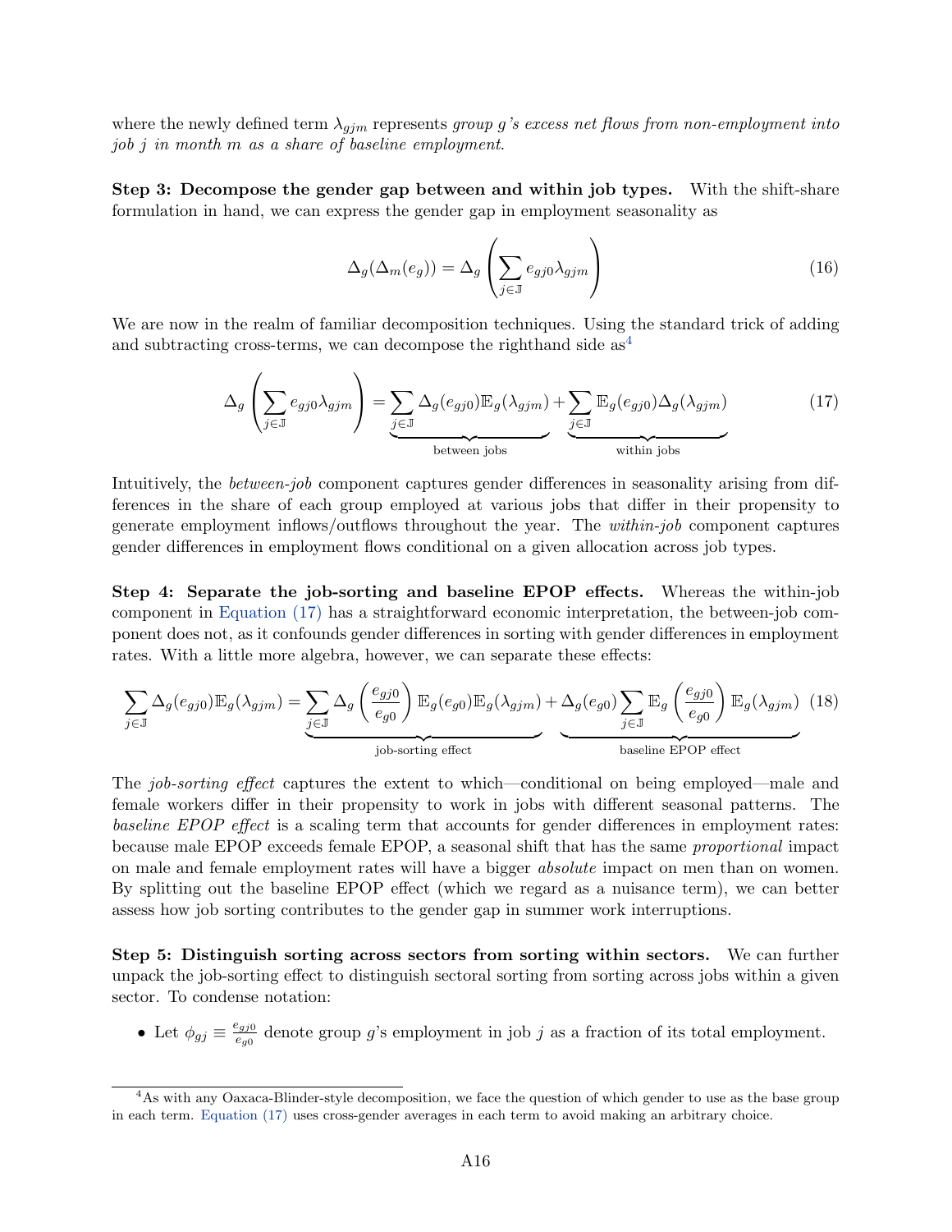where the newly defined term $\lambda_{gjm}$ represents *group g's excess net flows from non-employment into job j in month m as a share of baseline employment*.

**Step 3: Decompose the gender gap between and within job types.** With the shift-share formulation in hand, we can express the gender gap in employment seasonality as

$$\Delta_g(\Delta_m(e_g)) = \Delta_g\left(\sum_{j\in\mathbb{J}} e_{gj0}\lambda_{gjm}\right) \tag{16}$$

We are now in the realm of familiar decomposition techniques. Using the standard trick of adding and subtracting cross-terms, we can decompose the righthand side as[4]

$$\Delta_g\left(\sum_{j\in\mathbb{J}} e_{gj0}\lambda_{gjm}\right) = \underbrace{\sum_{j\in\mathbb{J}} \Delta_g(e_{gj0})\mathbb{E}_g(\lambda_{gjm})}_{\text{between jobs}} + \underbrace{\sum_{j\in\mathbb{J}} \mathbb{E}_g(e_{gj0})\Delta_g(\lambda_{gjm})}_{\text{within jobs}} \tag{17}$$

Intuitively, the *between-job* component captures gender differences in seasonality arising from differences in the share of each group employed at various jobs that differ in their propensity to generate employment inflows/outflows throughout the year. The *within-job* component captures gender differences in employment flows conditional on a given allocation across job types.

**Step 4: Separate the job-sorting and baseline EPOP effects.** Whereas the within-job component in Equation (17) has a straightforward economic interpretation, the between-job component does not, as it confounds gender differences in sorting with gender differences in employment rates. With a little more algebra, however, we can separate these effects:

$$\sum_{j\in\mathbb{J}} \Delta_g(e_{gj0})\mathbb{E}_g(\lambda_{gjm}) = \underbrace{\sum_{j\in\mathbb{J}} \Delta_g\left(\frac{e_{gj0}}{e_{g0}}\right)\mathbb{E}_g(e_{g0})\mathbb{E}_g(\lambda_{gjm})}_{\text{job-sorting effect}} + \underbrace{\Delta_g(e_{g0})\sum_{j\in\mathbb{J}} \mathbb{E}_g\left(\frac{e_{gj0}}{e_{g0}}\right)\mathbb{E}_g(\lambda_{gjm})}_{\text{baseline EPOP effect}} \tag{18}$$

The *job-sorting effect* captures the extent to which—conditional on being employed—male and female workers differ in their propensity to work in jobs with different seasonal patterns. The *baseline EPOP effect* is a scaling term that accounts for gender differences in employment rates: because male EPOP exceeds female EPOP, a seasonal shift that has the same *proportional* impact on male and female employment rates will have a bigger *absolute* impact on men than on women. By splitting out the baseline EPOP effect (which we regard as a nuisance term), we can better assess how job sorting contributes to the gender gap in summer work interruptions.

**Step 5: Distinguish sorting across sectors from sorting within sectors.** We can further unpack the job-sorting effect to distinguish sectoral sorting from sorting across jobs within a given sector. To condense notation:

- Let $\phi_{gj} \equiv \frac{e_{gj0}}{e_{g0}}$ denote group $g$'s employment in job $j$ as a fraction of its total employment.

[4] As with any Oaxaca-Blinder-style decomposition, we face the question of which gender to use as the base group in each term. Equation (17) uses cross-gender averages in each term to avoid making an arbitrary choice.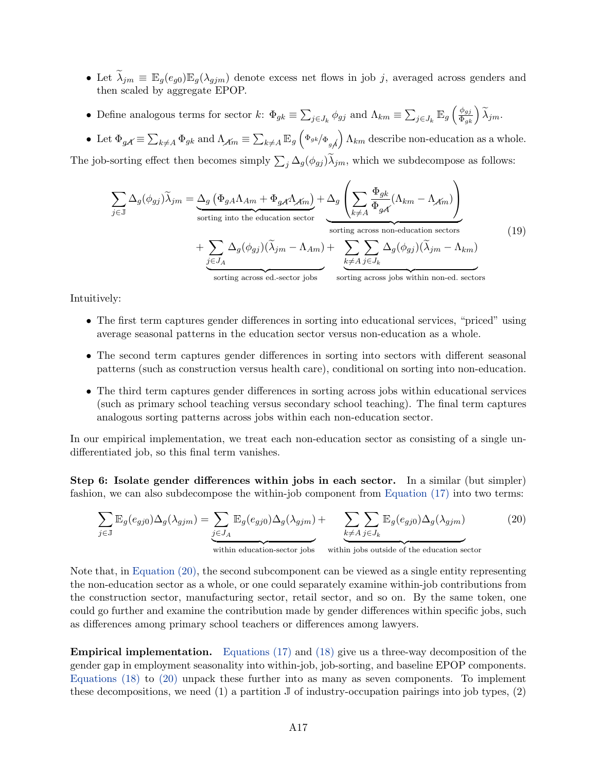- Let $\widetilde{\lambda}_{jm} \equiv \mathbb{E}_g(e_{g0})\mathbb{E}_g(\lambda_{gjm})$ denote excess net flows in job $j$, averaged across genders and then scaled by aggregate EPOP.
- Define analogous terms for sector $k$: $\Phi_{gk} \equiv \sum_{j\in J_k} \phi_{gj}$ and $\Lambda_{km} \equiv \sum_{j\in J_k} \mathbb{E}_g\left(\frac{\phi_{gj}}{\Phi_{gk}}\right)\widetilde{\lambda}_{jm}$.
- Let $\Phi_{g\not{A}} \equiv \sum_{k\neq A}\Phi_{gk}$ and $\Lambda_{\not{A}m} \equiv \sum_{k\neq A}\mathbb{E}_g\left(\Phi_{gk}/\Phi_{g\not{A}}\right)\Lambda_{km}$ describe non-education as a whole.

The job-sorting effect then becomes simply $\sum_j \Delta_g(\phi_{gj})\widetilde{\lambda}_{jm}$, which we subdecompose as follows:

$$
\begin{aligned}
\sum_{j\in\mathbb{J}} \Delta_g(\phi_{gj})\widetilde{\lambda}_{jm} = {} & \underbrace{\Delta_g\left(\Phi_{gA}\Lambda_{Am} + \Phi_{g\not{A}}\Lambda_{\not{A}m}\right)}_{\text{sorting into the education sector}} + \underbrace{\Delta_g\left(\sum_{k\neq A}\frac{\Phi_{gk}}{\Phi_{g\not{A}}}(\Lambda_{km} - \Lambda_{\not{A}m})\right)}_{\text{sorting across non-education sectors}} \\
& + \underbrace{\sum_{j\in J_A}\Delta_g(\phi_{gj})(\widetilde{\lambda}_{jm} - \Lambda_{Am})}_{\text{sorting across ed.-sector jobs}} + \underbrace{\sum_{k\neq A}\sum_{j\in J_k}\Delta_g(\phi_{gj})(\widetilde{\lambda}_{jm} - \Lambda_{km})}_{\text{sorting across jobs within non-ed. sectors}}
\end{aligned}
\tag{19}
$$

Intuitively:

- The first term captures gender differences in sorting into educational services, "priced" using average seasonal patterns in the education sector versus non-education as a whole.
- The second term captures gender differences in sorting into sectors with different seasonal patterns (such as construction versus health care), conditional on sorting into non-education.
- The third term captures gender differences in sorting across jobs within educational services (such as primary school teaching versus secondary school teaching). The final term captures analogous sorting patterns across jobs within each non-education sector.

In our empirical implementation, we treat each non-education sector as consisting of a single undifferentiated job, so this final term vanishes.

**Step 6: Isolate gender differences within jobs in each sector.** In a similar (but simpler) fashion, we can also subdecompose the within-job component from Equation (17) into two terms:

$$
\sum_{j\in\mathbb{J}}\mathbb{E}_g(e_{gj0})\Delta_g(\lambda_{gjm}) = \underbrace{\sum_{j\in J_A}\mathbb{E}_g(e_{gj0})\Delta_g(\lambda_{gjm})}_{\text{within education-sector jobs}} + \underbrace{\sum_{k\neq A}\sum_{j\in J_k}\mathbb{E}_g(e_{gj0})\Delta_g(\lambda_{gjm})}_{\text{within jobs outside of the education sector}}
\tag{20}
$$

Note that, in Equation (20), the second subcomponent can be viewed as a single entity representing the non-education sector as a whole, or one could separately examine within-job contributions from the construction sector, manufacturing sector, retail sector, and so on. By the same token, one could go further and examine the contribution made by gender differences within specific jobs, such as differences among primary school teachers or differences among lawyers.

**Empirical implementation.** Equations (17) and (18) give us a three-way decomposition of the gender gap in employment seasonality into within-job, job-sorting, and baseline EPOP components. Equations (18) to (20) unpack these further into as many as seven components. To implement these decompositions, we need (1) a partition $\mathbb{J}$ of industry-occupation pairings into job types, (2)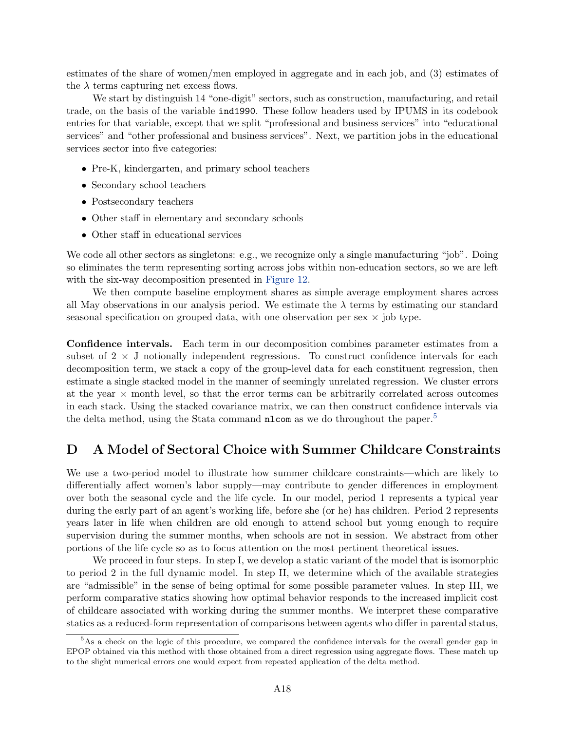estimates of the share of women/men employed in aggregate and in each job, and (3) estimates of the $\lambda$ terms capturing net excess flows.

We start by distinguish 14 "one-digit" sectors, such as construction, manufacturing, and retail trade, on the basis of the variable `ind1990`. These follow headers used by IPUMS in its codebook entries for that variable, except that we split "professional and business services" into "educational services" and "other professional and business services". Next, we partition jobs in the educational services sector into five categories:

- Pre-K, kindergarten, and primary school teachers
- Secondary school teachers
- Postsecondary teachers
- Other staff in elementary and secondary schools
- Other staff in educational services

We code all other sectors as singletons: e.g., we recognize only a single manufacturing "job". Doing so eliminates the term representing sorting across jobs within non-education sectors, so we are left with the six-way decomposition presented in Figure 12.

We then compute baseline employment shares as simple average employment shares across all May observations in our analysis period. We estimate the $\lambda$ terms by estimating our standard seasonal specification on grouped data, with one observation per sex $\times$ job type.

**Confidence intervals.** Each term in our decomposition combines parameter estimates from a subset of $2 \times J$ notionally independent regressions. To construct confidence intervals for each decomposition term, we stack a copy of the group-level data for each constituent regression, then estimate a single stacked model in the manner of seemingly unrelated regression. We cluster errors at the year $\times$ month level, so that the error terms can be arbitrarily correlated across outcomes in each stack. Using the stacked covariance matrix, we can then construct confidence intervals via the delta method, using the Stata command `nlcom` as we do throughout the paper.[5]

## D A Model of Sectoral Choice with Summer Childcare Constraints

We use a two-period model to illustrate how summer childcare constraints—which are likely to differentially affect women's labor supply—may contribute to gender differences in employment over both the seasonal cycle and the life cycle. In our model, period 1 represents a typical year during the early part of an agent's working life, before she (or he) has children. Period 2 represents years later in life when children are old enough to attend school but young enough to require supervision during the summer months, when schools are not in session. We abstract from other portions of the life cycle so as to focus attention on the most pertinent theoretical issues.

We proceed in four steps. In step I, we develop a static variant of the model that is isomorphic to period 2 in the full dynamic model. In step II, we determine which of the available strategies are "admissible" in the sense of being optimal for some possible parameter values. In step III, we perform comparative statics showing how optimal behavior responds to the increased implicit cost of childcare associated with working during the summer months. We interpret these comparative statics as a reduced-form representation of comparisons between agents who differ in parental status,

[5] As a check on the logic of this procedure, we compared the confidence intervals for the overall gender gap in EPOP obtained via this method with those obtained from a direct regression using aggregate flows. These match up to the slight numerical errors one would expect from repeated application of the delta method.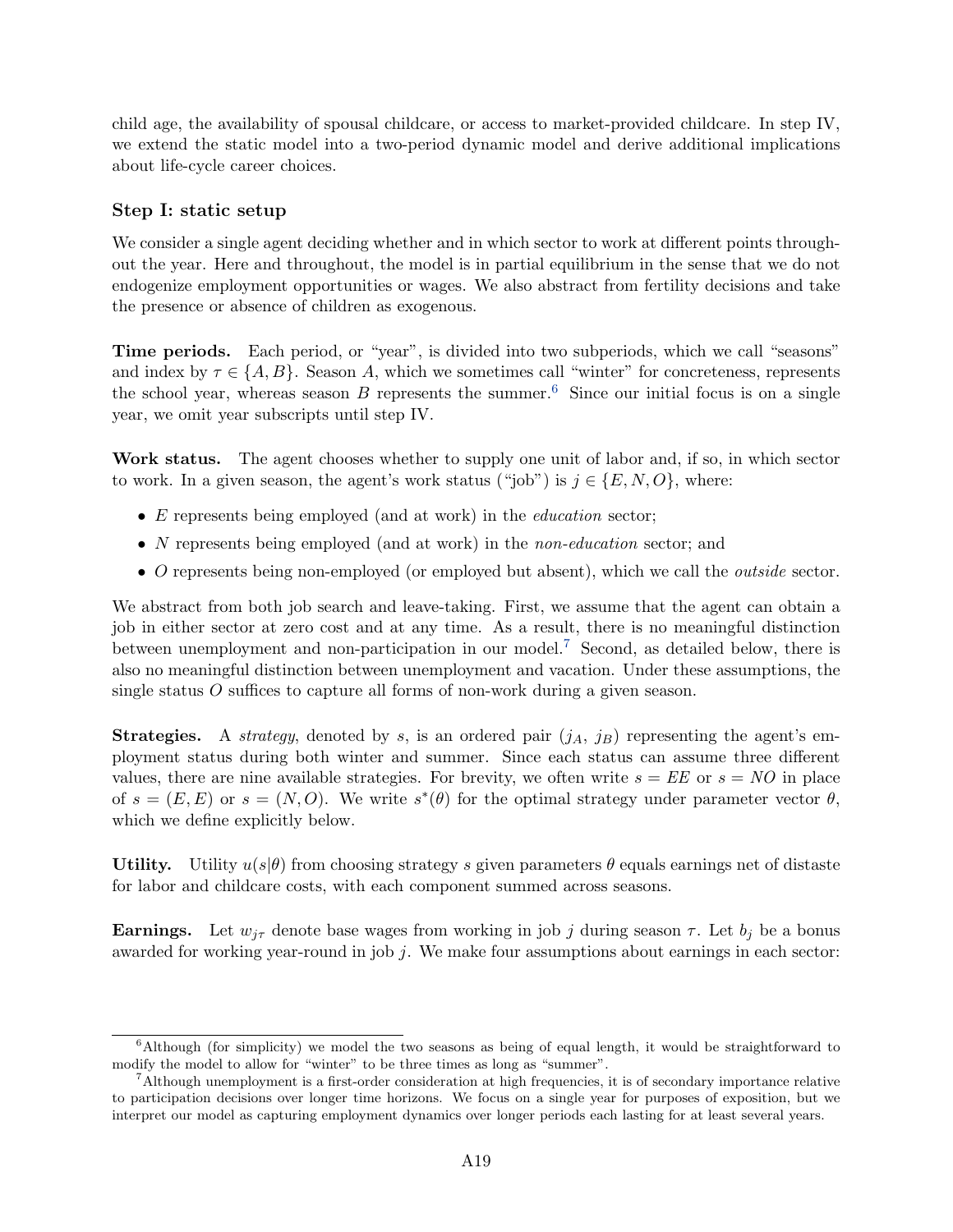child age, the availability of spousal childcare, or access to market-provided childcare. In step IV, we extend the static model into a two-period dynamic model and derive additional implications about life-cycle career choices.

### Step I: static setup

We consider a single agent deciding whether and in which sector to work at different points throughout the year. Here and throughout, the model is in partial equilibrium in the sense that we do not endogenize employment opportunities or wages. We also abstract from fertility decisions and take the presence or absence of children as exogenous.

**Time periods.** Each period, or "year", is divided into two subperiods, which we call "seasons" and index by $\tau \in \{A, B\}$. Season $A$, which we sometimes call "winter" for concreteness, represents the school year, whereas season $B$ represents the summer.[6] Since our initial focus is on a single year, we omit year subscripts until step IV.

**Work status.** The agent chooses whether to supply one unit of labor and, if so, in which sector to work. In a given season, the agent's work status ("job") is $j \in \{E, N, O\}$, where:

- $E$ represents being employed (and at work) in the *education* sector;
- $N$ represents being employed (and at work) in the *non-education* sector; and
- $O$ represents being non-employed (or employed but absent), which we call the *outside* sector.

We abstract from both job search and leave-taking. First, we assume that the agent can obtain a job in either sector at zero cost and at any time. As a result, there is no meaningful distinction between unemployment and non-participation in our model.[7] Second, as detailed below, there is also no meaningful distinction between unemployment and vacation. Under these assumptions, the single status $O$ suffices to capture all forms of non-work during a given season.

**Strategies.** A *strategy*, denoted by $s$, is an ordered pair $(j_A, j_B)$ representing the agent's employment status during both winter and summer. Since each status can assume three different values, there are nine available strategies. For brevity, we often write $s = EE$ or $s = NO$ in place of $s = (E, E)$ or $s = (N, O)$. We write $s^*(\theta)$ for the optimal strategy under parameter vector $\theta$, which we define explicitly below.

**Utility.** Utility $u(s|\theta)$ from choosing strategy $s$ given parameters $\theta$ equals earnings net of distaste for labor and childcare costs, with each component summed across seasons.

**Earnings.** Let $w_{j\tau}$ denote base wages from working in job $j$ during season $\tau$. Let $b_j$ be a bonus awarded for working year-round in job $j$. We make four assumptions about earnings in each sector:

[6] Although (for simplicity) we model the two seasons as being of equal length, it would be straightforward to modify the model to allow for "winter" to be three times as long as "summer".

[7] Although unemployment is a first-order consideration at high frequencies, it is of secondary importance relative to participation decisions over longer time horizons. We focus on a single year for purposes of exposition, but we interpret our model as capturing employment dynamics over longer periods each lasting for at least several years.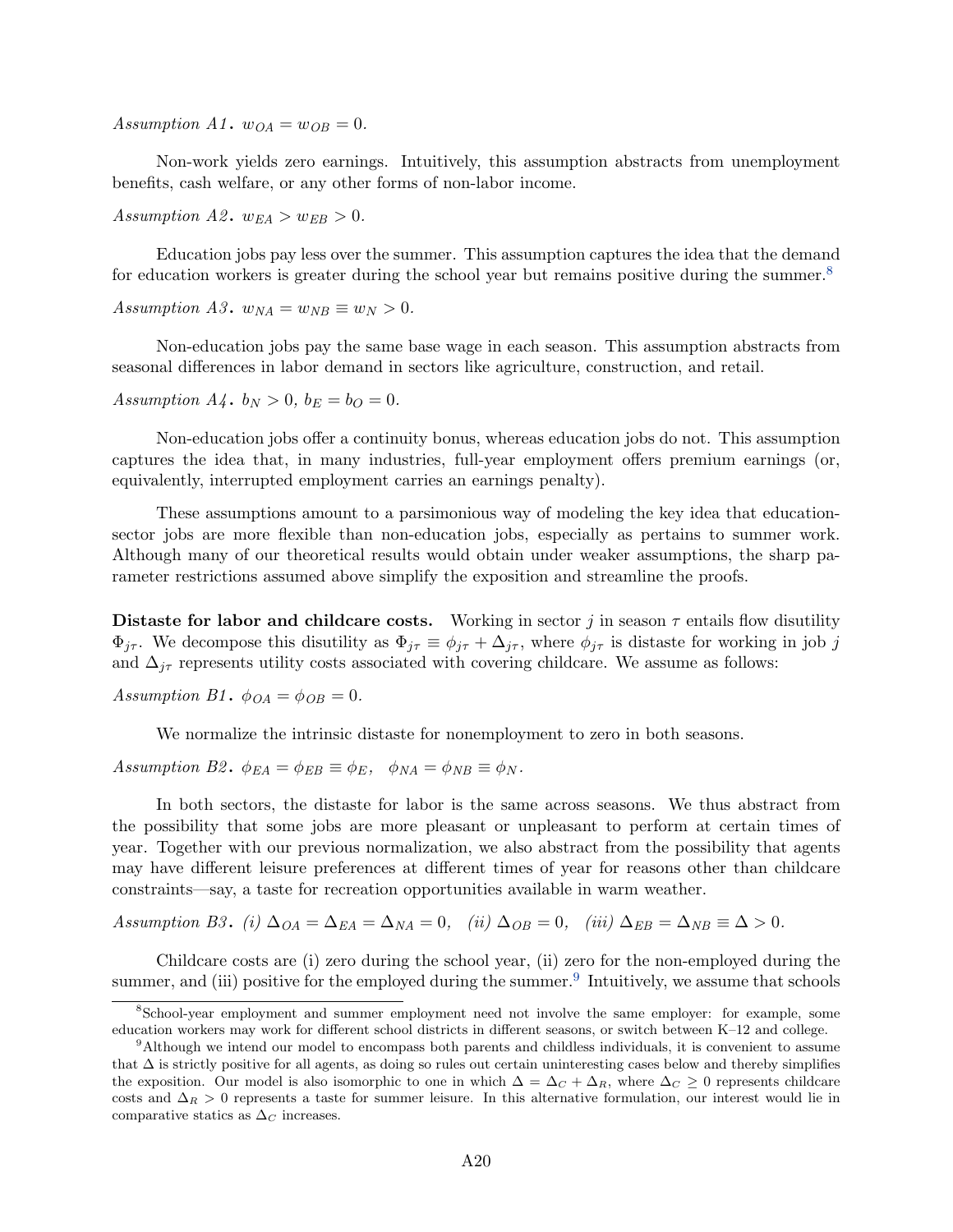*Assumption A1.* $w_{OA} = w_{OB} = 0$.

Non-work yields zero earnings. Intuitively, this assumption abstracts from unemployment benefits, cash welfare, or any other forms of non-labor income.

*Assumption A2.* $w_{EA} > w_{EB} > 0$.

Education jobs pay less over the summer. This assumption captures the idea that the demand for education workers is greater during the school year but remains positive during the summer.[8]

*Assumption A3.* $w_{NA} = w_{NB} \equiv w_N > 0$.

Non-education jobs pay the same base wage in each season. This assumption abstracts from seasonal differences in labor demand in sectors like agriculture, construction, and retail.

*Assumption A4.* $b_N > 0$, $b_E = b_O = 0$.

Non-education jobs offer a continuity bonus, whereas education jobs do not. This assumption captures the idea that, in many industries, full-year employment offers premium earnings (or, equivalently, interrupted employment carries an earnings penalty).

These assumptions amount to a parsimonious way of modeling the key idea that education-sector jobs are more flexible than non-education jobs, especially as pertains to summer work. Although many of our theoretical results would obtain under weaker assumptions, the sharp parameter restrictions assumed above simplify the exposition and streamline the proofs.

**Distaste for labor and childcare costs.** Working in sector $j$ in season $\tau$ entails flow disutility $\Phi_{j\tau}$. We decompose this disutility as $\Phi_{j\tau} \equiv \phi_{j\tau} + \Delta_{j\tau}$, where $\phi_{j\tau}$ is distaste for working in job $j$ and $\Delta_{j\tau}$ represents utility costs associated with covering childcare. We assume as follows:

*Assumption B1.* $\phi_{OA} = \phi_{OB} = 0$.

We normalize the intrinsic distaste for nonemployment to zero in both seasons.

*Assumption B2.* $\phi_{EA} = \phi_{EB} \equiv \phi_E$, $\phi_{NA} = \phi_{NB} \equiv \phi_N$.

In both sectors, the distaste for labor is the same across seasons. We thus abstract from the possibility that some jobs are more pleasant or unpleasant to perform at certain times of year. Together with our previous normalization, we also abstract from the possibility that agents may have different leisure preferences at different times of year for reasons other than childcare constraints—say, a taste for recreation opportunities available in warm weather.

*Assumption B3.* *(i)* $\Delta_{OA} = \Delta_{EA} = \Delta_{NA} = 0$, *(ii)* $\Delta_{OB} = 0$, *(iii)* $\Delta_{EB} = \Delta_{NB} \equiv \Delta > 0$.

Childcare costs are (i) zero during the school year, (ii) zero for the non-employed during the summer, and (iii) positive for the employed during the summer.[9] Intuitively, we assume that schools

[8] School-year employment and summer employment need not involve the same employer: for example, some education workers may work for different school districts in different seasons, or switch between K–12 and college.

[9] Although we intend our model to encompass both parents and childless individuals, it is convenient to assume that $\Delta$ is strictly positive for all agents, as doing so rules out certain uninteresting cases below and thereby simplifies the exposition. Our model is also isomorphic to one in which $\Delta = \Delta_C + \Delta_R$, where $\Delta_C \geq 0$ represents childcare costs and $\Delta_R > 0$ represents a taste for summer leisure. In this alternative formulation, our interest would lie in comparative statics as $\Delta_C$ increases.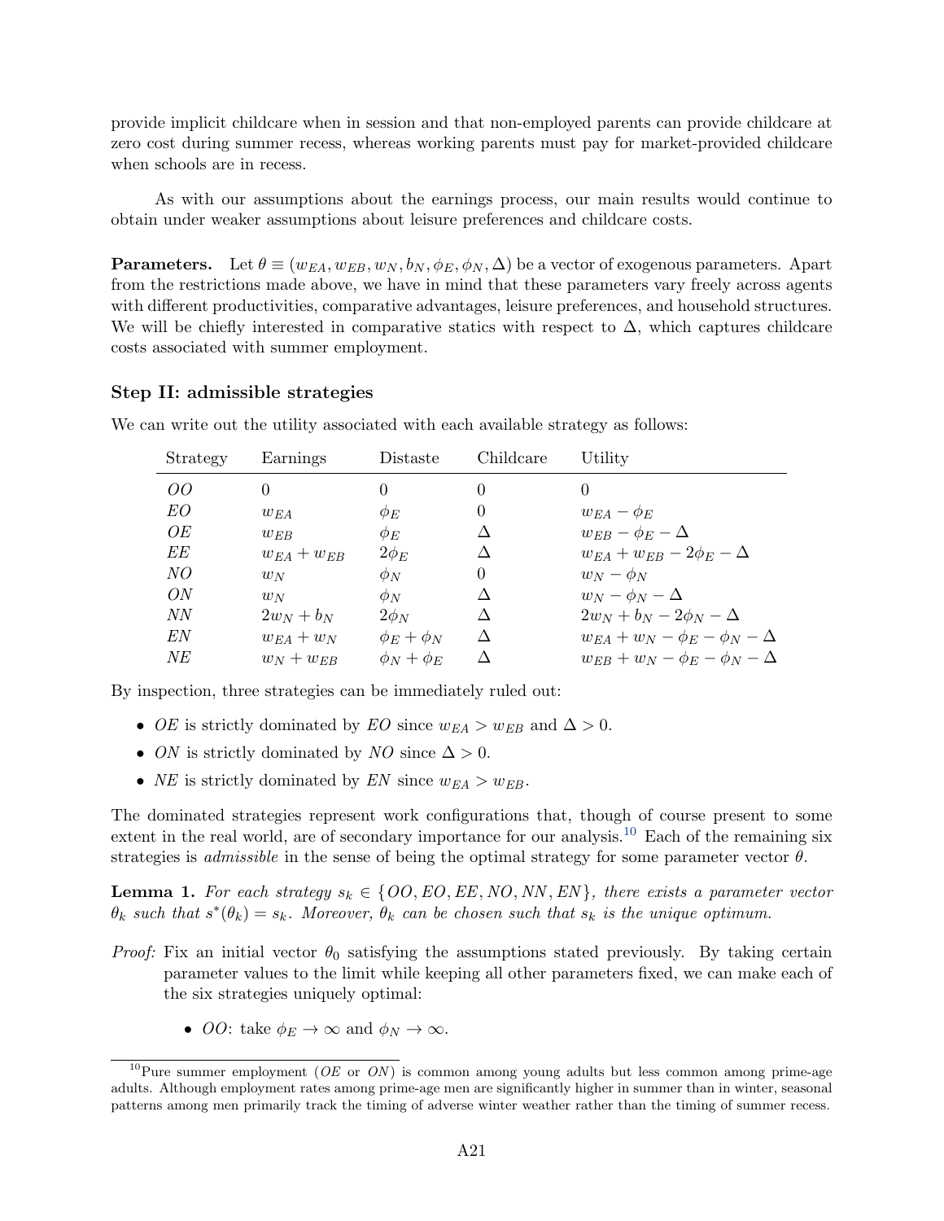provide implicit childcare when in session and that non-employed parents can provide childcare at zero cost during summer recess, whereas working parents must pay for market-provided childcare when schools are in recess.

As with our assumptions about the earnings process, our main results would continue to obtain under weaker assumptions about leisure preferences and childcare costs.

**Parameters.** Let $\theta \equiv (w_{EA}, w_{EB}, w_N, b_N, \phi_E, \phi_N, \Delta)$ be a vector of exogenous parameters. Apart from the restrictions made above, we have in mind that these parameters vary freely across agents with different productivities, comparative advantages, leisure preferences, and household structures. We will be chiefly interested in comparative statics with respect to $\Delta$, which captures childcare costs associated with summer employment.

### Step II: admissible strategies

We can write out the utility associated with each available strategy as follows:

| Strategy | Earnings | Distaste | Childcare | Utility |
|---|---|---|---|---|
| $OO$ | $0$ | $0$ | $0$ | $0$ |
| $EO$ | $w_{EA}$ | $\phi_E$ | $0$ | $w_{EA} - \phi_E$ |
| $OE$ | $w_{EB}$ | $\phi_E$ | $\Delta$ | $w_{EB} - \phi_E - \Delta$ |
| $EE$ | $w_{EA} + w_{EB}$ | $2\phi_E$ | $\Delta$ | $w_{EA} + w_{EB} - 2\phi_E - \Delta$ |
| $NO$ | $w_N$ | $\phi_N$ | $0$ | $w_N - \phi_N$ |
| $ON$ | $w_N$ | $\phi_N$ | $\Delta$ | $w_N - \phi_N - \Delta$ |
| $NN$ | $2w_N + b_N$ | $2\phi_N$ | $\Delta$ | $2w_N + b_N - 2\phi_N - \Delta$ |
| $EN$ | $w_{EA} + w_N$ | $\phi_E + \phi_N$ | $\Delta$ | $w_{EA} + w_N - \phi_E - \phi_N - \Delta$ |
| $NE$ | $w_N + w_{EB}$ | $\phi_N + \phi_E$ | $\Delta$ | $w_{EB} + w_N - \phi_E - \phi_N - \Delta$ |

By inspection, three strategies can be immediately ruled out:

- $OE$ is strictly dominated by $EO$ since $w_{EA} > w_{EB}$ and $\Delta > 0$.
- $ON$ is strictly dominated by $NO$ since $\Delta > 0$.
- $NE$ is strictly dominated by $EN$ since $w_{EA} > w_{EB}$.

The dominated strategies represent work configurations that, though of course present to some extent in the real world, are of secondary importance for our analysis.[10] Each of the remaining six strategies is *admissible* in the sense of being the optimal strategy for some parameter vector $\theta$.

**Lemma 1.** *For each strategy $s_k \in \{OO, EO, EE, NO, NN, EN\}$, there exists a parameter vector $\theta_k$ such that $s^*(\theta_k) = s_k$. Moreover, $\theta_k$ can be chosen such that $s_k$ is the unique optimum.*

*Proof:* Fix an initial vector $\theta_0$ satisfying the assumptions stated previously. By taking certain parameter values to the limit while keeping all other parameters fixed, we can make each of the six strategies uniquely optimal:

- $OO$: take $\phi_E \to \infty$ and $\phi_N \to \infty$.

[10] Pure summer employment ($OE$ or $ON$) is common among young adults but less common among prime-age adults. Although employment rates among prime-age men are significantly higher in summer than in winter, seasonal patterns among men primarily track the timing of adverse winter weather rather than the timing of summer recess.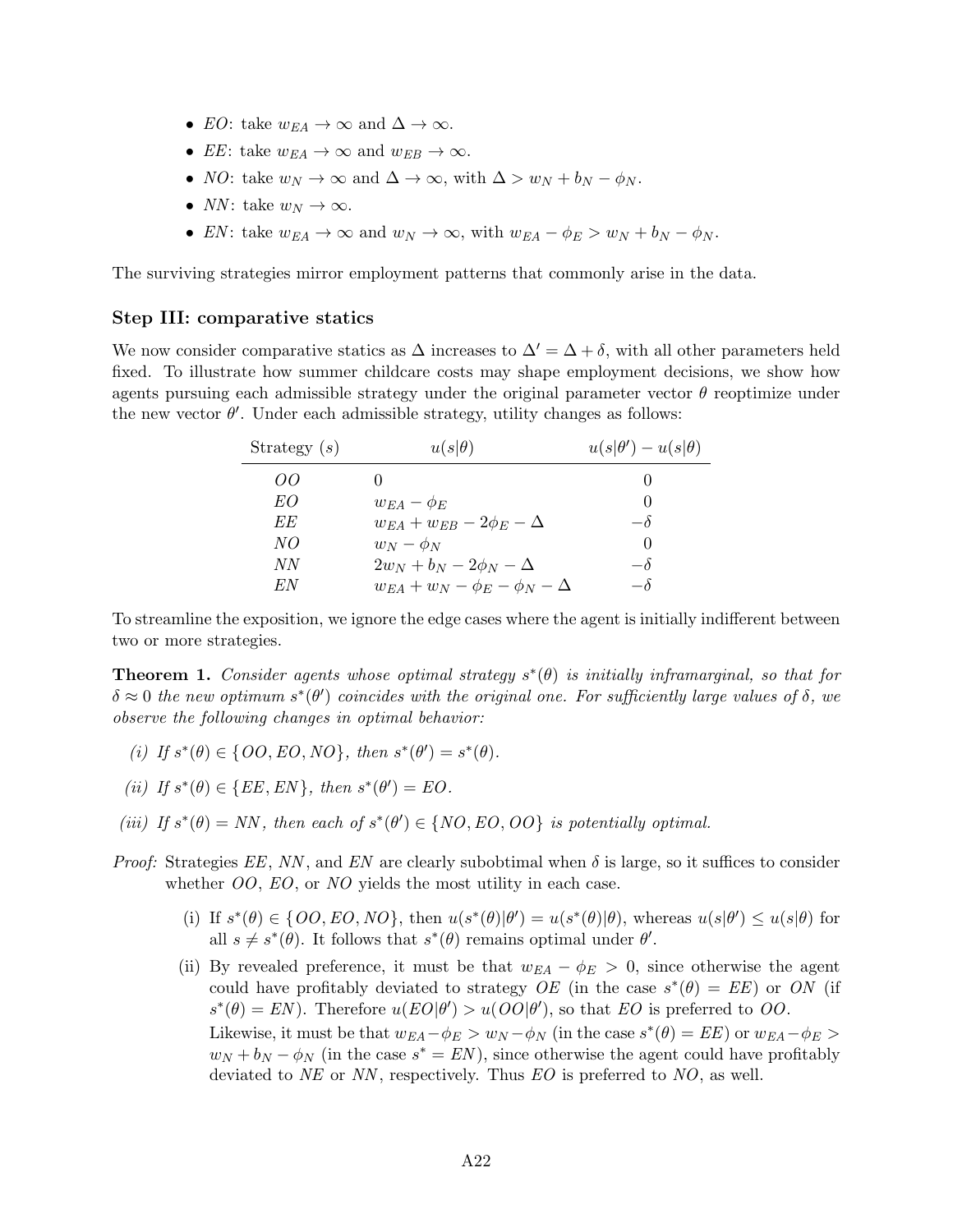- $EO$: take $w_{EA} \to \infty$ and $\Delta \to \infty$.
- $EE$: take $w_{EA} \to \infty$ and $w_{EB} \to \infty$.
- $NO$: take $w_N \to \infty$ and $\Delta \to \infty$, with $\Delta > w_N + b_N - \phi_N$.
- $NN$: take $w_N \to \infty$.
- $EN$: take $w_{EA} \to \infty$ and $w_N \to \infty$, with $w_{EA} - \phi_E > w_N + b_N - \phi_N$.

The surviving strategies mirror employment patterns that commonly arise in the data.

### Step III: comparative statics

We now consider comparative statics as $\Delta$ increases to $\Delta' = \Delta + \delta$, with all other parameters held fixed. To illustrate how summer childcare costs may shape employment decisions, we show how agents pursuing each admissible strategy under the original parameter vector $\theta$ reoptimize under the new vector $\theta'$. Under each admissible strategy, utility changes as follows:

| Strategy ($s$) | $u(s\|\theta)$ | $u(s\|\theta') - u(s\|\theta)$ |
|---|---|---|
| $OO$ | $0$ | $0$ |
| $EO$ | $w_{EA} - \phi_E$ | $0$ |
| $EE$ | $w_{EA} + w_{EB} - 2\phi_E - \Delta$ | $-\delta$ |
| $NO$ | $w_N - \phi_N$ | $0$ |
| $NN$ | $2w_N + b_N - 2\phi_N - \Delta$ | $-\delta$ |
| $EN$ | $w_{EA} + w_N - \phi_E - \phi_N - \Delta$ | $-\delta$ |

To streamline the exposition, we ignore the edge cases where the agent is initially indifferent between two or more strategies.

**Theorem 1.** *Consider agents whose optimal strategy $s^*(\theta)$ is initially inframarginal, so that for $\delta \approx 0$ the new optimum $s^*(\theta')$ coincides with the original one. For sufficiently large values of $\delta$, we observe the following changes in optimal behavior:*

*(i) If $s^*(\theta) \in \{OO, EO, NO\}$, then $s^*(\theta') = s^*(\theta)$.*

*(ii) If $s^*(\theta) \in \{EE, EN\}$, then $s^*(\theta') = EO$.*

*(iii) If $s^*(\theta) = NN$, then each of $s^*(\theta') \in \{NO, EO, OO\}$ is potentially optimal.*

*Proof:* Strategies $EE$, $NN$, and $EN$ are clearly subobtimal when $\delta$ is large, so it suffices to consider whether $OO$, $EO$, or $NO$ yields the most utility in each case.

(i) If $s^*(\theta) \in \{OO, EO, NO\}$, then $u(s^*(\theta)|\theta') = u(s^*(\theta)|\theta)$, whereas $u(s|\theta') \leq u(s|\theta)$ for all $s \neq s^*(\theta)$. It follows that $s^*(\theta)$ remains optimal under $\theta'$.

(ii) By revealed preference, it must be that $w_{EA} - \phi_E > 0$, since otherwise the agent could have profitably deviated to strategy $OE$ (in the case $s^*(\theta) = EE$) or $ON$ (if $s^*(\theta) = EN$). Therefore $u(EO|\theta') > u(OO|\theta')$, so that $EO$ is preferred to $OO$.

Likewise, it must be that $w_{EA} - \phi_E > w_N - \phi_N$ (in the case $s^*(\theta) = EE$) or $w_{EA} - \phi_E > w_N + b_N - \phi_N$ (in the case $s^* = EN$), since otherwise the agent could have profitably deviated to $NE$ or $NN$, respectively. Thus $EO$ is preferred to $NO$, as well.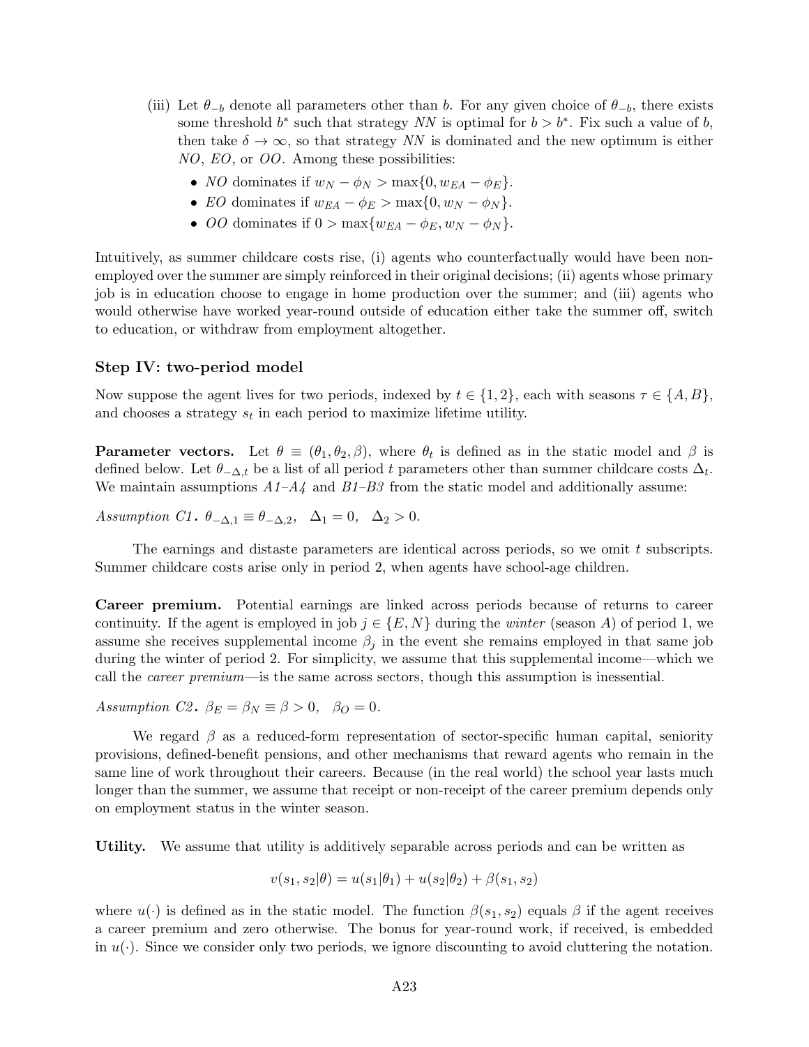(iii) Let $\theta_{-b}$ denote all parameters other than $b$. For any given choice of $\theta_{-b}$, there exists some threshold $b^*$ such that strategy $NN$ is optimal for $b > b^*$. Fix such a value of $b$, then take $\delta \to \infty$, so that strategy $NN$ is dominated and the new optimum is either $NO$, $EO$, or $OO$. Among these possibilities:

- $NO$ dominates if $w_N - \phi_N > \max\{0, w_{EA} - \phi_E\}$.
- $EO$ dominates if $w_{EA} - \phi_E > \max\{0, w_N - \phi_N\}$.
- $OO$ dominates if $0 > \max\{w_{EA} - \phi_E, w_N - \phi_N\}$.

Intuitively, as summer childcare costs rise, (i) agents who counterfactually would have been non-employed over the summer are simply reinforced in their original decisions; (ii) agents whose primary job is in education choose to engage in home production over the summer; and (iii) agents who would otherwise have worked year-round outside of education either take the summer off, switch to education, or withdraw from employment altogether.

### Step IV: two-period model

Now suppose the agent lives for two periods, indexed by $t \in \{1, 2\}$, each with seasons $\tau \in \{A, B\}$, and chooses a strategy $s_t$ in each period to maximize lifetime utility.

**Parameter vectors.** Let $\theta \equiv (\theta_1, \theta_2, \beta)$, where $\theta_t$ is defined as in the static model and $\beta$ is defined below. Let $\theta_{-\Delta,t}$ be a list of all period $t$ parameters other than summer childcare costs $\Delta_t$. We maintain assumptions *A1–A4* and *B1–B3* from the static model and additionally assume:

*Assumption C1*. $\theta_{-\Delta,1} \equiv \theta_{-\Delta,2}, \quad \Delta_1 = 0, \quad \Delta_2 > 0.$

The earnings and distaste parameters are identical across periods, so we omit $t$ subscripts. Summer childcare costs arise only in period 2, when agents have school-age children.

**Career premium.** Potential earnings are linked across periods because of returns to career continuity. If the agent is employed in job $j \in \{E, N\}$ during the *winter* (season $A$) of period 1, we assume she receives supplemental income $\beta_j$ in the event she remains employed in that same job during the winter of period 2. For simplicity, we assume that this supplemental income—which we call the *career premium*—is the same across sectors, though this assumption is inessential.

*Assumption C2*. $\beta_E = \beta_N \equiv \beta > 0, \quad \beta_O = 0.$

We regard $\beta$ as a reduced-form representation of sector-specific human capital, seniority provisions, defined-benefit pensions, and other mechanisms that reward agents who remain in the same line of work throughout their careers. Because (in the real world) the school year lasts much longer than the summer, we assume that receipt or non-receipt of the career premium depends only on employment status in the winter season.

**Utility.** We assume that utility is additively separable across periods and can be written as

$$v(s_1, s_2|\theta) = u(s_1|\theta_1) + u(s_2|\theta_2) + \beta(s_1, s_2)$$

where $u(\cdot)$ is defined as in the static model. The function $\beta(s_1, s_2)$ equals $\beta$ if the agent receives a career premium and zero otherwise. The bonus for year-round work, if received, is embedded in $u(\cdot)$. Since we consider only two periods, we ignore discounting to avoid cluttering the notation.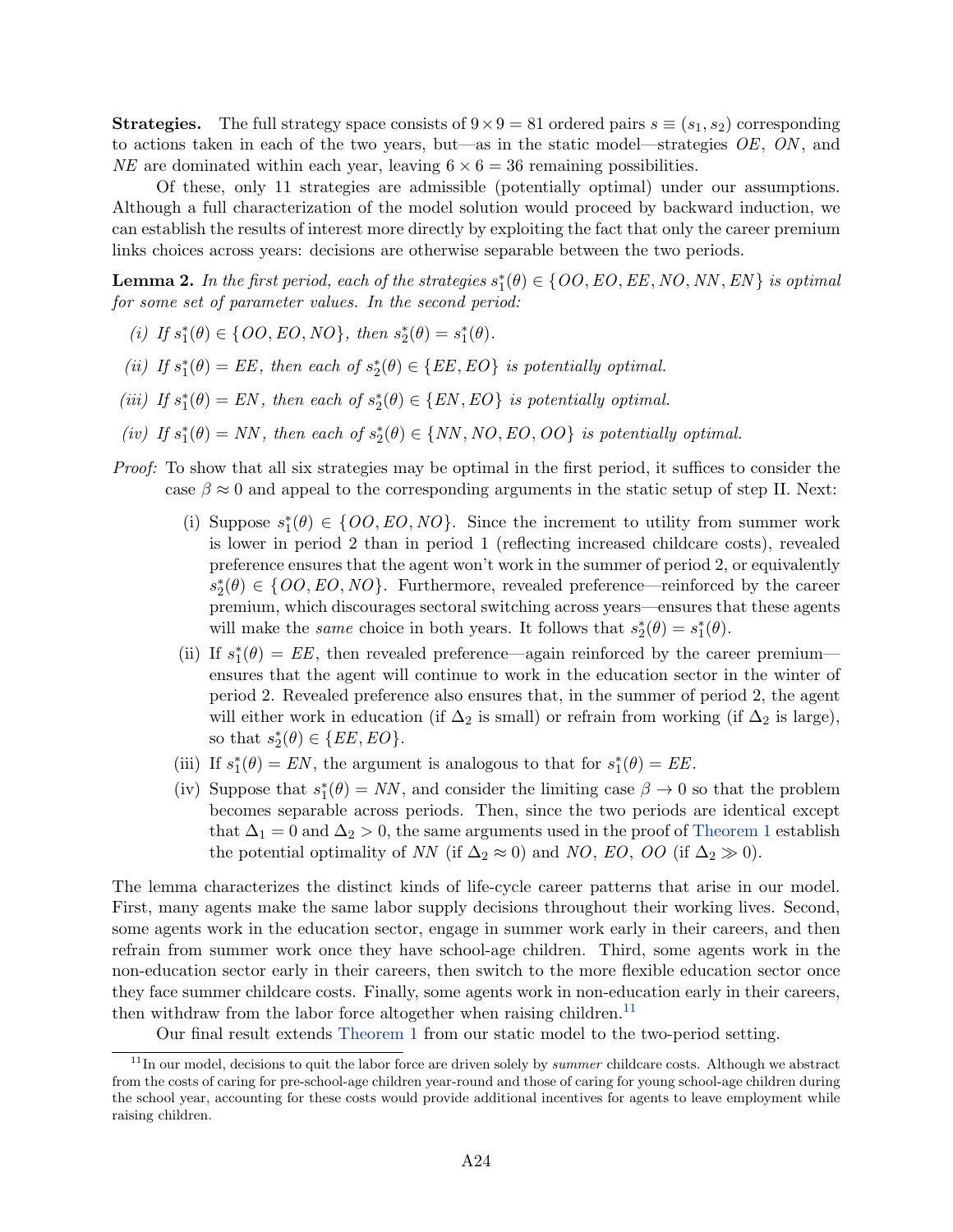**Strategies.** The full strategy space consists of $9 \times 9 = 81$ ordered pairs $s \equiv (s_1, s_2)$ corresponding to actions taken in each of the two years, but—as in the static model—strategies $OE$, $ON$, and $NE$ are dominated within each year, leaving $6 \times 6 = 36$ remaining possibilities.

Of these, only 11 strategies are admissible (potentially optimal) under our assumptions. Although a full characterization of the model solution would proceed by backward induction, we can establish the results of interest more directly by exploiting the fact that only the career premium links choices across years: decisions are otherwise separable between the two periods.

**Lemma 2.** *In the first period, each of the strategies $s_1^*(\theta) \in \{OO, EO, EE, NO, NN, EN\}$ is optimal for some set of parameter values. In the second period:*

*(i) If $s_1^*(\theta) \in \{OO, EO, NO\}$, then $s_2^*(\theta) = s_1^*(\theta)$.*

*(ii) If $s_1^*(\theta) = EE$, then each of $s_2^*(\theta) \in \{EE, EO\}$ is potentially optimal.*

*(iii) If $s_1^*(\theta) = EN$, then each of $s_2^*(\theta) \in \{EN, EO\}$ is potentially optimal.*

*(iv) If $s_1^*(\theta) = NN$, then each of $s_2^*(\theta) \in \{NN, NO, EO, OO\}$ is potentially optimal.*

*Proof:* To show that all six strategies may be optimal in the first period, it suffices to consider the case $\beta \approx 0$ and appeal to the corresponding arguments in the static setup of step II. Next:

(i) Suppose $s_1^*(\theta) \in \{OO, EO, NO\}$. Since the increment to utility from summer work is lower in period 2 than in period 1 (reflecting increased childcare costs), revealed preference ensures that the agent won't work in the summer of period 2, or equivalently $s_2^*(\theta) \in \{OO, EO, NO\}$. Furthermore, revealed preference—reinforced by the career premium, which discourages sectoral switching across years—ensures that these agents will make the *same* choice in both years. It follows that $s_2^*(\theta) = s_1^*(\theta)$.

(ii) If $s_1^*(\theta) = EE$, then revealed preference—again reinforced by the career premium—ensures that the agent will continue to work in the education sector in the winter of period 2. Revealed preference also ensures that, in the summer of period 2, the agent will either work in education (if $\Delta_2$ is small) or refrain from working (if $\Delta_2$ is large), so that $s_2^*(\theta) \in \{EE, EO\}$.

(iii) If $s_1^*(\theta) = EN$, the argument is analogous to that for $s_1^*(\theta) = EE$.

(iv) Suppose that $s_1^*(\theta) = NN$, and consider the limiting case $\beta \to 0$ so that the problem becomes separable across periods. Then, since the two periods are identical except that $\Delta_1 = 0$ and $\Delta_2 > 0$, the same arguments used in the proof of Theorem 1 establish the potential optimality of $NN$ (if $\Delta_2 \approx 0$) and $NO$, $EO$, $OO$ (if $\Delta_2 \gg 0$).

The lemma characterizes the distinct kinds of life-cycle career patterns that arise in our model. First, many agents make the same labor supply decisions throughout their working lives. Second, some agents work in the education sector, engage in summer work early in their careers, and then refrain from summer work once they have school-age children. Third, some agents work in the non-education sector early in their careers, then switch to the more flexible education sector once they face summer childcare costs. Finally, some agents work in non-education early in their careers, then withdraw from the labor force altogether when raising children.[11]

Our final result extends Theorem 1 from our static model to the two-period setting.

[11] In our model, decisions to quit the labor force are driven solely by *summer* childcare costs. Although we abstract from the costs of caring for pre-school-age children year-round and those of caring for young school-age children during the school year, accounting for these costs would provide additional incentives for agents to leave employment while raising children.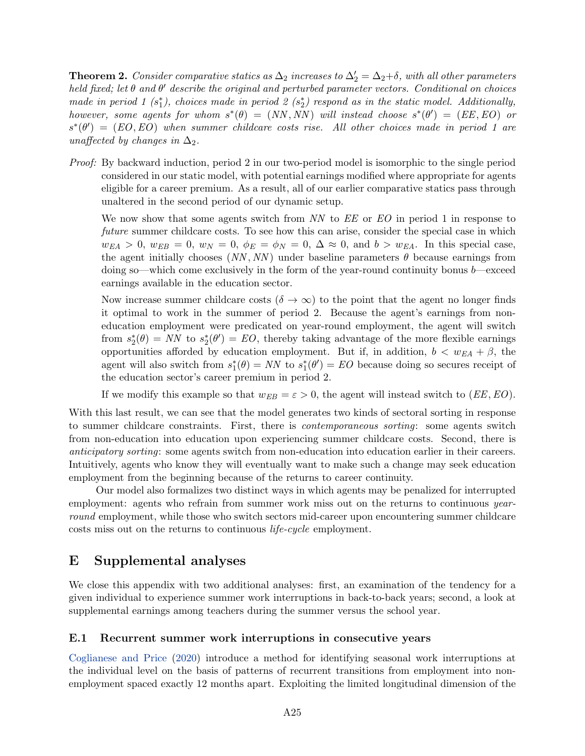**Theorem 2.** *Consider comparative statics as $\Delta_2$ increases to $\Delta_2' = \Delta_2 + \delta$, with all other parameters held fixed; let $\theta$ and $\theta'$ describe the original and perturbed parameter vectors. Conditional on choices made in period 1 ($s_1^*$), choices made in period 2 ($s_2^*$) respond as in the static model. Additionally, however, some agents for whom $s^*(\theta) = (NN, NN)$ will instead choose $s^*(\theta') = (EE, EO)$ or $s^*(\theta') = (EO, EO)$ when summer childcare costs rise. All other choices made in period 1 are unaffected by changes in $\Delta_2$.*

*Proof:* By backward induction, period 2 in our two-period model is isomorphic to the single period considered in our static model, with potential earnings modified where appropriate for agents eligible for a career premium. As a result, all of our earlier comparative statics pass through unaltered in the second period of our dynamic setup.

We now show that some agents switch from $NN$ to $EE$ or $EO$ in period 1 in response to *future* summer childcare costs. To see how this can arise, consider the special case in which $w_{EA} > 0$, $w_{EB} = 0$, $w_N = 0$, $\phi_E = \phi_N = 0$, $\Delta \approx 0$, and $b > w_{EA}$. In this special case, the agent initially chooses $(NN, NN)$ under baseline parameters $\theta$ because earnings from doing so—which come exclusively in the form of the year-round continuity bonus $b$—exceed earnings available in the education sector.

Now increase summer childcare costs ($\delta \to \infty$) to the point that the agent no longer finds it optimal to work in the summer of period 2. Because the agent's earnings from non-education employment were predicated on year-round employment, the agent will switch from $s_2^*(\theta) = NN$ to $s_2^*(\theta') = EO$, thereby taking advantage of the more flexible earnings opportunities afforded by education employment. But if, in addition, $b < w_{EA} + \beta$, the agent will also switch from $s_1^*(\theta) = NN$ to $s_1^*(\theta') = EO$ because doing so secures receipt of the education sector's career premium in period 2.

If we modify this example so that $w_{EB} = \varepsilon > 0$, the agent will instead switch to $(EE, EO)$.

With this last result, we can see that the model generates two kinds of sectoral sorting in response to summer childcare constraints. First, there is *contemporaneous sorting*: some agents switch from non-education into education upon experiencing summer childcare costs. Second, there is *anticipatory sorting*: some agents switch from non-education into education earlier in their careers. Intuitively, agents who know they will eventually want to make such a change may seek education employment from the beginning because of the returns to career continuity.

Our model also formalizes two distinct ways in which agents may be penalized for interrupted employment: agents who refrain from summer work miss out on the returns to continuous *year-round* employment, while those who switch sectors mid-career upon encountering summer childcare costs miss out on the returns to continuous *life-cycle* employment.

# E Supplemental analyses

We close this appendix with two additional analyses: first, an examination of the tendency for a given individual to experience summer work interruptions in back-to-back years; second, a look at supplemental earnings among teachers during the summer versus the school year.

## E.1 Recurrent summer work interruptions in consecutive years

Coglianese and Price (2020) introduce a method for identifying seasonal work interruptions at the individual level on the basis of patterns of recurrent transitions from employment into non-employment spaced exactly 12 months apart. Exploiting the limited longitudinal dimension of the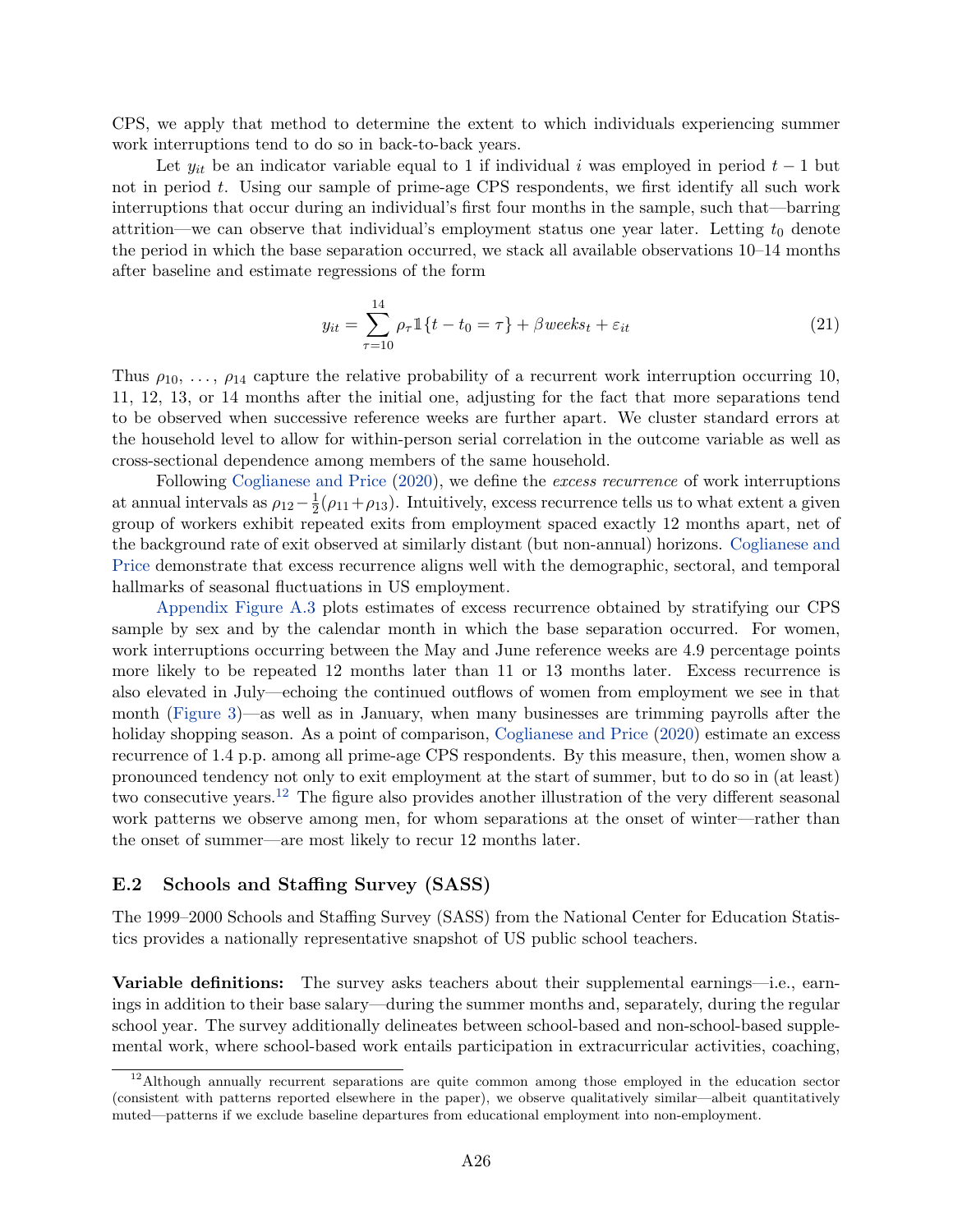CPS, we apply that method to determine the extent to which individuals experiencing summer work interruptions tend to do so in back-to-back years.

Let $y_{it}$ be an indicator variable equal to 1 if individual $i$ was employed in period $t-1$ but not in period $t$. Using our sample of prime-age CPS respondents, we first identify all such work interruptions that occur during an individual's first four months in the sample, such that—barring attrition—we can observe that individual's employment status one year later. Letting $t_0$ denote the period in which the base separation occurred, we stack all available observations 10–14 months after baseline and estimate regressions of the form

$$y_{it} = \sum_{\tau=10}^{14} \rho_\tau \mathbb{1}\{t - t_0 = \tau\} + \beta weeks_t + \varepsilon_{it} \tag{21}$$

Thus $\rho_{10}, \ldots, \rho_{14}$ capture the relative probability of a recurrent work interruption occurring 10, 11, 12, 13, or 14 months after the initial one, adjusting for the fact that more separations tend to be observed when successive reference weeks are further apart. We cluster standard errors at the household level to allow for within-person serial correlation in the outcome variable as well as cross-sectional dependence among members of the same household.

Following Coglianese and Price (2020), we define the *excess recurrence* of work interruptions at annual intervals as $\rho_{12} - \frac{1}{2}(\rho_{11} + \rho_{13})$. Intuitively, excess recurrence tells us to what extent a given group of workers exhibit repeated exits from employment spaced exactly 12 months apart, net of the background rate of exit observed at similarly distant (but non-annual) horizons. Coglianese and Price demonstrate that excess recurrence aligns well with the demographic, sectoral, and temporal hallmarks of seasonal fluctuations in US employment.

Appendix Figure A.3 plots estimates of excess recurrence obtained by stratifying our CPS sample by sex and by the calendar month in which the base separation occurred. For women, work interruptions occurring between the May and June reference weeks are 4.9 percentage points more likely to be repeated 12 months later than 11 or 13 months later. Excess recurrence is also elevated in July—echoing the continued outflows of women from employment we see in that month (Figure 3)—as well as in January, when many businesses are trimming payrolls after the holiday shopping season. As a point of comparison, Coglianese and Price (2020) estimate an excess recurrence of 1.4 p.p. among all prime-age CPS respondents. By this measure, then, women show a pronounced tendency not only to exit employment at the start of summer, but to do so in (at least) two consecutive years.[12] The figure also provides another illustration of the very different seasonal work patterns we observe among men, for whom separations at the onset of winter—rather than the onset of summer—are most likely to recur 12 months later.

## E.2 Schools and Staffing Survey (SASS)

The 1999–2000 Schools and Staffing Survey (SASS) from the National Center for Education Statistics provides a nationally representative snapshot of US public school teachers.

**Variable definitions:** The survey asks teachers about their supplemental earnings—i.e., earnings in addition to their base salary—during the summer months and, separately, during the regular school year. The survey additionally delineates between school-based and non-school-based supplemental work, where school-based work entails participation in extracurricular activities, coaching,

[12] Although annually recurrent separations are quite common among those employed in the education sector (consistent with patterns reported elsewhere in the paper), we observe qualitatively similar—albeit quantitatively muted—patterns if we exclude baseline departures from educational employment into non-employment.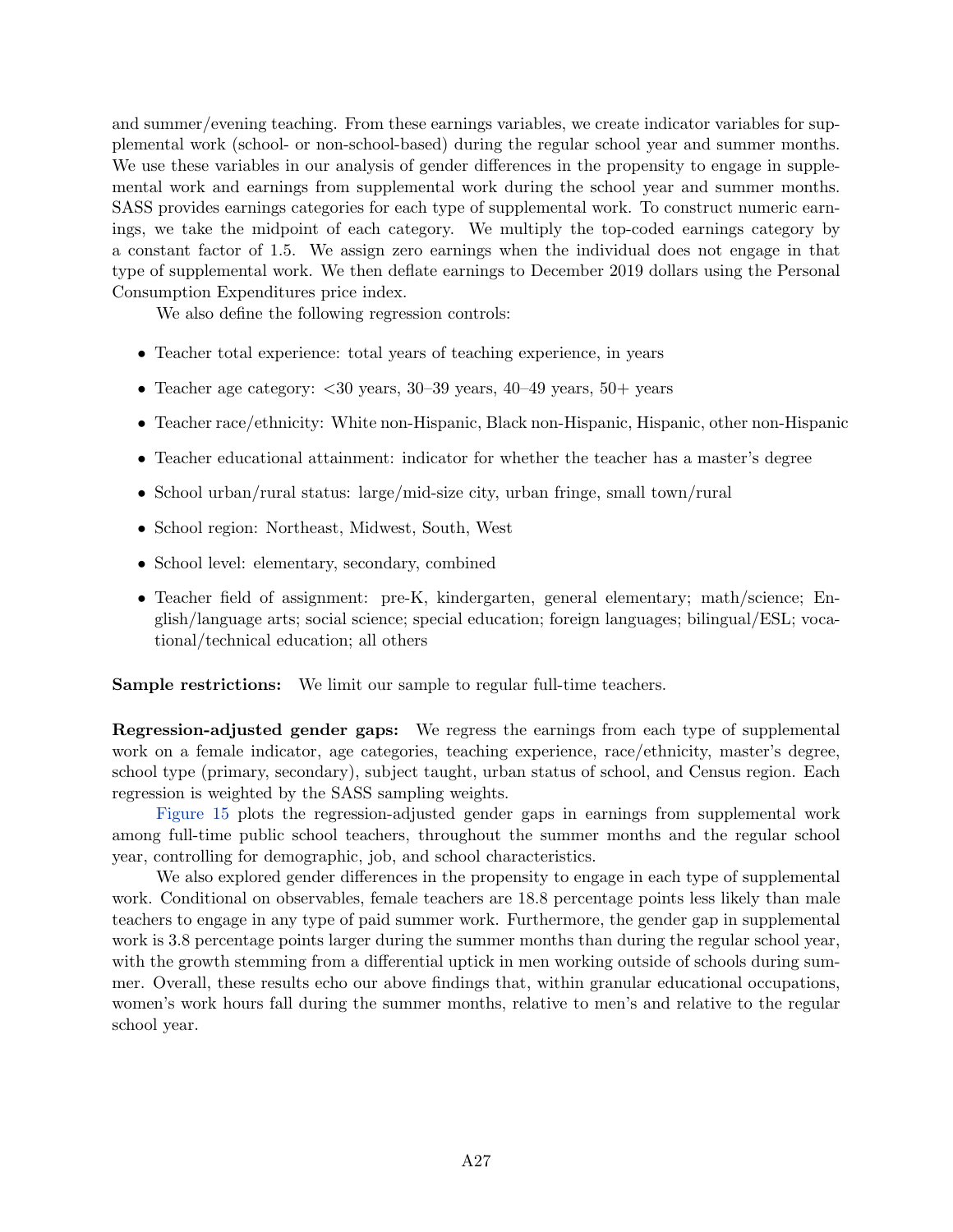and summer/evening teaching. From these earnings variables, we create indicator variables for supplemental work (school- or non-school-based) during the regular school year and summer months. We use these variables in our analysis of gender differences in the propensity to engage in supplemental work and earnings from supplemental work during the school year and summer months. SASS provides earnings categories for each type of supplemental work. To construct numeric earnings, we take the midpoint of each category. We multiply the top-coded earnings category by a constant factor of 1.5. We assign zero earnings when the individual does not engage in that type of supplemental work. We then deflate earnings to December 2019 dollars using the Personal Consumption Expenditures price index.

We also define the following regression controls:

- Teacher total experience: total years of teaching experience, in years
- Teacher age category: <30 years, 30–39 years, 40–49 years, 50+ years
- Teacher race/ethnicity: White non-Hispanic, Black non-Hispanic, Hispanic, other non-Hispanic
- Teacher educational attainment: indicator for whether the teacher has a master's degree
- School urban/rural status: large/mid-size city, urban fringe, small town/rural
- School region: Northeast, Midwest, South, West
- School level: elementary, secondary, combined
- Teacher field of assignment: pre-K, kindergarten, general elementary; math/science; English/language arts; social science; special education; foreign languages; bilingual/ESL; vocational/technical education; all others

**Sample restrictions:** We limit our sample to regular full-time teachers.

**Regression-adjusted gender gaps:** We regress the earnings from each type of supplemental work on a female indicator, age categories, teaching experience, race/ethnicity, master's degree, school type (primary, secondary), subject taught, urban status of school, and Census region. Each regression is weighted by the SASS sampling weights.

Figure 15 plots the regression-adjusted gender gaps in earnings from supplemental work among full-time public school teachers, throughout the summer months and the regular school year, controlling for demographic, job, and school characteristics.

We also explored gender differences in the propensity to engage in each type of supplemental work. Conditional on observables, female teachers are 18.8 percentage points less likely than male teachers to engage in any type of paid summer work. Furthermore, the gender gap in supplemental work is 3.8 percentage points larger during the summer months than during the regular school year, with the growth stemming from a differential uptick in men working outside of schools during summer. Overall, these results echo our above findings that, within granular educational occupations, women's work hours fall during the summer months, relative to men's and relative to the regular school year.